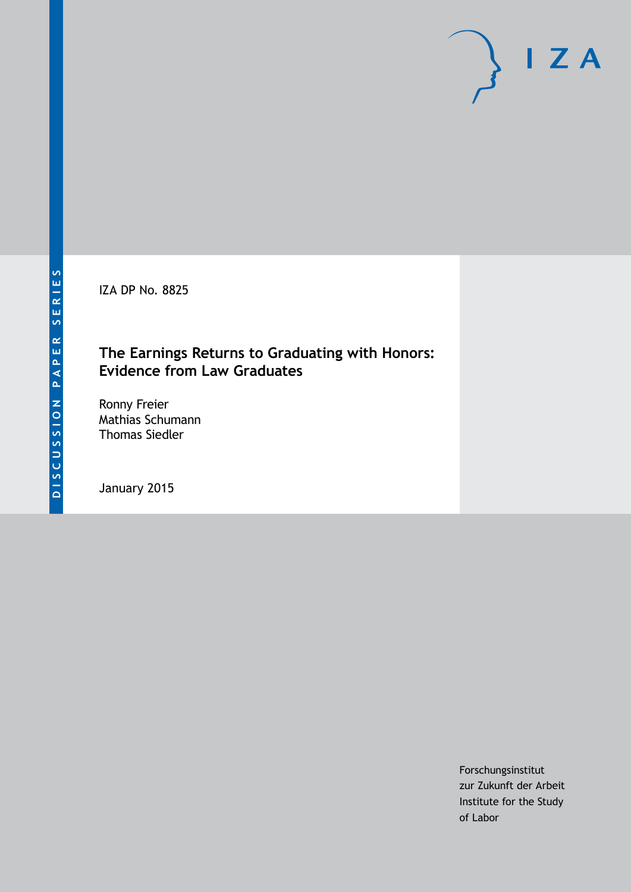DISCUSSION PAPER SERIES

IZA DP No. 8825

# The Earnings Returns to Graduating with Honors: Evidence from Law Graduates

Ronny Freier
Mathias Schumann
Thomas Siedler

January 2015

Forschungsinstitut
zur Zukunft der Arbeit
Institute for the Study
of Labor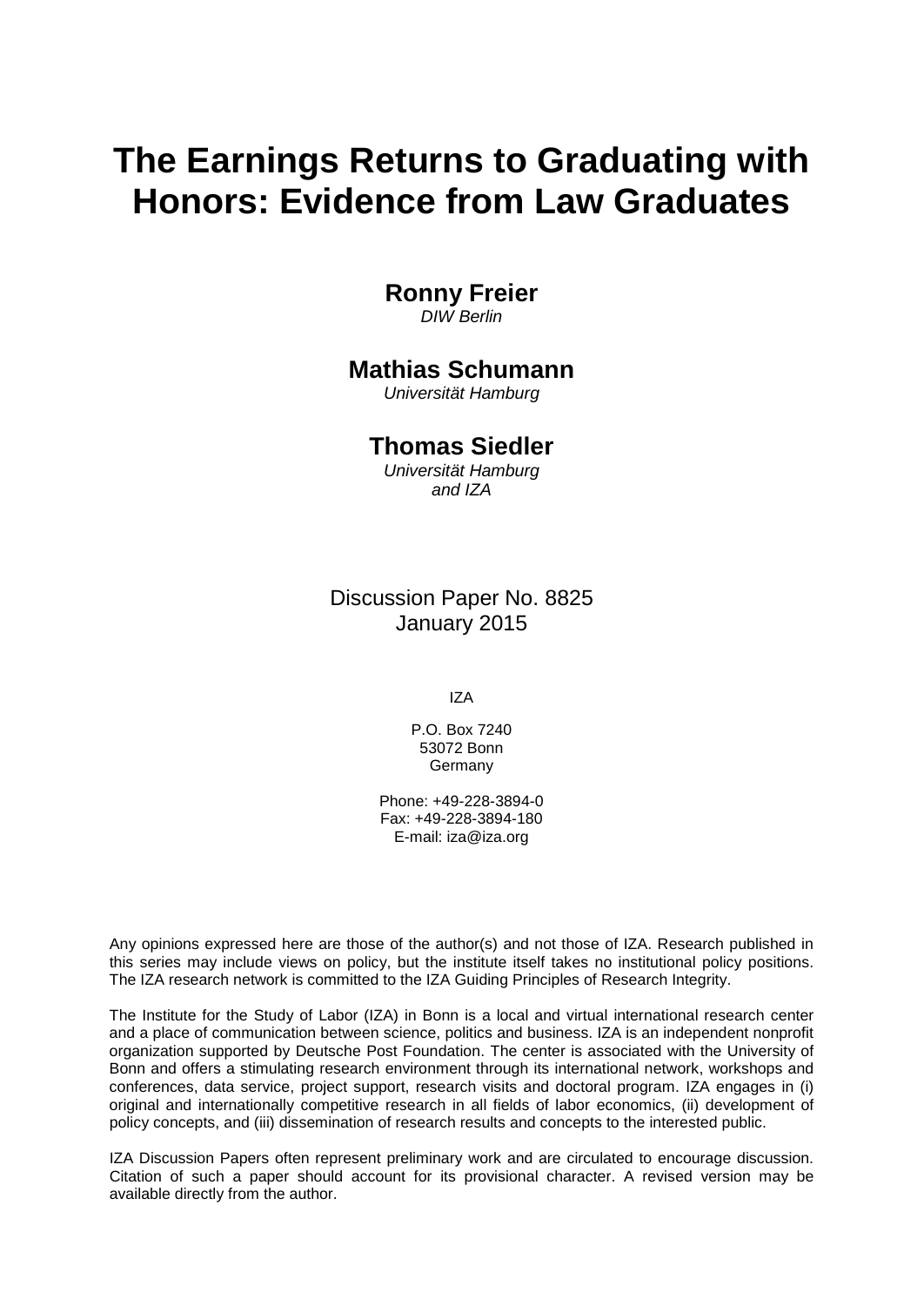# The Earnings Returns to Graduating with Honors: Evidence from Law Graduates

**Ronny Freier**
*DIW Berlin*

**Mathias Schumann**
*Universität Hamburg*

**Thomas Siedler**
*Universität Hamburg and IZA*

Discussion Paper No. 8825
January 2015

IZA

P.O. Box 7240
53072 Bonn
Germany

Phone: +49-228-3894-0
Fax: +49-228-3894-180
E-mail: iza@iza.org

Any opinions expressed here are those of the author(s) and not those of IZA. Research published in this series may include views on policy, but the institute itself takes no institutional policy positions. The IZA research network is committed to the IZA Guiding Principles of Research Integrity.

The Institute for the Study of Labor (IZA) in Bonn is a local and virtual international research center and a place of communication between science, politics and business. IZA is an independent nonprofit organization supported by Deutsche Post Foundation. The center is associated with the University of Bonn and offers a stimulating research environment through its international network, workshops and conferences, data service, project support, research visits and doctoral program. IZA engages in (i) original and internationally competitive research in all fields of labor economics, (ii) development of policy concepts, and (iii) dissemination of research results and concepts to the interested public.

IZA Discussion Papers often represent preliminary work and are circulated to encourage discussion. Citation of such a paper should account for its provisional character. A revised version may be available directly from the author.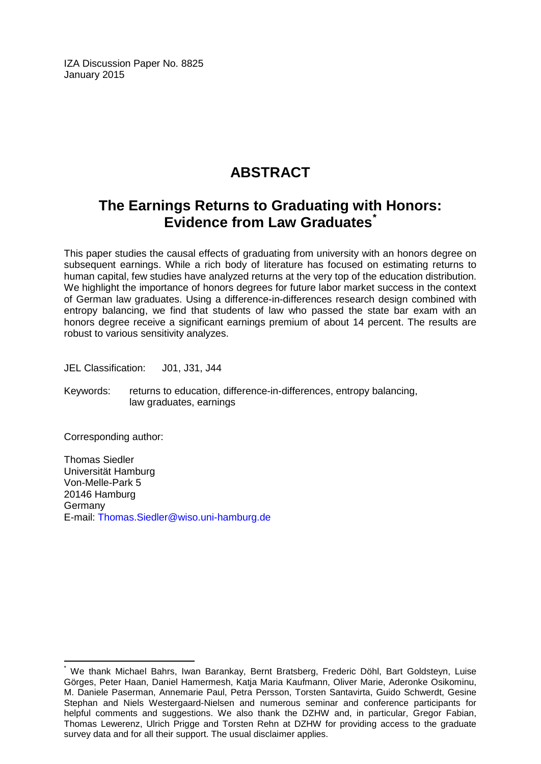IZA Discussion Paper No. 8825
January 2015

# ABSTRACT

## The Earnings Returns to Graduating with Honors: Evidence from Law Graduates[*]

This paper studies the causal effects of graduating from university with an honors degree on subsequent earnings. While a rich body of literature has focused on estimating returns to human capital, few studies have analyzed returns at the very top of the education distribution. We highlight the importance of honors degrees for future labor market success in the context of German law graduates. Using a difference-in-differences research design combined with entropy balancing, we find that students of law who passed the state bar exam with an honors degree receive a significant earnings premium of about 14 percent. The results are robust to various sensitivity analyzes.

JEL Classification: J01, J31, J44

Keywords: returns to education, difference-in-differences, entropy balancing, law graduates, earnings

Corresponding author:

Thomas Siedler
Universität Hamburg
Von-Melle-Park 5
20146 Hamburg
Germany
E-mail: Thomas.Siedler@wiso.uni-hamburg.de

[*] We thank Michael Bahrs, Iwan Barankay, Bernt Bratsberg, Frederic Döhl, Bart Goldsteyn, Luise Görges, Peter Haan, Daniel Hamermesh, Katja Maria Kaufmann, Oliver Marie, Aderonke Osikominu, M. Daniele Paserman, Annemarie Paul, Petra Persson, Torsten Santavirta, Guido Schwerdt, Gesine Stephan and Niels Westergaard-Nielsen and numerous seminar and conference participants for helpful comments and suggestions. We also thank the DZHW and, in particular, Gregor Fabian, Thomas Lewerenz, Ulrich Prigge and Torsten Rehn at DZHW for providing access to the graduate survey data and for all their support. The usual disclaimer applies.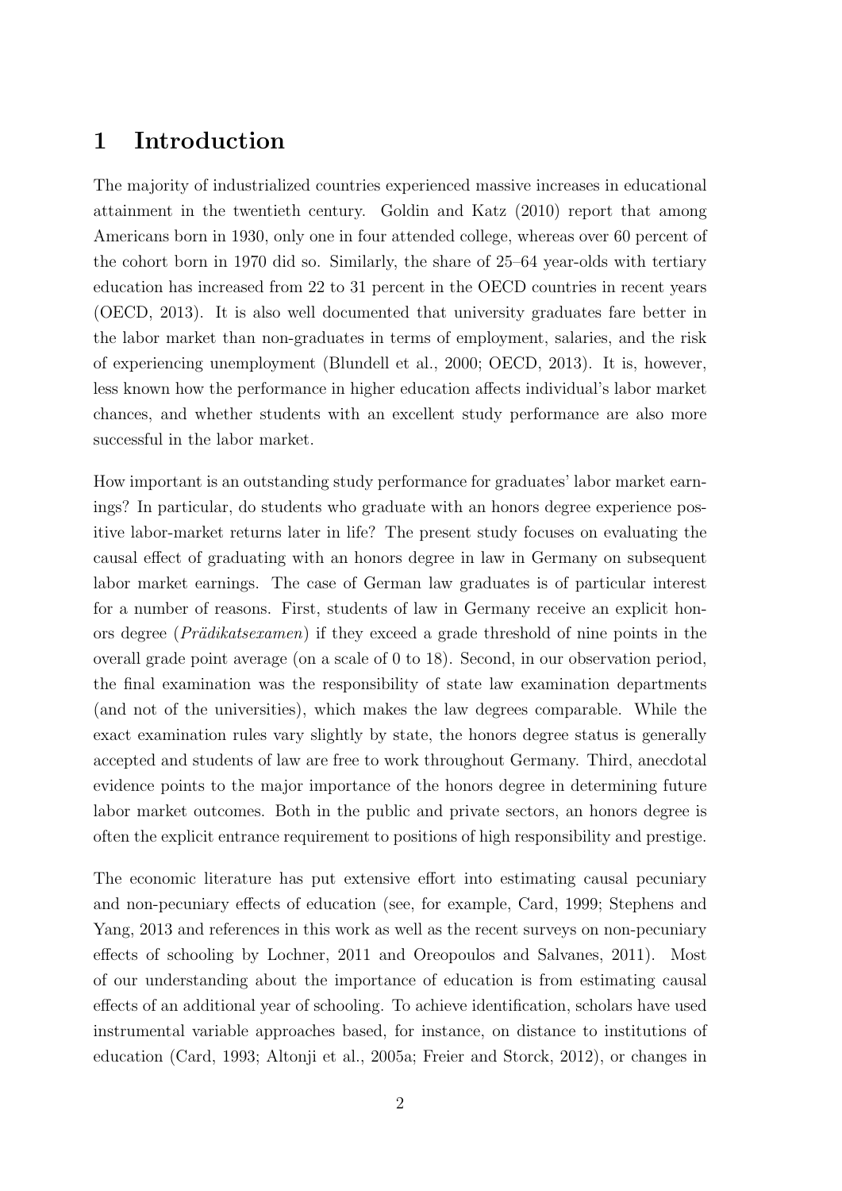# 1 Introduction

The majority of industrialized countries experienced massive increases in educational attainment in the twentieth century. Goldin and Katz (2010) report that among Americans born in 1930, only one in four attended college, whereas over 60 percent of the cohort born in 1970 did so. Similarly, the share of 25–64 year-olds with tertiary education has increased from 22 to 31 percent in the OECD countries in recent years (OECD, 2013). It is also well documented that university graduates fare better in the labor market than non-graduates in terms of employment, salaries, and the risk of experiencing unemployment (Blundell et al., 2000; OECD, 2013). It is, however, less known how the performance in higher education affects individual's labor market chances, and whether students with an excellent study performance are also more successful in the labor market.

How important is an outstanding study performance for graduates' labor market earnings? In particular, do students who graduate with an honors degree experience positive labor-market returns later in life? The present study focuses on evaluating the causal effect of graduating with an honors degree in law in Germany on subsequent labor market earnings. The case of German law graduates is of particular interest for a number of reasons. First, students of law in Germany receive an explicit honors degree (*Prädikatsexamen*) if they exceed a grade threshold of nine points in the overall grade point average (on a scale of 0 to 18). Second, in our observation period, the final examination was the responsibility of state law examination departments (and not of the universities), which makes the law degrees comparable. While the exact examination rules vary slightly by state, the honors degree status is generally accepted and students of law are free to work throughout Germany. Third, anecdotal evidence points to the major importance of the honors degree in determining future labor market outcomes. Both in the public and private sectors, an honors degree is often the explicit entrance requirement to positions of high responsibility and prestige.

The economic literature has put extensive effort into estimating causal pecuniary and non-pecuniary effects of education (see, for example, Card, 1999; Stephens and Yang, 2013 and references in this work as well as the recent surveys on non-pecuniary effects of schooling by Lochner, 2011 and Oreopoulos and Salvanes, 2011). Most of our understanding about the importance of education is from estimating causal effects of an additional year of schooling. To achieve identification, scholars have used instrumental variable approaches based, for instance, on distance to institutions of education (Card, 1993; Altonji et al., 2005a; Freier and Storck, 2012), or changes in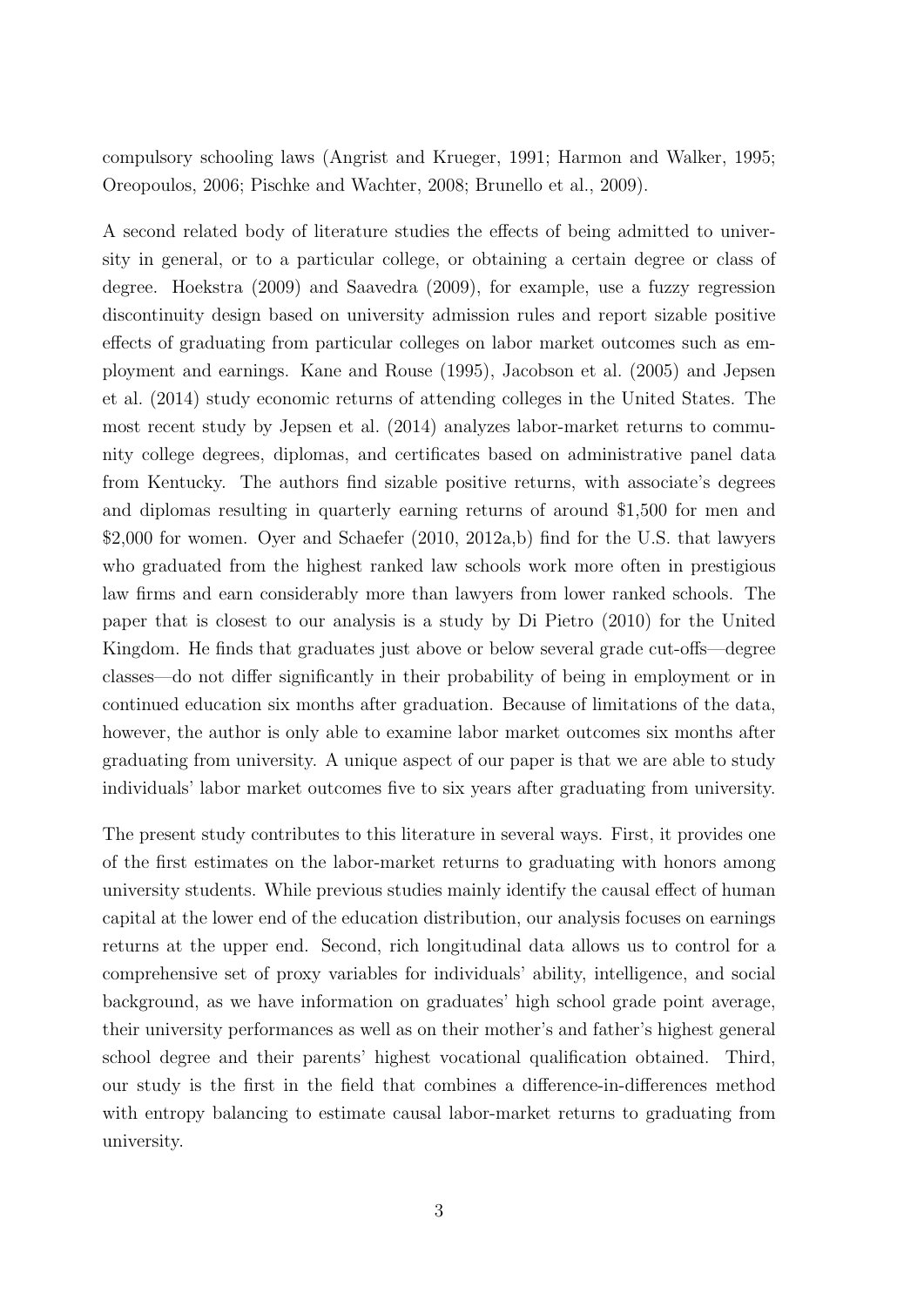compulsory schooling laws (Angrist and Krueger, 1991; Harmon and Walker, 1995; Oreopoulos, 2006; Pischke and Wachter, 2008; Brunello et al., 2009).

A second related body of literature studies the effects of being admitted to university in general, or to a particular college, or obtaining a certain degree or class of degree. Hoekstra (2009) and Saavedra (2009), for example, use a fuzzy regression discontinuity design based on university admission rules and report sizable positive effects of graduating from particular colleges on labor market outcomes such as employment and earnings. Kane and Rouse (1995), Jacobson et al. (2005) and Jepsen et al. (2014) study economic returns of attending colleges in the United States. The most recent study by Jepsen et al. (2014) analyzes labor-market returns to community college degrees, diplomas, and certificates based on administrative panel data from Kentucky. The authors find sizable positive returns, with associate's degrees and diplomas resulting in quarterly earning returns of around \$1,500 for men and \$2,000 for women. Oyer and Schaefer (2010, 2012a,b) find for the U.S. that lawyers who graduated from the highest ranked law schools work more often in prestigious law firms and earn considerably more than lawyers from lower ranked schools. The paper that is closest to our analysis is a study by Di Pietro (2010) for the United Kingdom. He finds that graduates just above or below several grade cut-offs—degree classes—do not differ significantly in their probability of being in employment or in continued education six months after graduation. Because of limitations of the data, however, the author is only able to examine labor market outcomes six months after graduating from university. A unique aspect of our paper is that we are able to study individuals' labor market outcomes five to six years after graduating from university.

The present study contributes to this literature in several ways. First, it provides one of the first estimates on the labor-market returns to graduating with honors among university students. While previous studies mainly identify the causal effect of human capital at the lower end of the education distribution, our analysis focuses on earnings returns at the upper end. Second, rich longitudinal data allows us to control for a comprehensive set of proxy variables for individuals' ability, intelligence, and social background, as we have information on graduates' high school grade point average, their university performances as well as on their mother's and father's highest general school degree and their parents' highest vocational qualification obtained. Third, our study is the first in the field that combines a difference-in-differences method with entropy balancing to estimate causal labor-market returns to graduating from university.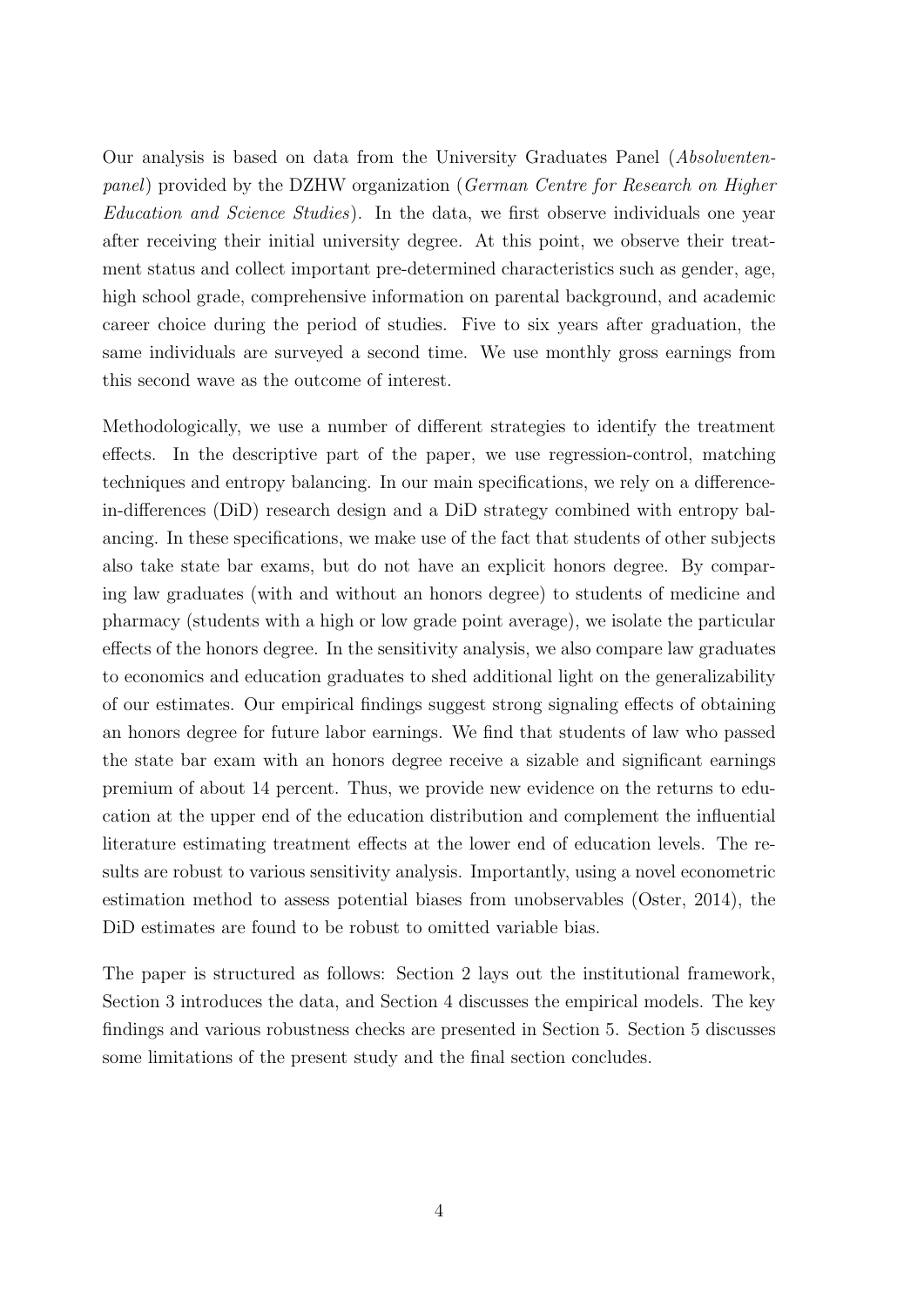Our analysis is based on data from the University Graduates Panel (*Absolventenpanel*) provided by the DZHW organization (*German Centre for Research on Higher Education and Science Studies*). In the data, we first observe individuals one year after receiving their initial university degree. At this point, we observe their treatment status and collect important pre-determined characteristics such as gender, age, high school grade, comprehensive information on parental background, and academic career choice during the period of studies. Five to six years after graduation, the same individuals are surveyed a second time. We use monthly gross earnings from this second wave as the outcome of interest.

Methodologically, we use a number of different strategies to identify the treatment effects. In the descriptive part of the paper, we use regression-control, matching techniques and entropy balancing. In our main specifications, we rely on a difference-in-differences (DiD) research design and a DiD strategy combined with entropy balancing. In these specifications, we make use of the fact that students of other subjects also take state bar exams, but do not have an explicit honors degree. By comparing law graduates (with and without an honors degree) to students of medicine and pharmacy (students with a high or low grade point average), we isolate the particular effects of the honors degree. In the sensitivity analysis, we also compare law graduates to economics and education graduates to shed additional light on the generalizability of our estimates. Our empirical findings suggest strong signaling effects of obtaining an honors degree for future labor earnings. We find that students of law who passed the state bar exam with an honors degree receive a sizable and significant earnings premium of about 14 percent. Thus, we provide new evidence on the returns to education at the upper end of the education distribution and complement the influential literature estimating treatment effects at the lower end of education levels. The results are robust to various sensitivity analysis. Importantly, using a novel econometric estimation method to assess potential biases from unobservables (Oster, 2014), the DiD estimates are found to be robust to omitted variable bias.

The paper is structured as follows: Section 2 lays out the institutional framework, Section 3 introduces the data, and Section 4 discusses the empirical models. The key findings and various robustness checks are presented in Section 5. Section 5 discusses some limitations of the present study and the final section concludes.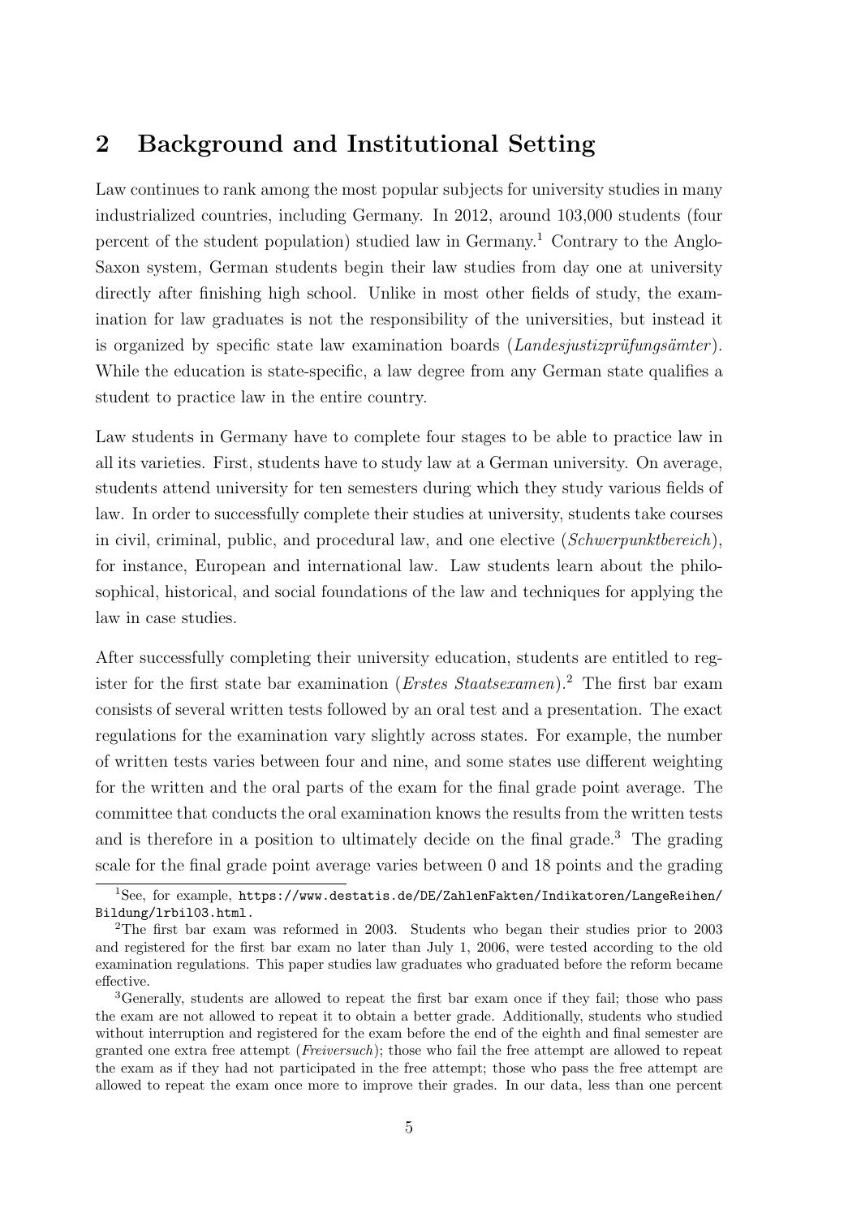## 2 Background and Institutional Setting

Law continues to rank among the most popular subjects for university studies in many industrialized countries, including Germany. In 2012, around 103,000 students (four percent of the student population) studied law in Germany.[1] Contrary to the Anglo-Saxon system, German students begin their law studies from day one at university directly after finishing high school. Unlike in most other fields of study, the examination for law graduates is not the responsibility of the universities, but instead it is organized by specific state law examination boards (*Landesjustizprüfungsämter*). While the education is state-specific, a law degree from any German state qualifies a student to practice law in the entire country.

Law students in Germany have to complete four stages to be able to practice law in all its varieties. First, students have to study law at a German university. On average, students attend university for ten semesters during which they study various fields of law. In order to successfully complete their studies at university, students take courses in civil, criminal, public, and procedural law, and one elective (*Schwerpunktbereich*), for instance, European and international law. Law students learn about the philosophical, historical, and social foundations of the law and techniques for applying the law in case studies.

After successfully completing their university education, students are entitled to register for the first state bar examination (*Erstes Staatsexamen*).[2] The first bar exam consists of several written tests followed by an oral test and a presentation. The exact regulations for the examination vary slightly across states. For example, the number of written tests varies between four and nine, and some states use different weighting for the written and the oral parts of the exam for the final grade point average. The committee that conducts the oral examination knows the results from the written tests and is therefore in a position to ultimately decide on the final grade.[3] The grading scale for the final grade point average varies between 0 and 18 points and the grading

[1] See, for example, https://www.destatis.de/DE/ZahlenFakten/Indikatoren/LangeReihen/Bildung/lrbil03.html.

[2] The first bar exam was reformed in 2003. Students who began their studies prior to 2003 and registered for the first bar exam no later than July 1, 2006, were tested according to the old examination regulations. This paper studies law graduates who graduated before the reform became effective.

[3] Generally, students are allowed to repeat the first bar exam once if they fail; those who pass the exam are not allowed to repeat it to obtain a better grade. Additionally, students who studied without interruption and registered for the exam before the end of the eighth and final semester are granted one extra free attempt (*Freiversuch*); those who fail the free attempt are allowed to repeat the exam as if they had not participated in the free attempt; those who pass the free attempt are allowed to repeat the exam once more to improve their grades. In our data, less than one percent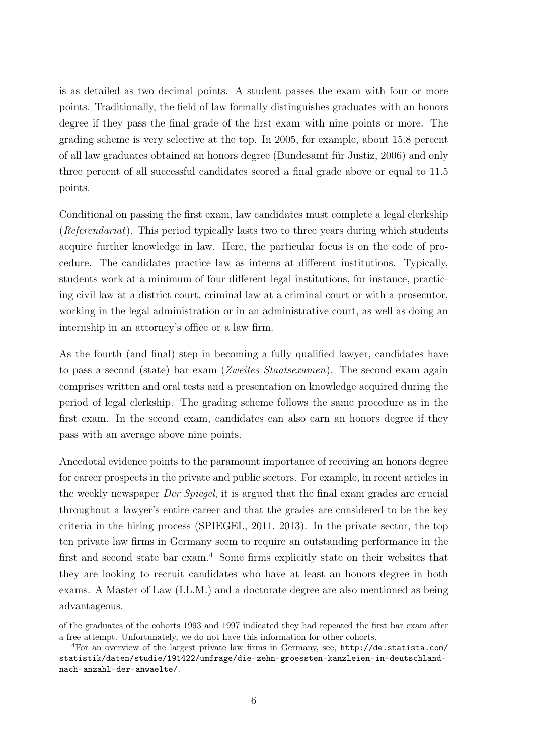is as detailed as two decimal points. A student passes the exam with four or more points. Traditionally, the field of law formally distinguishes graduates with an honors degree if they pass the final grade of the first exam with nine points or more. The grading scheme is very selective at the top. In 2005, for example, about 15.8 percent of all law graduates obtained an honors degree (Bundesamt für Justiz, 2006) and only three percent of all successful candidates scored a final grade above or equal to 11.5 points.

Conditional on passing the first exam, law candidates must complete a legal clerkship (*Referendariat*). This period typically lasts two to three years during which students acquire further knowledge in law. Here, the particular focus is on the code of procedure. The candidates practice law as interns at different institutions. Typically, students work at a minimum of four different legal institutions, for instance, practicing civil law at a district court, criminal law at a criminal court or with a prosecutor, working in the legal administration or in an administrative court, as well as doing an internship in an attorney's office or a law firm.

As the fourth (and final) step in becoming a fully qualified lawyer, candidates have to pass a second (state) bar exam (*Zweites Staatsexamen*). The second exam again comprises written and oral tests and a presentation on knowledge acquired during the period of legal clerkship. The grading scheme follows the same procedure as in the first exam. In the second exam, candidates can also earn an honors degree if they pass with an average above nine points.

Anecdotal evidence points to the paramount importance of receiving an honors degree for career prospects in the private and public sectors. For example, in recent articles in the weekly newspaper *Der Spiegel*, it is argued that the final exam grades are crucial throughout a lawyer's entire career and that the grades are considered to be the key criteria in the hiring process (SPIEGEL, 2011, 2013). In the private sector, the top ten private law firms in Germany seem to require an outstanding performance in the first and second state bar exam.[4] Some firms explicitly state on their websites that they are looking to recruit candidates who have at least an honors degree in both exams. A Master of Law (LL.M.) and a doctorate degree are also mentioned as being advantageous.

---

of the graduates of the cohorts 1993 and 1997 indicated they had repeated the first bar exam after a free attempt. Unfortunately, we do not have this information for other cohorts.

[4] For an overview of the largest private law firms in Germany, see, http://de.statista.com/statistik/daten/studie/191422/umfrage/die-zehn-groessten-kanzleien-in-deutschland-nach-anzahl-der-anwaelte/.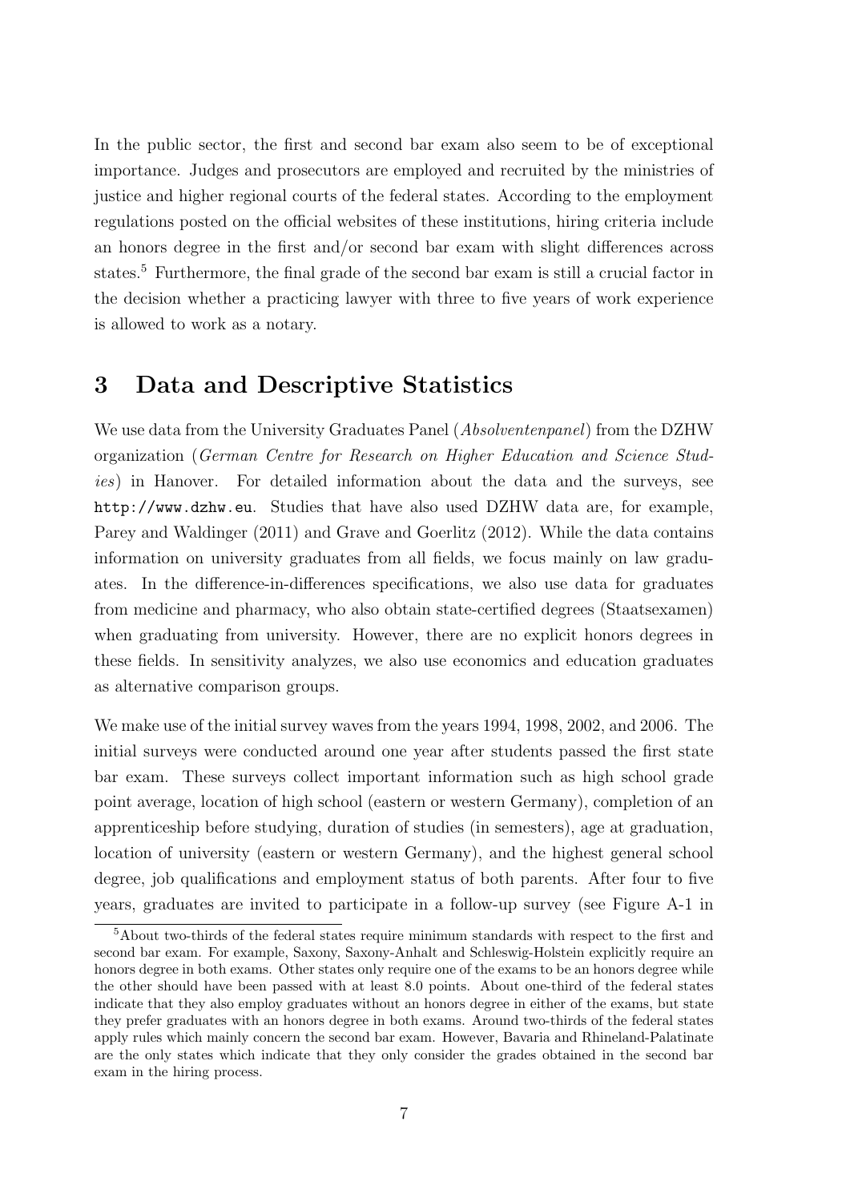In the public sector, the first and second bar exam also seem to be of exceptional importance. Judges and prosecutors are employed and recruited by the ministries of justice and higher regional courts of the federal states. According to the employment regulations posted on the official websites of these institutions, hiring criteria include an honors degree in the first and/or second bar exam with slight differences across states.[5] Furthermore, the final grade of the second bar exam is still a crucial factor in the decision whether a practicing lawyer with three to five years of work experience is allowed to work as a notary.

## 3 Data and Descriptive Statistics

We use data from the University Graduates Panel (*Absolventenpanel*) from the DZHW organization (*German Centre for Research on Higher Education and Science Studies*) in Hanover. For detailed information about the data and the surveys, see `http://www.dzhw.eu`. Studies that have also used DZHW data are, for example, Parey and Waldinger (2011) and Grave and Goerlitz (2012). While the data contains information on university graduates from all fields, we focus mainly on law graduates. In the difference-in-differences specifications, we also use data for graduates from medicine and pharmacy, who also obtain state-certified degrees (Staatsexamen) when graduating from university. However, there are no explicit honors degrees in these fields. In sensitivity analyzes, we also use economics and education graduates as alternative comparison groups.

We make use of the initial survey waves from the years 1994, 1998, 2002, and 2006. The initial surveys were conducted around one year after students passed the first state bar exam. These surveys collect important information such as high school grade point average, location of high school (eastern or western Germany), completion of an apprenticeship before studying, duration of studies (in semesters), age at graduation, location of university (eastern or western Germany), and the highest general school degree, job qualifications and employment status of both parents. After four to five years, graduates are invited to participate in a follow-up survey (see Figure A-1 in

[5] About two-thirds of the federal states require minimum standards with respect to the first and second bar exam. For example, Saxony, Saxony-Anhalt and Schleswig-Holstein explicitly require an honors degree in both exams. Other states only require one of the exams to be an honors degree while the other should have been passed with at least 8.0 points. About one-third of the federal states indicate that they also employ graduates without an honors degree in either of the exams, but state they prefer graduates with an honors degree in both exams. Around two-thirds of the federal states apply rules which mainly concern the second bar exam. However, Bavaria and Rhineland-Palatinate are the only states which indicate that they only consider the grades obtained in the second bar exam in the hiring process.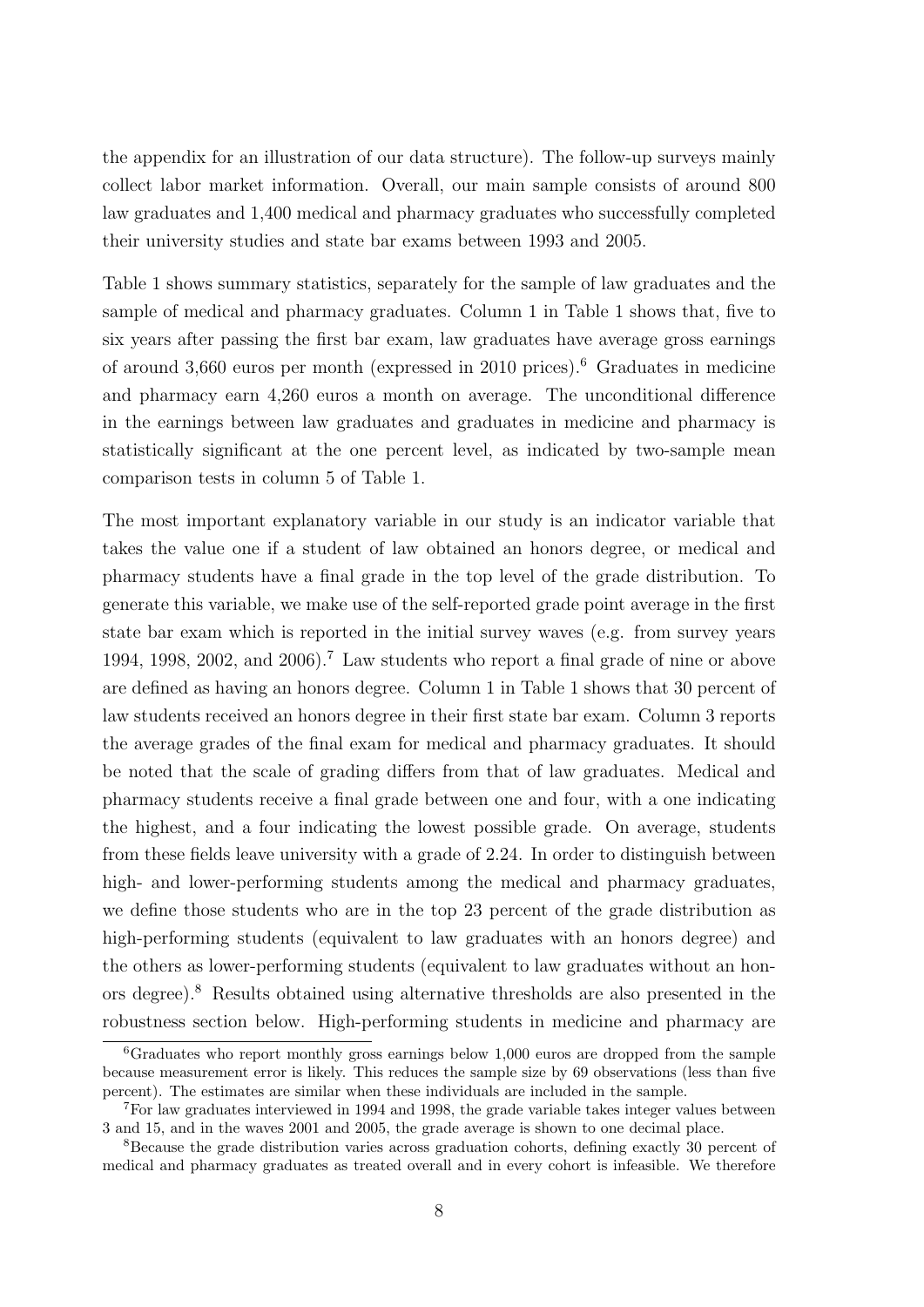the appendix for an illustration of our data structure). The follow-up surveys mainly collect labor market information. Overall, our main sample consists of around 800 law graduates and 1,400 medical and pharmacy graduates who successfully completed their university studies and state bar exams between 1993 and 2005.

Table 1 shows summary statistics, separately for the sample of law graduates and the sample of medical and pharmacy graduates. Column 1 in Table 1 shows that, five to six years after passing the first bar exam, law graduates have average gross earnings of around 3,660 euros per month (expressed in 2010 prices).[6] Graduates in medicine and pharmacy earn 4,260 euros a month on average. The unconditional difference in the earnings between law graduates and graduates in medicine and pharmacy is statistically significant at the one percent level, as indicated by two-sample mean comparison tests in column 5 of Table 1.

The most important explanatory variable in our study is an indicator variable that takes the value one if a student of law obtained an honors degree, or medical and pharmacy students have a final grade in the top level of the grade distribution. To generate this variable, we make use of the self-reported grade point average in the first state bar exam which is reported in the initial survey waves (e.g. from survey years 1994, 1998, 2002, and 2006).[7] Law students who report a final grade of nine or above are defined as having an honors degree. Column 1 in Table 1 shows that 30 percent of law students received an honors degree in their first state bar exam. Column 3 reports the average grades of the final exam for medical and pharmacy graduates. It should be noted that the scale of grading differs from that of law graduates. Medical and pharmacy students receive a final grade between one and four, with a one indicating the highest, and a four indicating the lowest possible grade. On average, students from these fields leave university with a grade of 2.24. In order to distinguish between high- and lower-performing students among the medical and pharmacy graduates, we define those students who are in the top 23 percent of the grade distribution as high-performing students (equivalent to law graduates with an honors degree) and the others as lower-performing students (equivalent to law graduates without an honors degree).[8] Results obtained using alternative thresholds are also presented in the robustness section below. High-performing students in medicine and pharmacy are

[6] Graduates who report monthly gross earnings below 1,000 euros are dropped from the sample because measurement error is likely. This reduces the sample size by 69 observations (less than five percent). The estimates are similar when these individuals are included in the sample.

[7] For law graduates interviewed in 1994 and 1998, the grade variable takes integer values between 3 and 15, and in the waves 2001 and 2005, the grade average is shown to one decimal place.

[8] Because the grade distribution varies across graduation cohorts, defining exactly 30 percent of medical and pharmacy graduates as treated overall and in every cohort is infeasible. We therefore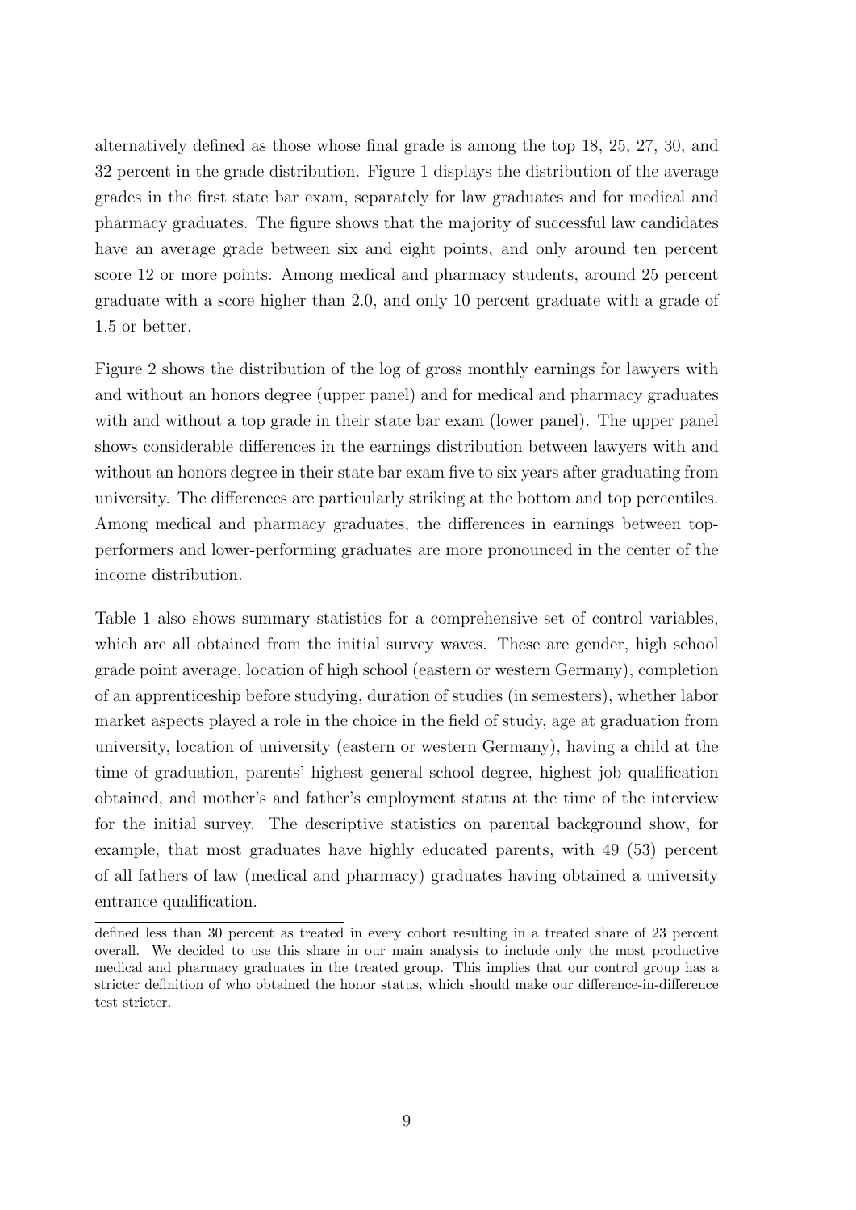alternatively defined as those whose final grade is among the top 18, 25, 27, 30, and 32 percent in the grade distribution. Figure 1 displays the distribution of the average grades in the first state bar exam, separately for law graduates and for medical and pharmacy graduates. The figure shows that the majority of successful law candidates have an average grade between six and eight points, and only around ten percent score 12 or more points. Among medical and pharmacy students, around 25 percent graduate with a score higher than 2.0, and only 10 percent graduate with a grade of 1.5 or better.

Figure 2 shows the distribution of the log of gross monthly earnings for lawyers with and without an honors degree (upper panel) and for medical and pharmacy graduates with and without a top grade in their state bar exam (lower panel). The upper panel shows considerable differences in the earnings distribution between lawyers with and without an honors degree in their state bar exam five to six years after graduating from university. The differences are particularly striking at the bottom and top percentiles. Among medical and pharmacy graduates, the differences in earnings between top-performers and lower-performing graduates are more pronounced in the center of the income distribution.

Table 1 also shows summary statistics for a comprehensive set of control variables, which are all obtained from the initial survey waves. These are gender, high school grade point average, location of high school (eastern or western Germany), completion of an apprenticeship before studying, duration of studies (in semesters), whether labor market aspects played a role in the choice in the field of study, age at graduation from university, location of university (eastern or western Germany), having a child at the time of graduation, parents' highest general school degree, highest job qualification obtained, and mother's and father's employment status at the time of the interview for the initial survey. The descriptive statistics on parental background show, for example, that most graduates have highly educated parents, with 49 (53) percent of all fathers of law (medical and pharmacy) graduates having obtained a university entrance qualification.

defined less than 30 percent as treated in every cohort resulting in a treated share of 23 percent overall. We decided to use this share in our main analysis to include only the most productive medical and pharmacy graduates in the treated group. This implies that our control group has a stricter definition of who obtained the honor status, which should make our difference-in-difference test stricter.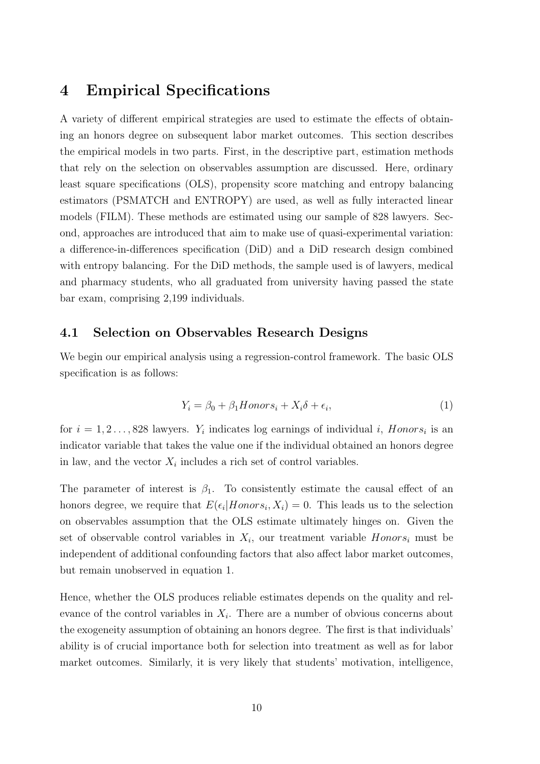## 4 Empirical Specifications

A variety of different empirical strategies are used to estimate the effects of obtaining an honors degree on subsequent labor market outcomes. This section describes the empirical models in two parts. First, in the descriptive part, estimation methods that rely on the selection on observables assumption are discussed. Here, ordinary least square specifications (OLS), propensity score matching and entropy balancing estimators (PSMATCH and ENTROPY) are used, as well as fully interacted linear models (FILM). These methods are estimated using our sample of 828 lawyers. Second, approaches are introduced that aim to make use of quasi-experimental variation: a difference-in-differences specification (DiD) and a DiD research design combined with entropy balancing. For the DiD methods, the sample used is of lawyers, medical and pharmacy students, who all graduated from university having passed the state bar exam, comprising 2,199 individuals.

### 4.1 Selection on Observables Research Designs

We begin our empirical analysis using a regression-control framework. The basic OLS specification is as follows:

$$Y_i = \beta_0 + \beta_1 Honors_i + X_i\delta + \epsilon_i, \tag{1}$$

for $i = 1, 2 \ldots, 828$ lawyers. $Y_i$ indicates log earnings of individual $i$, $Honors_i$ is an indicator variable that takes the value one if the individual obtained an honors degree in law, and the vector $X_i$ includes a rich set of control variables.

The parameter of interest is $\beta_1$. To consistently estimate the causal effect of an honors degree, we require that $E(\epsilon_i | Honors_i, X_i) = 0$. This leads us to the selection on observables assumption that the OLS estimate ultimately hinges on. Given the set of observable control variables in $X_i$, our treatment variable $Honors_i$ must be independent of additional confounding factors that also affect labor market outcomes, but remain unobserved in equation 1.

Hence, whether the OLS produces reliable estimates depends on the quality and relevance of the control variables in $X_i$. There are a number of obvious concerns about the exogeneity assumption of obtaining an honors degree. The first is that individuals' ability is of crucial importance both for selection into treatment as well as for labor market outcomes. Similarly, it is very likely that students' motivation, intelligence,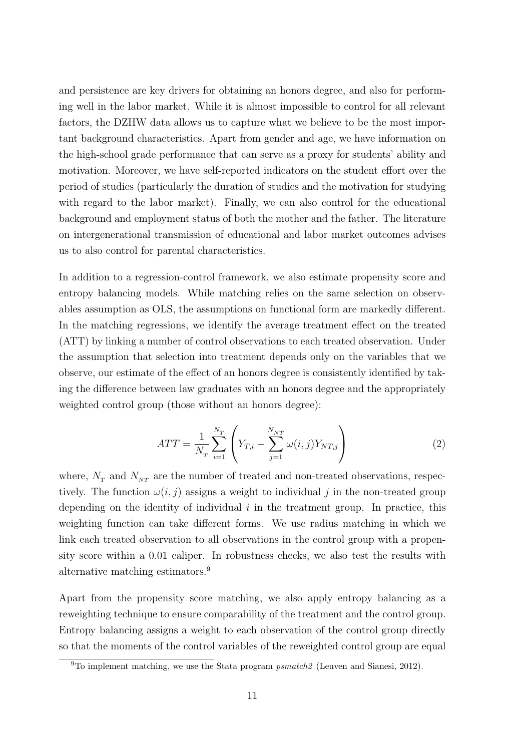and persistence are key drivers for obtaining an honors degree, and also for performing well in the labor market. While it is almost impossible to control for all relevant factors, the DZHW data allows us to capture what we believe to be the most important background characteristics. Apart from gender and age, we have information on the high-school grade performance that can serve as a proxy for students' ability and motivation. Moreover, we have self-reported indicators on the student effort over the period of studies (particularly the duration of studies and the motivation for studying with regard to the labor market). Finally, we can also control for the educational background and employment status of both the mother and the father. The literature on intergenerational transmission of educational and labor market outcomes advises us to also control for parental characteristics.

In addition to a regression-control framework, we also estimate propensity score and entropy balancing models. While matching relies on the same selection on observables assumption as OLS, the assumptions on functional form are markedly different. In the matching regressions, we identify the average treatment effect on the treated (ATT) by linking a number of control observations to each treated observation. Under the assumption that selection into treatment depends only on the variables that we observe, our estimate of the effect of an honors degree is consistently identified by taking the difference between law graduates with an honors degree and the appropriately weighted control group (those without an honors degree):

$$ATT = \frac{1}{N_T} \sum_{i=1}^{N_T} \left( Y_{T,i} - \sum_{j=1}^{N_{NT}} \omega(i,j) Y_{NT,j} \right) \tag{2}$$

where, $N_T$ and $N_{NT}$ are the number of treated and non-treated observations, respectively. The function $\omega(i,j)$ assigns a weight to individual $j$ in the non-treated group depending on the identity of individual $i$ in the treatment group. In practice, this weighting function can take different forms. We use radius matching in which we link each treated observation to all observations in the control group with a propensity score within a 0.01 caliper. In robustness checks, we also test the results with alternative matching estimators.[9]

Apart from the propensity score matching, we also apply entropy balancing as a reweighting technique to ensure comparability of the treatment and the control group. Entropy balancing assigns a weight to each observation of the control group directly so that the moments of the control variables of the reweighted control group are equal

[9] To implement matching, we use the Stata program *psmatch2* (Leuven and Sianesi, 2012).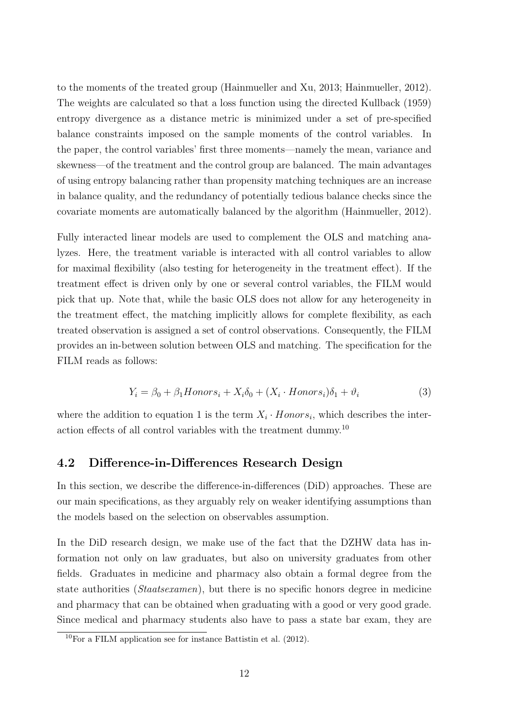to the moments of the treated group (Hainmueller and Xu, 2013; Hainmueller, 2012). The weights are calculated so that a loss function using the directed Kullback (1959) entropy divergence as a distance metric is minimized under a set of pre-specified balance constraints imposed on the sample moments of the control variables. In the paper, the control variables' first three moments—namely the mean, variance and skewness—of the treatment and the control group are balanced. The main advantages of using entropy balancing rather than propensity matching techniques are an increase in balance quality, and the redundancy of potentially tedious balance checks since the covariate moments are automatically balanced by the algorithm (Hainmueller, 2012).

Fully interacted linear models are used to complement the OLS and matching analyzes. Here, the treatment variable is interacted with all control variables to allow for maximal flexibility (also testing for heterogeneity in the treatment effect). If the treatment effect is driven only by one or several control variables, the FILM would pick that up. Note that, while the basic OLS does not allow for any heterogeneity in the treatment effect, the matching implicitly allows for complete flexibility, as each treated observation is assigned a set of control observations. Consequently, the FILM provides an in-between solution between OLS and matching. The specification for the FILM reads as follows:

$$Y_i = \beta_0 + \beta_1 Honors_i + X_i\delta_0 + (X_i \cdot Honors_i)\delta_1 + \vartheta_i \tag{3}$$

where the addition to equation 1 is the term $X_i \cdot Honors_i$, which describes the interaction effects of all control variables with the treatment dummy.[10]

## 4.2 Difference-in-Differences Research Design

In this section, we describe the difference-in-differences (DiD) approaches. These are our main specifications, as they arguably rely on weaker identifying assumptions than the models based on the selection on observables assumption.

In the DiD research design, we make use of the fact that the DZHW data has information not only on law graduates, but also on university graduates from other fields. Graduates in medicine and pharmacy also obtain a formal degree from the state authorities (*Staatsexamen*), but there is no specific honors degree in medicine and pharmacy that can be obtained when graduating with a good or very good grade. Since medical and pharmacy students also have to pass a state bar exam, they are

[10] For a FILM application see for instance Battistin et al. (2012).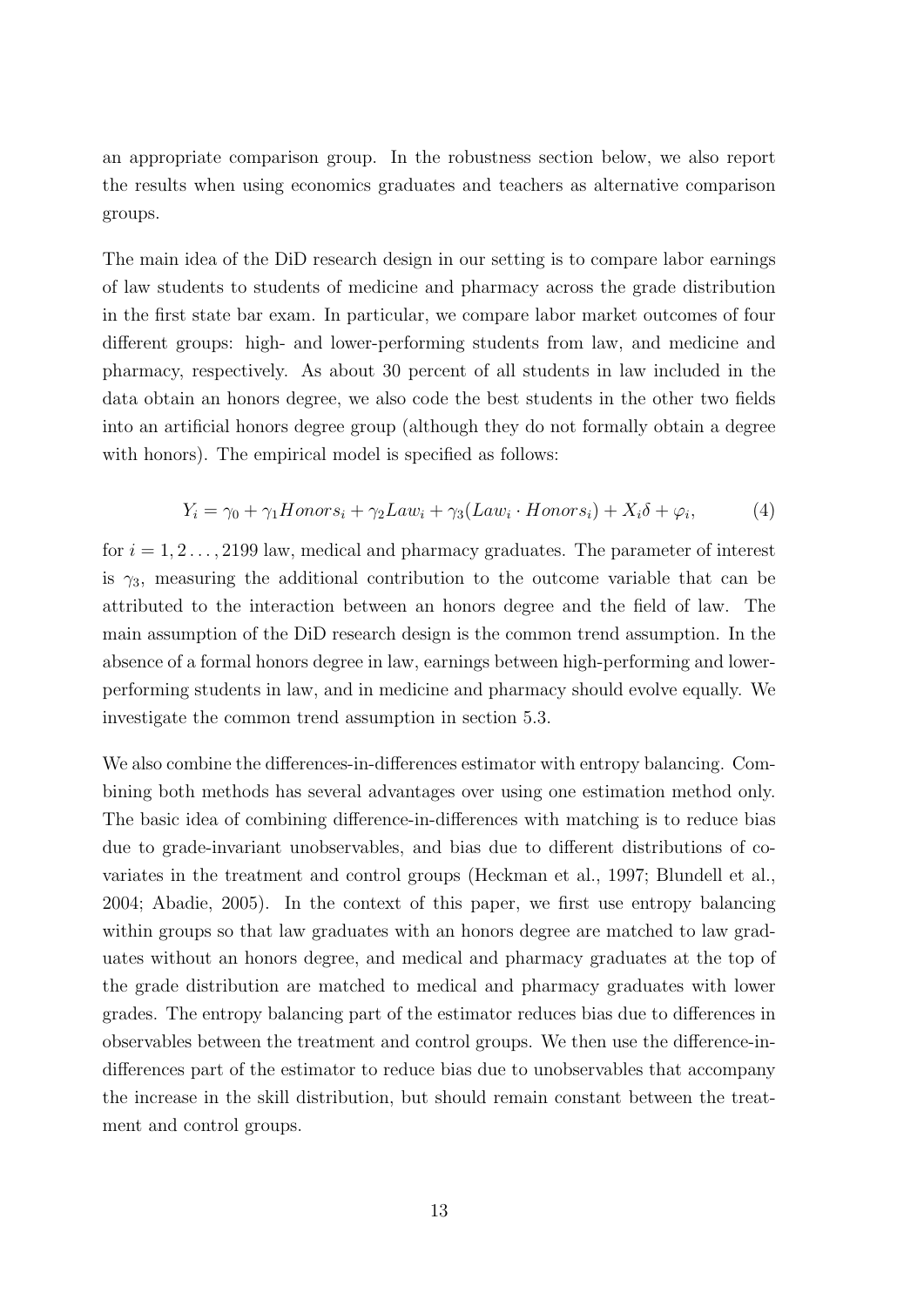an appropriate comparison group. In the robustness section below, we also report the results when using economics graduates and teachers as alternative comparison groups.

The main idea of the DiD research design in our setting is to compare labor earnings of law students to students of medicine and pharmacy across the grade distribution in the first state bar exam. In particular, we compare labor market outcomes of four different groups: high- and lower-performing students from law, and medicine and pharmacy, respectively. As about 30 percent of all students in law included in the data obtain an honors degree, we also code the best students in the other two fields into an artificial honors degree group (although they do not formally obtain a degree with honors). The empirical model is specified as follows:

$$Y_i = \gamma_0 + \gamma_1 Honors_i + \gamma_2 Law_i + \gamma_3 (Law_i \cdot Honors_i) + X_i \delta + \varphi_i, \tag{4}$$

for $i = 1, 2 \ldots, 2199$ law, medical and pharmacy graduates. The parameter of interest is $\gamma_3$, measuring the additional contribution to the outcome variable that can be attributed to the interaction between an honors degree and the field of law. The main assumption of the DiD research design is the common trend assumption. In the absence of a formal honors degree in law, earnings between high-performing and lower-performing students in law, and in medicine and pharmacy should evolve equally. We investigate the common trend assumption in section 5.3.

We also combine the differences-in-differences estimator with entropy balancing. Combining both methods has several advantages over using one estimation method only. The basic idea of combining difference-in-differences with matching is to reduce bias due to grade-invariant unobservables, and bias due to different distributions of covariates in the treatment and control groups (Heckman et al., 1997; Blundell et al., 2004; Abadie, 2005). In the context of this paper, we first use entropy balancing within groups so that law graduates with an honors degree are matched to law graduates without an honors degree, and medical and pharmacy graduates at the top of the grade distribution are matched to medical and pharmacy graduates with lower grades. The entropy balancing part of the estimator reduces bias due to differences in observables between the treatment and control groups. We then use the difference-in-differences part of the estimator to reduce bias due to unobservables that accompany the increase in the skill distribution, but should remain constant between the treatment and control groups.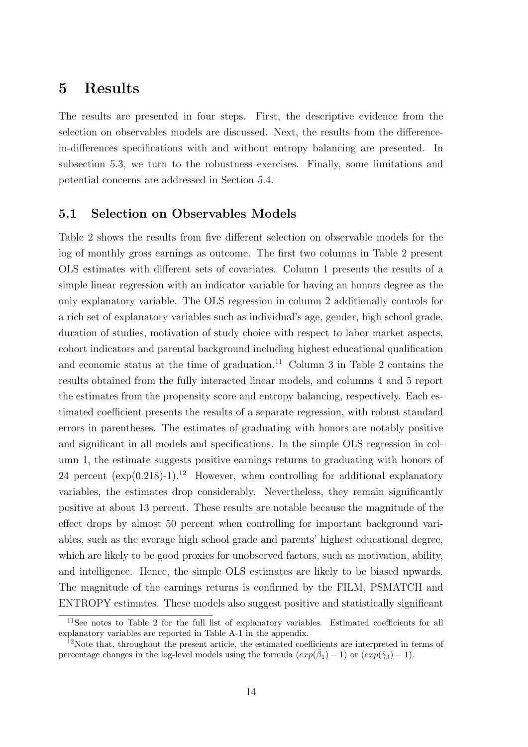# 5 Results

The results are presented in four steps. First, the descriptive evidence from the selection on observables models are discussed. Next, the results from the difference-in-differences specifications with and without entropy balancing are presented. In subsection 5.3, we turn to the robustness exercises. Finally, some limitations and potential concerns are addressed in Section 5.4.

## 5.1 Selection on Observables Models

Table 2 shows the results from five different selection on observable models for the log of monthly gross earnings as outcome. The first two columns in Table 2 present OLS estimates with different sets of covariates. Column 1 presents the results of a simple linear regression with an indicator variable for having an honors degree as the only explanatory variable. The OLS regression in column 2 additionally controls for a rich set of explanatory variables such as individual's age, gender, high school grade, duration of studies, motivation of study choice with respect to labor market aspects, cohort indicators and parental background including highest educational qualification and economic status at the time of graduation.[11] Column 3 in Table 2 contains the results obtained from the fully interacted linear models, and columns 4 and 5 report the estimates from the propensity score and entropy balancing, respectively. Each estimated coefficient presents the results of a separate regression, with robust standard errors in parentheses. The estimates of graduating with honors are notably positive and significant in all models and specifications. In the simple OLS regression in column 1, the estimate suggests positive earnings returns to graduating with honors of 24 percent (exp(0.218)-1).[12] However, when controlling for additional explanatory variables, the estimates drop considerably. Nevertheless, they remain significantly positive at about 13 percent. These results are notable because the magnitude of the effect drops by almost 50 percent when controlling for important background variables, such as the average high school grade and parents' highest educational degree, which are likely to be good proxies for unobserved factors, such as motivation, ability, and intelligence. Hence, the simple OLS estimates are likely to be biased upwards. The magnitude of the earnings returns is confirmed by the FILM, PSMATCH and ENTROPY estimates. These models also suggest positive and statistically significant

[11] See notes to Table 2 for the full list of explanatory variables. Estimated coefficients for all explanatory variables are reported in Table A-1 in the appendix.

[12] Note that, throughout the present article, the estimated coefficients are interpreted in terms of percentage changes in the log-level models using the formula $(exp(\hat{\beta}_1) - 1)$ or $(exp(\hat{\gamma}_3) - 1)$.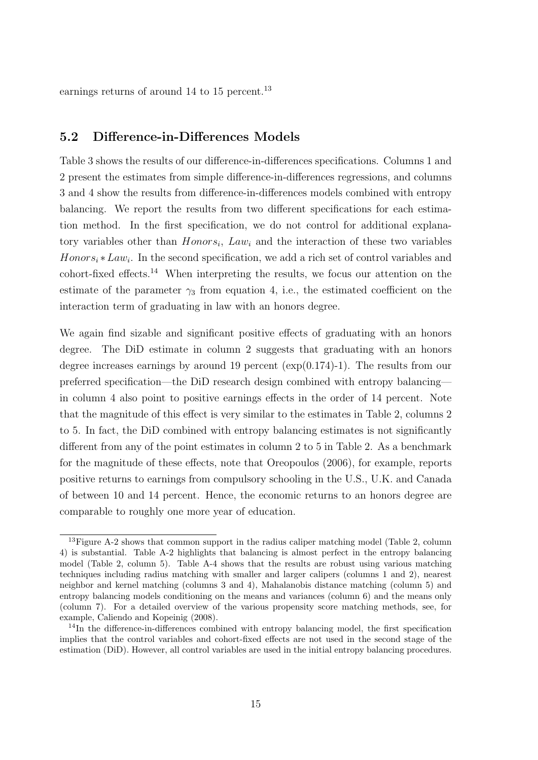earnings returns of around 14 to 15 percent.[13]

## 5.2 Difference-in-Differences Models

Table 3 shows the results of our difference-in-differences specifications. Columns 1 and 2 present the estimates from simple difference-in-differences regressions, and columns 3 and 4 show the results from difference-in-differences models combined with entropy balancing. We report the results from two different specifications for each estimation method. In the first specification, we do not control for additional explanatory variables other than $Honors_i$, $Law_i$ and the interaction of these two variables $Honors_i * Law_i$. In the second specification, we add a rich set of control variables and cohort-fixed effects.[14] When interpreting the results, we focus our attention on the estimate of the parameter $\gamma_3$ from equation 4, i.e., the estimated coefficient on the interaction term of graduating in law with an honors degree.

We again find sizable and significant positive effects of graduating with an honors degree. The DiD estimate in column 2 suggests that graduating with an honors degree increases earnings by around 19 percent (exp(0.174)-1). The results from our preferred specification—the DiD research design combined with entropy balancing—in column 4 also point to positive earnings effects in the order of 14 percent. Note that the magnitude of this effect is very similar to the estimates in Table 2, columns 2 to 5. In fact, the DiD combined with entropy balancing estimates is not significantly different from any of the point estimates in column 2 to 5 in Table 2. As a benchmark for the magnitude of these effects, note that Oreopoulos (2006), for example, reports positive returns to earnings from compulsory schooling in the U.S., U.K. and Canada of between 10 and 14 percent. Hence, the economic returns to an honors degree are comparable to roughly one more year of education.

[13] Figure A-2 shows that common support in the radius caliper matching model (Table 2, column 4) is substantial. Table A-2 highlights that balancing is almost perfect in the entropy balancing model (Table 2, column 5). Table A-4 shows that the results are robust using various matching techniques including radius matching with smaller and larger calipers (columns 1 and 2), nearest neighbor and kernel matching (columns 3 and 4), Mahalanobis distance matching (column 5) and entropy balancing models conditioning on the means and variances (column 6) and the means only (column 7). For a detailed overview of the various propensity score matching methods, see, for example, Caliendo and Kopeinig (2008).

[14] In the difference-in-differences combined with entropy balancing model, the first specification implies that the control variables and cohort-fixed effects are not used in the second stage of the estimation (DiD). However, all control variables are used in the initial entropy balancing procedures.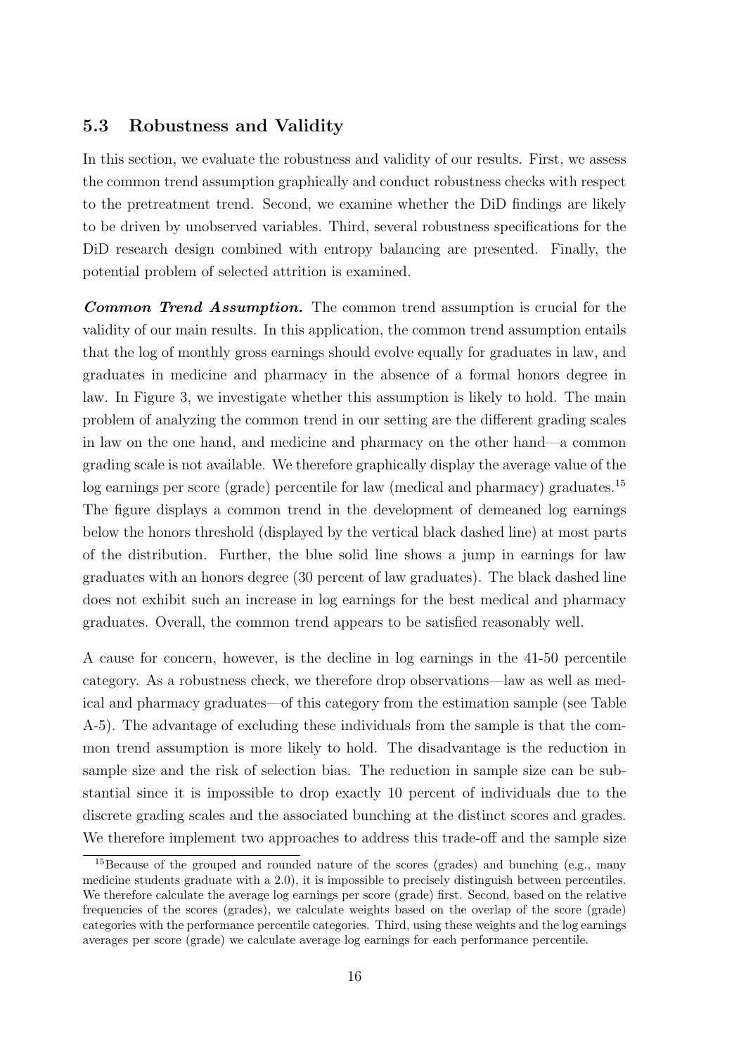### 5.3 Robustness and Validity

In this section, we evaluate the robustness and validity of our results. First, we assess the common trend assumption graphically and conduct robustness checks with respect to the pretreatment trend. Second, we examine whether the DiD findings are likely to be driven by unobserved variables. Third, several robustness specifications for the DiD research design combined with entropy balancing are presented. Finally, the potential problem of selected attrition is examined.

***Common Trend Assumption.*** The common trend assumption is crucial for the validity of our main results. In this application, the common trend assumption entails that the log of monthly gross earnings should evolve equally for graduates in law, and graduates in medicine and pharmacy in the absence of a formal honors degree in law. In Figure 3, we investigate whether this assumption is likely to hold. The main problem of analyzing the common trend in our setting are the different grading scales in law on the one hand, and medicine and pharmacy on the other hand—a common grading scale is not available. We therefore graphically display the average value of the log earnings per score (grade) percentile for law (medical and pharmacy) graduates.[15] The figure displays a common trend in the development of demeaned log earnings below the honors threshold (displayed by the vertical black dashed line) at most parts of the distribution. Further, the blue solid line shows a jump in earnings for law graduates with an honors degree (30 percent of law graduates). The black dashed line does not exhibit such an increase in log earnings for the best medical and pharmacy graduates. Overall, the common trend appears to be satisfied reasonably well.

A cause for concern, however, is the decline in log earnings in the 41-50 percentile category. As a robustness check, we therefore drop observations—law as well as medical and pharmacy graduates—of this category from the estimation sample (see Table A-5). The advantage of excluding these individuals from the sample is that the common trend assumption is more likely to hold. The disadvantage is the reduction in sample size and the risk of selection bias. The reduction in sample size can be substantial since it is impossible to drop exactly 10 percent of individuals due to the discrete grading scales and the associated bunching at the distinct scores and grades. We therefore implement two approaches to address this trade-off and the sample size

[15] Because of the grouped and rounded nature of the scores (grades) and bunching (e.g., many medicine students graduate with a 2.0), it is impossible to precisely distinguish between percentiles. We therefore calculate the average log earnings per score (grade) first. Second, based on the relative frequencies of the scores (grades), we calculate weights based on the overlap of the score (grade) categories with the performance percentile categories. Third, using these weights and the log earnings averages per score (grade) we calculate average log earnings for each performance percentile.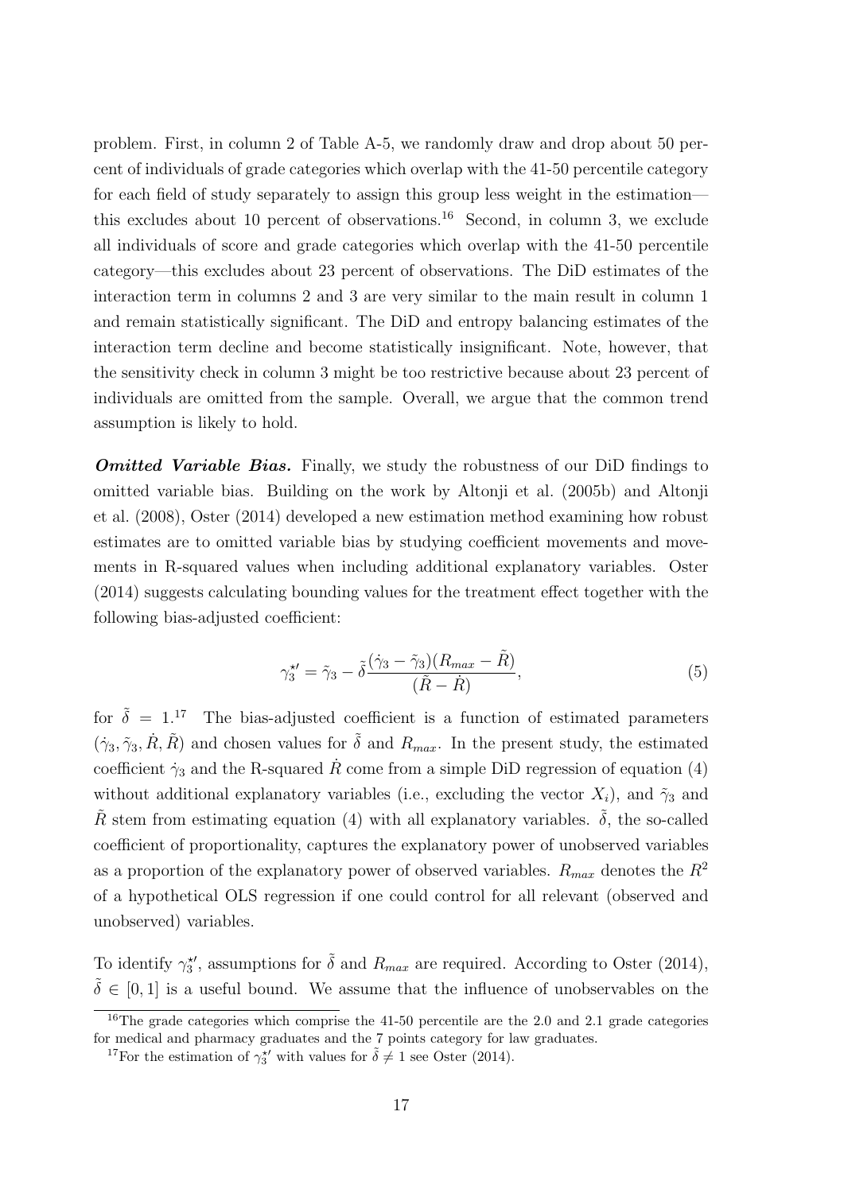problem. First, in column 2 of Table A-5, we randomly draw and drop about 50 percent of individuals of grade categories which overlap with the 41-50 percentile category for each field of study separately to assign this group less weight in the estimation—this excludes about 10 percent of observations.[16] Second, in column 3, we exclude all individuals of score and grade categories which overlap with the 41-50 percentile category—this excludes about 23 percent of observations. The DiD estimates of the interaction term in columns 2 and 3 are very similar to the main result in column 1 and remain statistically significant. The DiD and entropy balancing estimates of the interaction term decline and become statistically insignificant. Note, however, that the sensitivity check in column 3 might be too restrictive because about 23 percent of individuals are omitted from the sample. Overall, we argue that the common trend assumption is likely to hold.

***Omitted Variable Bias.*** Finally, we study the robustness of our DiD findings to omitted variable bias. Building on the work by Altonji et al. (2005b) and Altonji et al. (2008), Oster (2014) developed a new estimation method examining how robust estimates are to omitted variable bias by studying coefficient movements and movements in R-squared values when including additional explanatory variables. Oster (2014) suggests calculating bounding values for the treatment effect together with the following bias-adjusted coefficient:

$$\gamma_3^{\star\prime} = \tilde{\gamma}_3 - \tilde{\delta}\frac{(\dot{\gamma}_3 - \tilde{\gamma}_3)(R_{max} - \tilde{R})}{(\tilde{R} - \dot{R})}, \tag{5}$$

for $\tilde{\delta} = 1$.[17] The bias-adjusted coefficient is a function of estimated parameters $(\dot{\gamma}_3, \tilde{\gamma}_3, \dot{R}, \tilde{R})$ and chosen values for $\tilde{\delta}$ and $R_{max}$. In the present study, the estimated coefficient $\dot{\gamma}_3$ and the R-squared $\dot{R}$ come from a simple DiD regression of equation (4) without additional explanatory variables (i.e., excluding the vector $X_i$), and $\tilde{\gamma}_3$ and $\tilde{R}$ stem from estimating equation (4) with all explanatory variables. $\tilde{\delta}$, the so-called coefficient of proportionality, captures the explanatory power of unobserved variables as a proportion of the explanatory power of observed variables. $R_{max}$ denotes the $R^2$ of a hypothetical OLS regression if one could control for all relevant (observed and unobserved) variables.

To identify $\gamma_3^{\star\prime}$, assumptions for $\tilde{\delta}$ and $R_{max}$ are required. According to Oster (2014), $\tilde{\delta} \in [0, 1]$ is a useful bound. We assume that the influence of unobservables on the

[16] The grade categories which comprise the 41-50 percentile are the 2.0 and 2.1 grade categories for medical and pharmacy graduates and the 7 points category for law graduates.

[17] For the estimation of $\gamma_3^{\star\prime}$ with values for $\tilde{\delta} \neq 1$ see Oster (2014).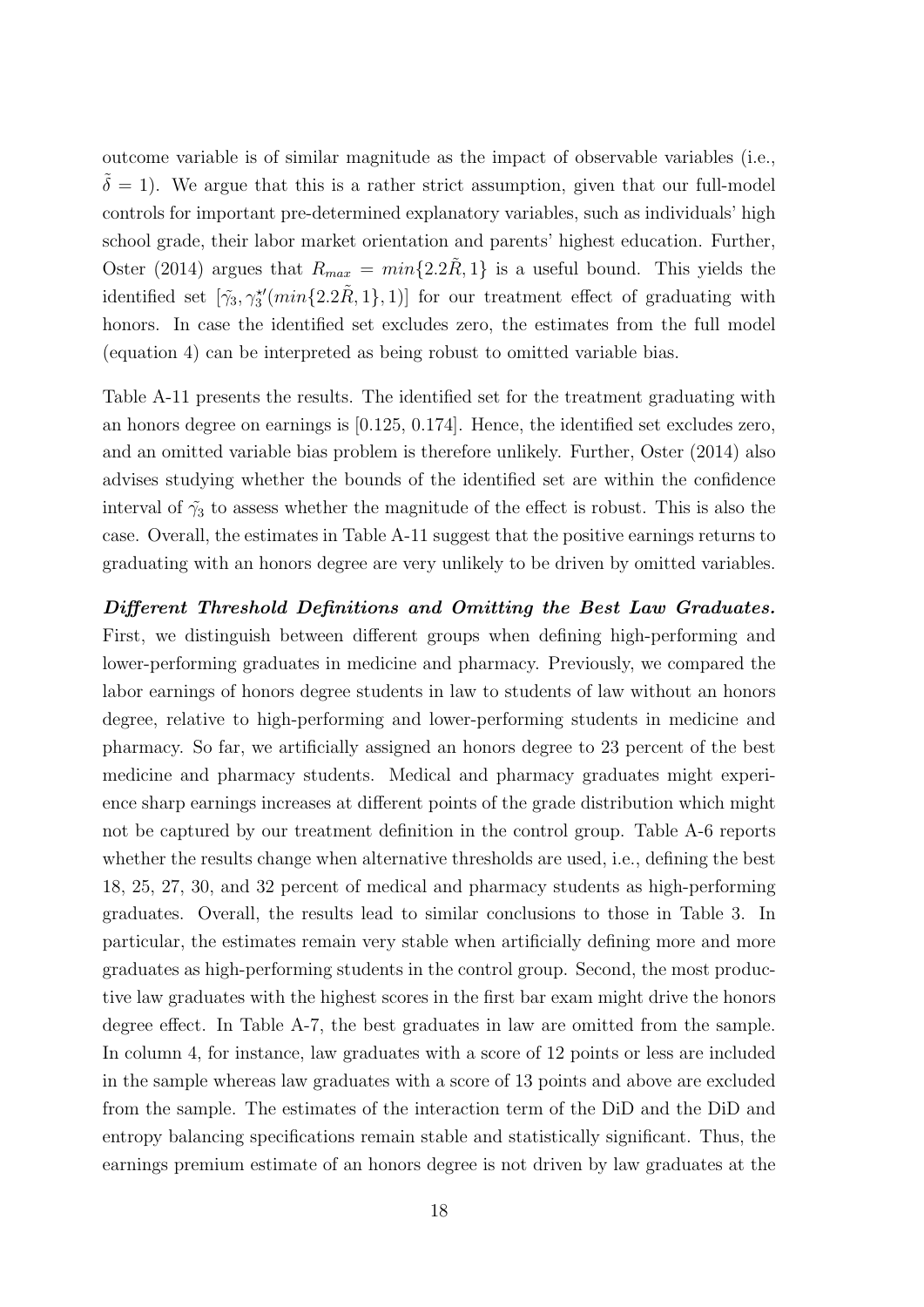outcome variable is of similar magnitude as the impact of observable variables (i.e., $\tilde{\delta} = 1$). We argue that this is a rather strict assumption, given that our full-model controls for important pre-determined explanatory variables, such as individuals' high school grade, their labor market orientation and parents' highest education. Further, Oster (2014) argues that $R_{max} = min\{2.2\tilde{R}, 1\}$ is a useful bound. This yields the identified set $[\tilde{\gamma}_3, \gamma_3^{\star\prime}(min\{2.2\tilde{R}, 1\}, 1)]$ for our treatment effect of graduating with honors. In case the identified set excludes zero, the estimates from the full model (equation 4) can be interpreted as being robust to omitted variable bias.

Table A-11 presents the results. The identified set for the treatment graduating with an honors degree on earnings is [0.125, 0.174]. Hence, the identified set excludes zero, and an omitted variable bias problem is therefore unlikely. Further, Oster (2014) also advises studying whether the bounds of the identified set are within the confidence interval of $\tilde{\gamma}_3$ to assess whether the magnitude of the effect is robust. This is also the case. Overall, the estimates in Table A-11 suggest that the positive earnings returns to graduating with an honors degree are very unlikely to be driven by omitted variables.

***Different Threshold Definitions and Omitting the Best Law Graduates.*** First, we distinguish between different groups when defining high-performing and lower-performing graduates in medicine and pharmacy. Previously, we compared the labor earnings of honors degree students in law to students of law without an honors degree, relative to high-performing and lower-performing students in medicine and pharmacy. So far, we artificially assigned an honors degree to 23 percent of the best medicine and pharmacy students. Medical and pharmacy graduates might experience sharp earnings increases at different points of the grade distribution which might not be captured by our treatment definition in the control group. Table A-6 reports whether the results change when alternative thresholds are used, i.e., defining the best 18, 25, 27, 30, and 32 percent of medical and pharmacy students as high-performing graduates. Overall, the results lead to similar conclusions to those in Table 3. In particular, the estimates remain very stable when artificially defining more and more graduates as high-performing students in the control group. Second, the most productive law graduates with the highest scores in the first bar exam might drive the honors degree effect. In Table A-7, the best graduates in law are omitted from the sample. In column 4, for instance, law graduates with a score of 12 points or less are included in the sample whereas law graduates with a score of 13 points and above are excluded from the sample. The estimates of the interaction term of the DiD and the DiD and entropy balancing specifications remain stable and statistically significant. Thus, the earnings premium estimate of an honors degree is not driven by law graduates at the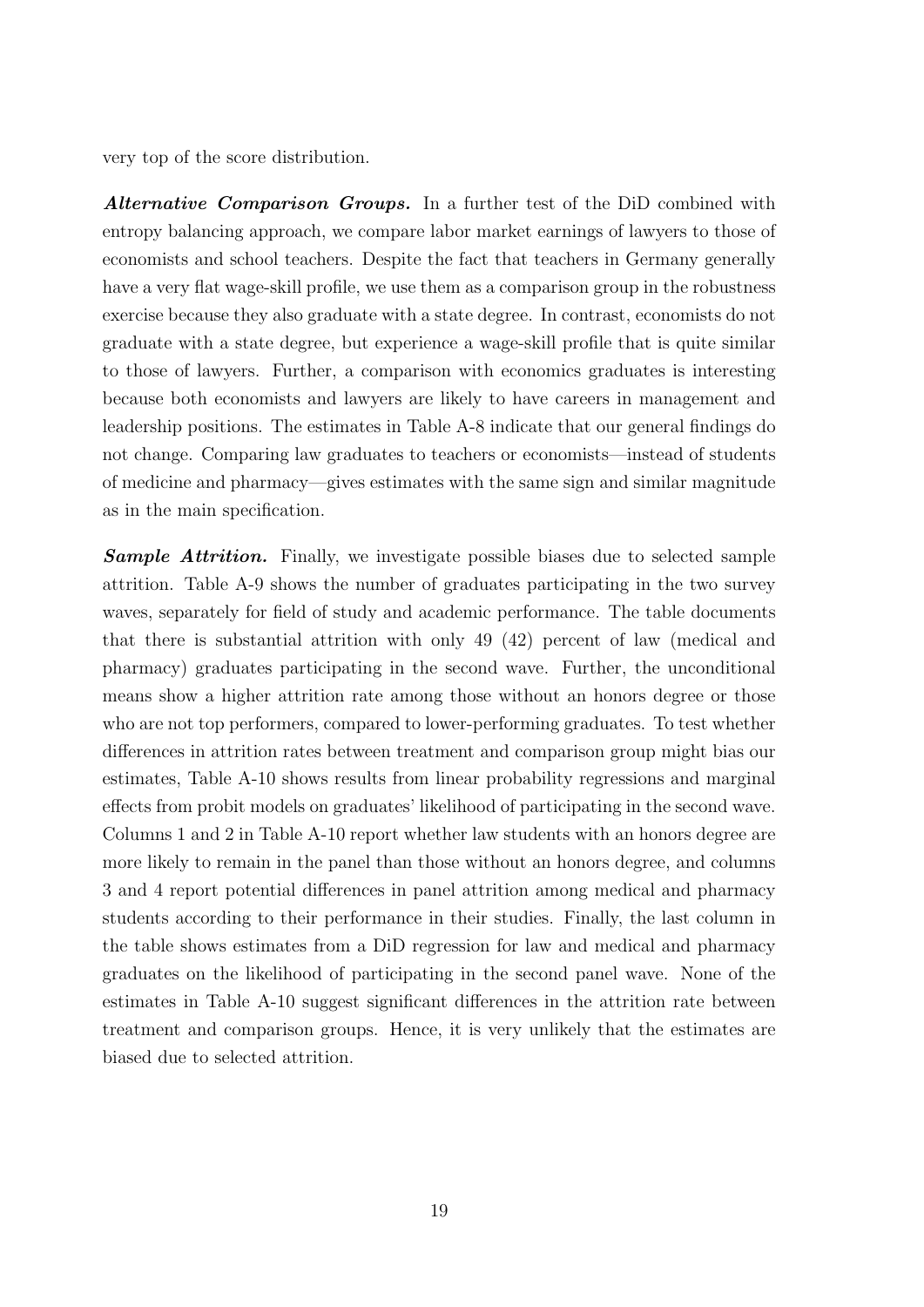very top of the score distribution.

***Alternative Comparison Groups.*** In a further test of the DiD combined with entropy balancing approach, we compare labor market earnings of lawyers to those of economists and school teachers. Despite the fact that teachers in Germany generally have a very flat wage-skill profile, we use them as a comparison group in the robustness exercise because they also graduate with a state degree. In contrast, economists do not graduate with a state degree, but experience a wage-skill profile that is quite similar to those of lawyers. Further, a comparison with economics graduates is interesting because both economists and lawyers are likely to have careers in management and leadership positions. The estimates in Table A-8 indicate that our general findings do not change. Comparing law graduates to teachers or economists—instead of students of medicine and pharmacy—gives estimates with the same sign and similar magnitude as in the main specification.

***Sample Attrition.*** Finally, we investigate possible biases due to selected sample attrition. Table A-9 shows the number of graduates participating in the two survey waves, separately for field of study and academic performance. The table documents that there is substantial attrition with only 49 (42) percent of law (medical and pharmacy) graduates participating in the second wave. Further, the unconditional means show a higher attrition rate among those without an honors degree or those who are not top performers, compared to lower-performing graduates. To test whether differences in attrition rates between treatment and comparison group might bias our estimates, Table A-10 shows results from linear probability regressions and marginal effects from probit models on graduates' likelihood of participating in the second wave. Columns 1 and 2 in Table A-10 report whether law students with an honors degree are more likely to remain in the panel than those without an honors degree, and columns 3 and 4 report potential differences in panel attrition among medical and pharmacy students according to their performance in their studies. Finally, the last column in the table shows estimates from a DiD regression for law and medical and pharmacy graduates on the likelihood of participating in the second panel wave. None of the estimates in Table A-10 suggest significant differences in the attrition rate between treatment and comparison groups. Hence, it is very unlikely that the estimates are biased due to selected attrition.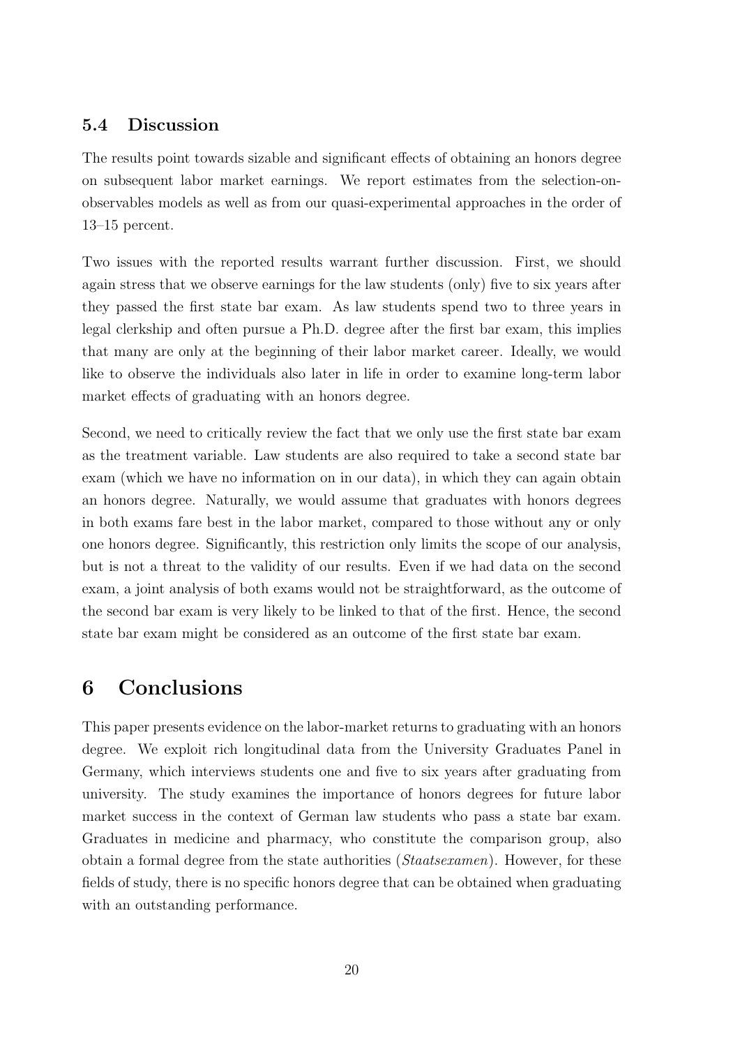### 5.4 Discussion

The results point towards sizable and significant effects of obtaining an honors degree on subsequent labor market earnings. We report estimates from the selection-on-observables models as well as from our quasi-experimental approaches in the order of 13–15 percent.

Two issues with the reported results warrant further discussion. First, we should again stress that we observe earnings for the law students (only) five to six years after they passed the first state bar exam. As law students spend two to three years in legal clerkship and often pursue a Ph.D. degree after the first bar exam, this implies that many are only at the beginning of their labor market career. Ideally, we would like to observe the individuals also later in life in order to examine long-term labor market effects of graduating with an honors degree.

Second, we need to critically review the fact that we only use the first state bar exam as the treatment variable. Law students are also required to take a second state bar exam (which we have no information on in our data), in which they can again obtain an honors degree. Naturally, we would assume that graduates with honors degrees in both exams fare best in the labor market, compared to those without any or only one honors degree. Significantly, this restriction only limits the scope of our analysis, but is not a threat to the validity of our results. Even if we had data on the second exam, a joint analysis of both exams would not be straightforward, as the outcome of the second bar exam is very likely to be linked to that of the first. Hence, the second state bar exam might be considered as an outcome of the first state bar exam.

## 6 Conclusions

This paper presents evidence on the labor-market returns to graduating with an honors degree. We exploit rich longitudinal data from the University Graduates Panel in Germany, which interviews students one and five to six years after graduating from university. The study examines the importance of honors degrees for future labor market success in the context of German law students who pass a state bar exam. Graduates in medicine and pharmacy, who constitute the comparison group, also obtain a formal degree from the state authorities (*Staatsexamen*). However, for these fields of study, there is no specific honors degree that can be obtained when graduating with an outstanding performance.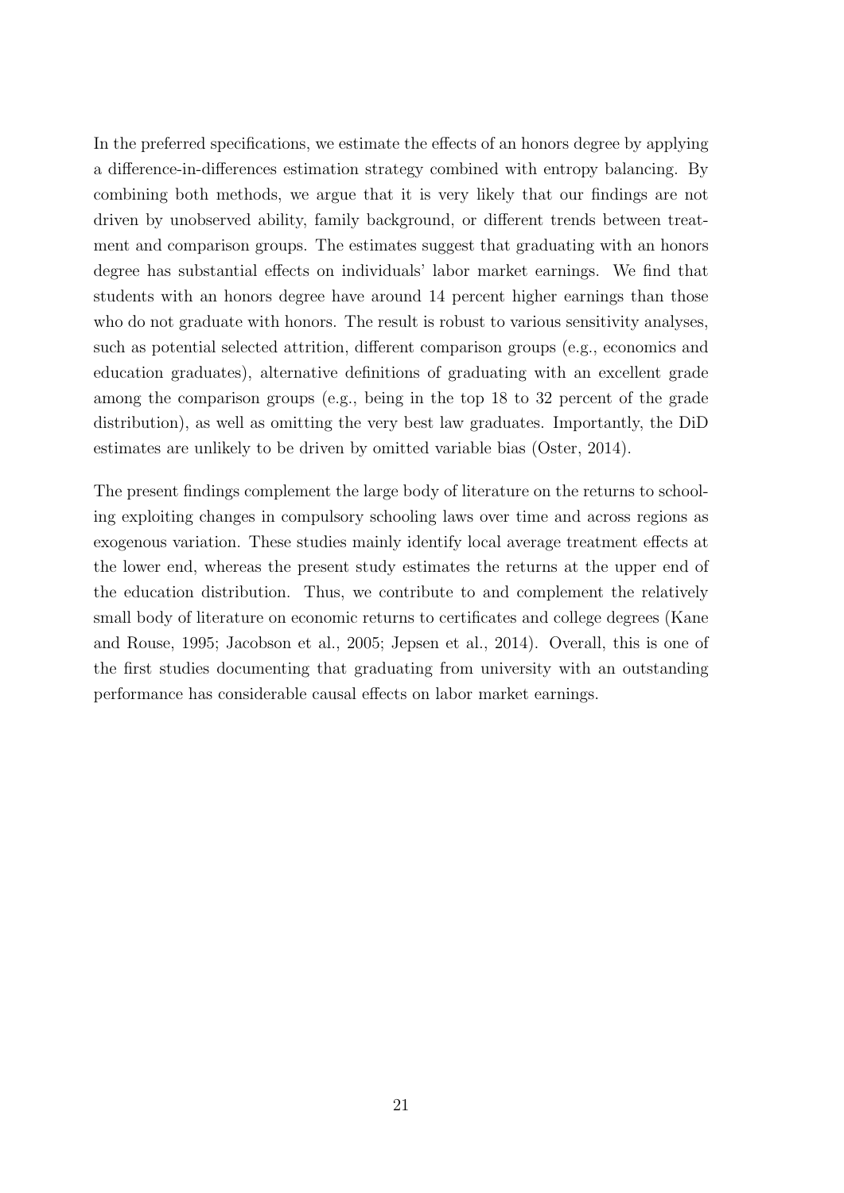In the preferred specifications, we estimate the effects of an honors degree by applying a difference-in-differences estimation strategy combined with entropy balancing. By combining both methods, we argue that it is very likely that our findings are not driven by unobserved ability, family background, or different trends between treatment and comparison groups. The estimates suggest that graduating with an honors degree has substantial effects on individuals' labor market earnings. We find that students with an honors degree have around 14 percent higher earnings than those who do not graduate with honors. The result is robust to various sensitivity analyses, such as potential selected attrition, different comparison groups (e.g., economics and education graduates), alternative definitions of graduating with an excellent grade among the comparison groups (e.g., being in the top 18 to 32 percent of the grade distribution), as well as omitting the very best law graduates. Importantly, the DiD estimates are unlikely to be driven by omitted variable bias (Oster, 2014).

The present findings complement the large body of literature on the returns to schooling exploiting changes in compulsory schooling laws over time and across regions as exogenous variation. These studies mainly identify local average treatment effects at the lower end, whereas the present study estimates the returns at the upper end of the education distribution. Thus, we contribute to and complement the relatively small body of literature on economic returns to certificates and college degrees (Kane and Rouse, 1995; Jacobson et al., 2005; Jepsen et al., 2014). Overall, this is one of the first studies documenting that graduating from university with an outstanding performance has considerable causal effects on labor market earnings.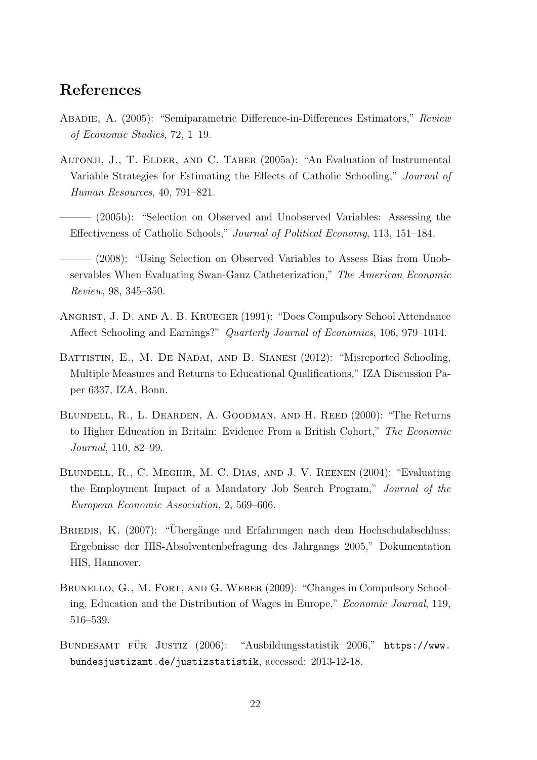## References

Abadie, A. (2005): "Semiparametric Difference-in-Differences Estimators," *Review of Economic Studies*, 72, 1–19.

Altonji, J., T. Elder, and C. Taber (2005a): "An Evaluation of Instrumental Variable Strategies for Estimating the Effects of Catholic Schooling," *Journal of Human Resources*, 40, 791–821.

——— (2005b): "Selection on Observed and Unobserved Variables: Assessing the Effectiveness of Catholic Schools," *Journal of Political Economy*, 113, 151–184.

——— (2008): "Using Selection on Observed Variables to Assess Bias from Unobservables When Evaluating Swan-Ganz Catheterization," *The American Economic Review*, 98, 345–350.

Angrist, J. D. and A. B. Krueger (1991): "Does Compulsory School Attendance Affect Schooling and Earnings?" *Quarterly Journal of Economics*, 106, 979–1014.

Battistin, E., M. De Nadai, and B. Sianesi (2012): "Misreported Schooling, Multiple Measures and Returns to Educational Qualifications," IZA Discussion Paper 6337, IZA, Bonn.

Blundell, R., L. Dearden, A. Goodman, and H. Reed (2000): "The Returns to Higher Education in Britain: Evidence From a British Cohort," *The Economic Journal*, 110, 82–99.

Blundell, R., C. Meghir, M. C. Dias, and J. V. Reenen (2004): "Evaluating the Employment Impact of a Mandatory Job Search Program," *Journal of the European Economic Association*, 2, 569–606.

Briedis, K. (2007): "Übergänge und Erfahrungen nach dem Hochschulabschluss: Ergebnisse der HIS-Absolventenbefragung des Jahrgangs 2005," Dokumentation HIS, Hannover.

Brunello, G., M. Fort, and G. Weber (2009): "Changes in Compulsory Schooling, Education and the Distribution of Wages in Europe," *Economic Journal*, 119, 516–539.

Bundesamt für Justiz (2006): "Ausbildungsstatistik 2006," `https://www.bundesjustizamt.de/justizstatistik`, accessed: 2013-12-18.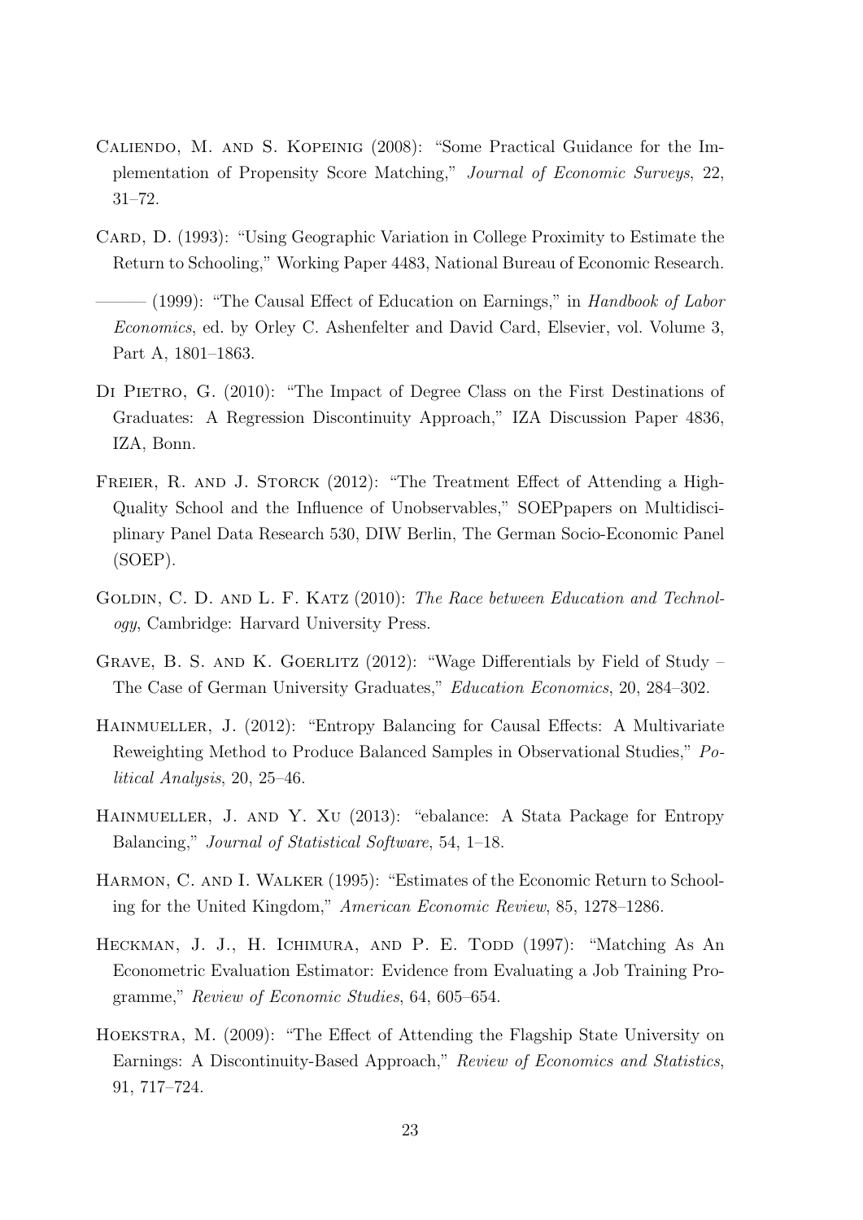Caliendo, M. and S. Kopeinig (2008): "Some Practical Guidance for the Implementation of Propensity Score Matching," *Journal of Economic Surveys*, 22, 31–72.

Card, D. (1993): "Using Geographic Variation in College Proximity to Estimate the Return to Schooling," Working Paper 4483, National Bureau of Economic Research.

——— (1999): "The Causal Effect of Education on Earnings," in *Handbook of Labor Economics*, ed. by Orley C. Ashenfelter and David Card, Elsevier, vol. Volume 3, Part A, 1801–1863.

Di Pietro, G. (2010): "The Impact of Degree Class on the First Destinations of Graduates: A Regression Discontinuity Approach," IZA Discussion Paper 4836, IZA, Bonn.

Freier, R. and J. Storck (2012): "The Treatment Effect of Attending a High-Quality School and the Influence of Unobservables," SOEPpapers on Multidisciplinary Panel Data Research 530, DIW Berlin, The German Socio-Economic Panel (SOEP).

Goldin, C. D. and L. F. Katz (2010): *The Race between Education and Technology*, Cambridge: Harvard University Press.

Grave, B. S. and K. Goerlitz (2012): "Wage Differentials by Field of Study – The Case of German University Graduates," *Education Economics*, 20, 284–302.

Hainmueller, J. (2012): "Entropy Balancing for Causal Effects: A Multivariate Reweighting Method to Produce Balanced Samples in Observational Studies," *Political Analysis*, 20, 25–46.

Hainmueller, J. and Y. Xu (2013): "ebalance: A Stata Package for Entropy Balancing," *Journal of Statistical Software*, 54, 1–18.

Harmon, C. and I. Walker (1995): "Estimates of the Economic Return to Schooling for the United Kingdom," *American Economic Review*, 85, 1278–1286.

Heckman, J. J., H. Ichimura, and P. E. Todd (1997): "Matching As An Econometric Evaluation Estimator: Evidence from Evaluating a Job Training Programme," *Review of Economic Studies*, 64, 605–654.

Hoekstra, M. (2009): "The Effect of Attending the Flagship State University on Earnings: A Discontinuity-Based Approach," *Review of Economics and Statistics*, 91, 717–724.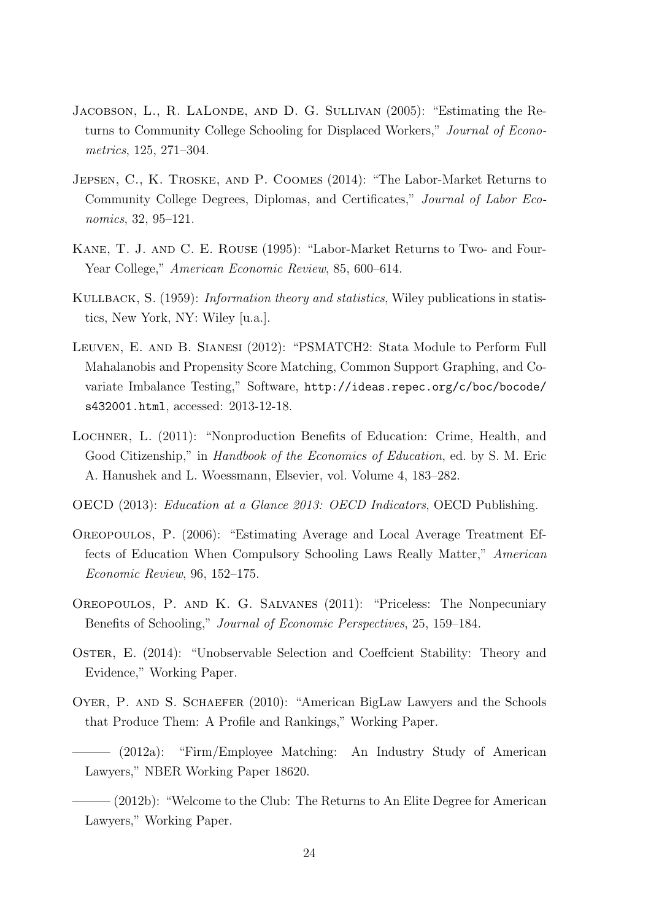Jacobson, L., R. LaLonde, and D. G. Sullivan (2005): "Estimating the Returns to Community College Schooling for Displaced Workers," *Journal of Econometrics*, 125, 271–304.

Jepsen, C., K. Troske, and P. Coomes (2014): "The Labor-Market Returns to Community College Degrees, Diplomas, and Certificates," *Journal of Labor Economics*, 32, 95–121.

Kane, T. J. and C. E. Rouse (1995): "Labor-Market Returns to Two- and Four-Year College," *American Economic Review*, 85, 600–614.

Kullback, S. (1959): *Information theory and statistics*, Wiley publications in statistics, New York, NY: Wiley [u.a.].

Leuven, E. and B. Sianesi (2012): "PSMATCH2: Stata Module to Perform Full Mahalanobis and Propensity Score Matching, Common Support Graphing, and Covariate Imbalance Testing," Software, `http://ideas.repec.org/c/boc/bocode/s432001.html`, accessed: 2013-12-18.

Lochner, L. (2011): "Nonproduction Benefits of Education: Crime, Health, and Good Citizenship," in *Handbook of the Economics of Education*, ed. by S. M. Eric A. Hanushek and L. Woessmann, Elsevier, vol. Volume 4, 183–282.

OECD (2013): *Education at a Glance 2013: OECD Indicators*, OECD Publishing.

Oreopoulos, P. (2006): "Estimating Average and Local Average Treatment Effects of Education When Compulsory Schooling Laws Really Matter," *American Economic Review*, 96, 152–175.

Oreopoulos, P. and K. G. Salvanes (2011): "Priceless: The Nonpecuniary Benefits of Schooling," *Journal of Economic Perspectives*, 25, 159–184.

Oster, E. (2014): "Unobservable Selection and Coeffcient Stability: Theory and Evidence," Working Paper.

Oyer, P. and S. Schaefer (2010): "American BigLaw Lawyers and the Schools that Produce Them: A Profile and Rankings," Working Paper.

——— (2012a): "Firm/Employee Matching: An Industry Study of American Lawyers," NBER Working Paper 18620.

——— (2012b): "Welcome to the Club: The Returns to An Elite Degree for American Lawyers," Working Paper.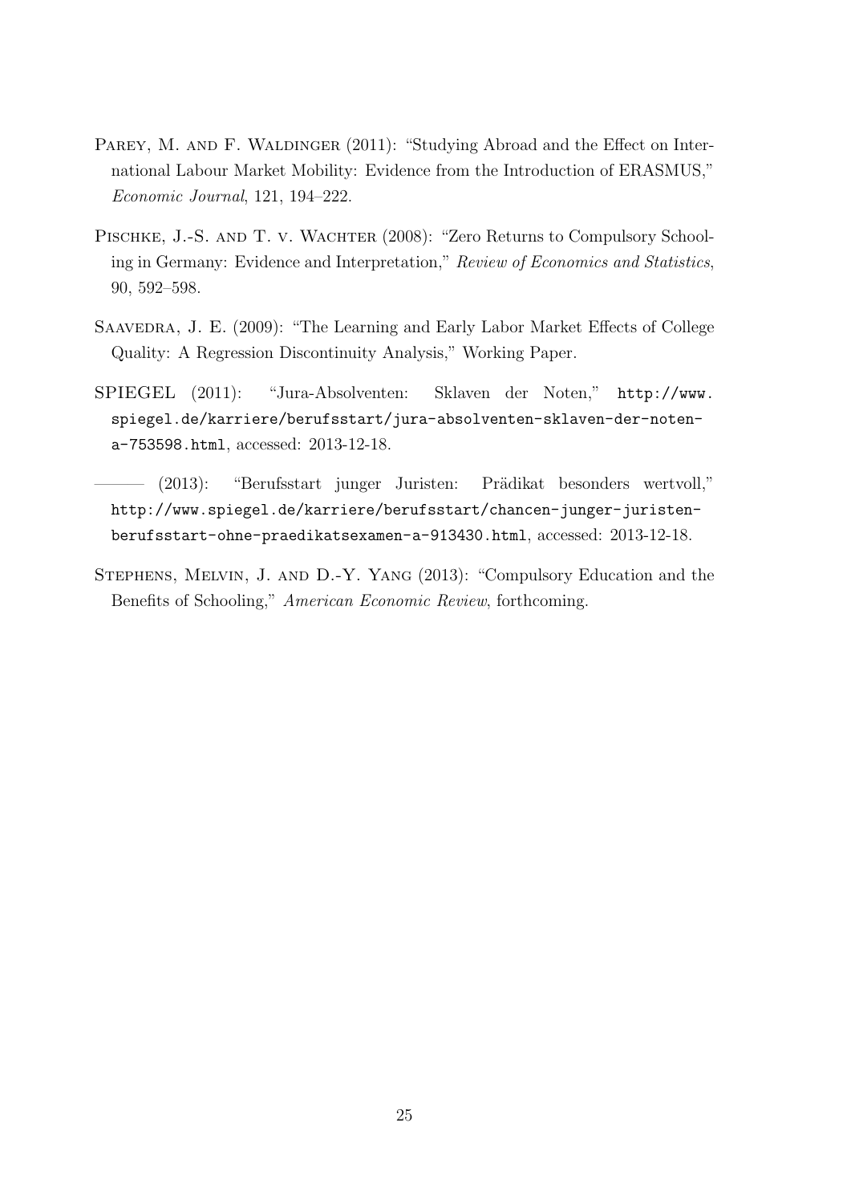Parey, M. and F. Waldinger (2011): "Studying Abroad and the Effect on International Labour Market Mobility: Evidence from the Introduction of ERASMUS," *Economic Journal*, 121, 194–222.

Pischke, J.-S. and T. v. Wachter (2008): "Zero Returns to Compulsory Schooling in Germany: Evidence and Interpretation," *Review of Economics and Statistics*, 90, 592–598.

Saavedra, J. E. (2009): "The Learning and Early Labor Market Effects of College Quality: A Regression Discontinuity Analysis," Working Paper.

SPIEGEL (2011): "Jura-Absolventen: Sklaven der Noten," http://www.spiegel.de/karriere/berufsstart/jura-absolventen-sklaven-der-noten-a-753598.html, accessed: 2013-12-18.

——— (2013): "Berufsstart junger Juristen: Prädikat besonders wertvoll," http://www.spiegel.de/karriere/berufsstart/chancen-junger-juristen-berufsstart-ohne-praedikatsexamen-a-913430.html, accessed: 2013-12-18.

Stephens, Melvin, J. and D.-Y. Yang (2013): "Compulsory Education and the Benefits of Schooling," *American Economic Review*, forthcoming.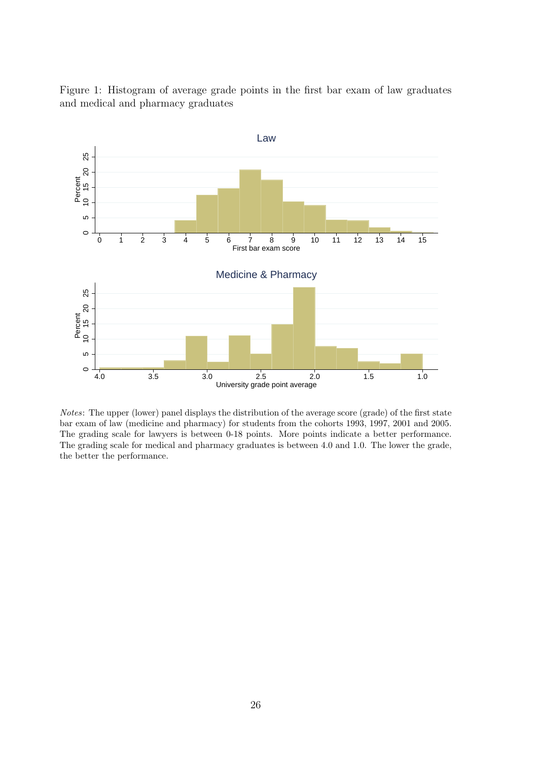Figure 1: Histogram of average grade points in the first bar exam of law graduates and medical and pharmacy graduates

*Notes*: The upper (lower) panel displays the distribution of the average score (grade) of the first state bar exam of law (medicine and pharmacy) for students from the cohorts 1993, 1997, 2001 and 2005. The grading scale for lawyers is between 0-18 points. More points indicate a better performance. The grading scale for medical and pharmacy graduates is between 4.0 and 1.0. The lower the grade, the better the performance.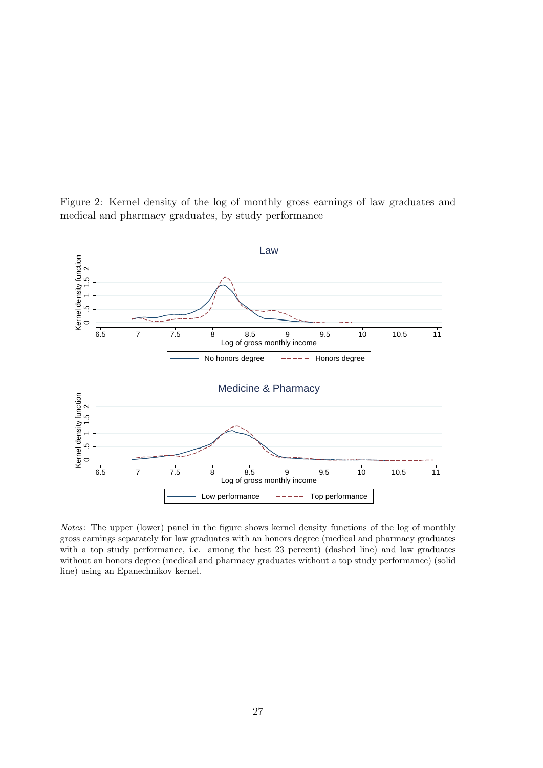Figure 2: Kernel density of the log of monthly gross earnings of law graduates and medical and pharmacy graduates, by study performance

*Notes*: The upper (lower) panel in the figure shows kernel density functions of the log of monthly gross earnings separately for law graduates with an honors degree (medical and pharmacy graduates with a top study performance, i.e. among the best 23 percent) (dashed line) and law graduates without an honors degree (medical and pharmacy graduates without a top study performance) (solid line) using an Epanechnikov kernel.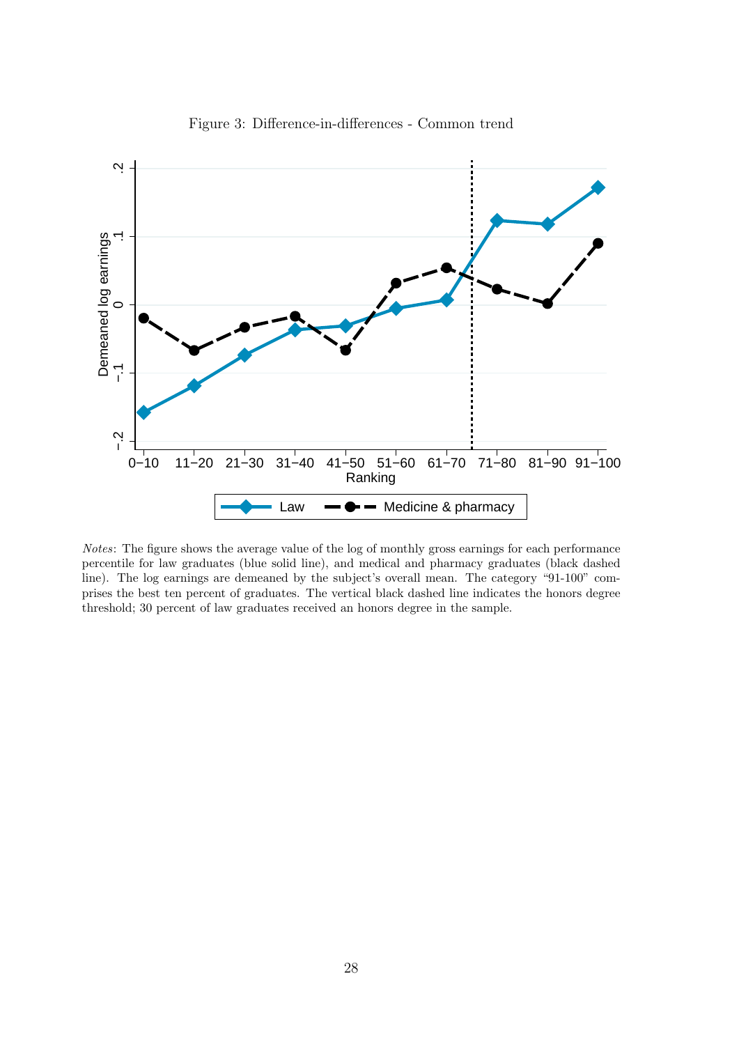Figure 3: Difference-in-differences - Common trend

*Notes*: The figure shows the average value of the log of monthly gross earnings for each performance percentile for law graduates (blue solid line), and medical and pharmacy graduates (black dashed line). The log earnings are demeaned by the subject's overall mean. The category "91-100" comprises the best ten percent of graduates. The vertical black dashed line indicates the honors degree threshold; 30 percent of law graduates received an honors degree in the sample.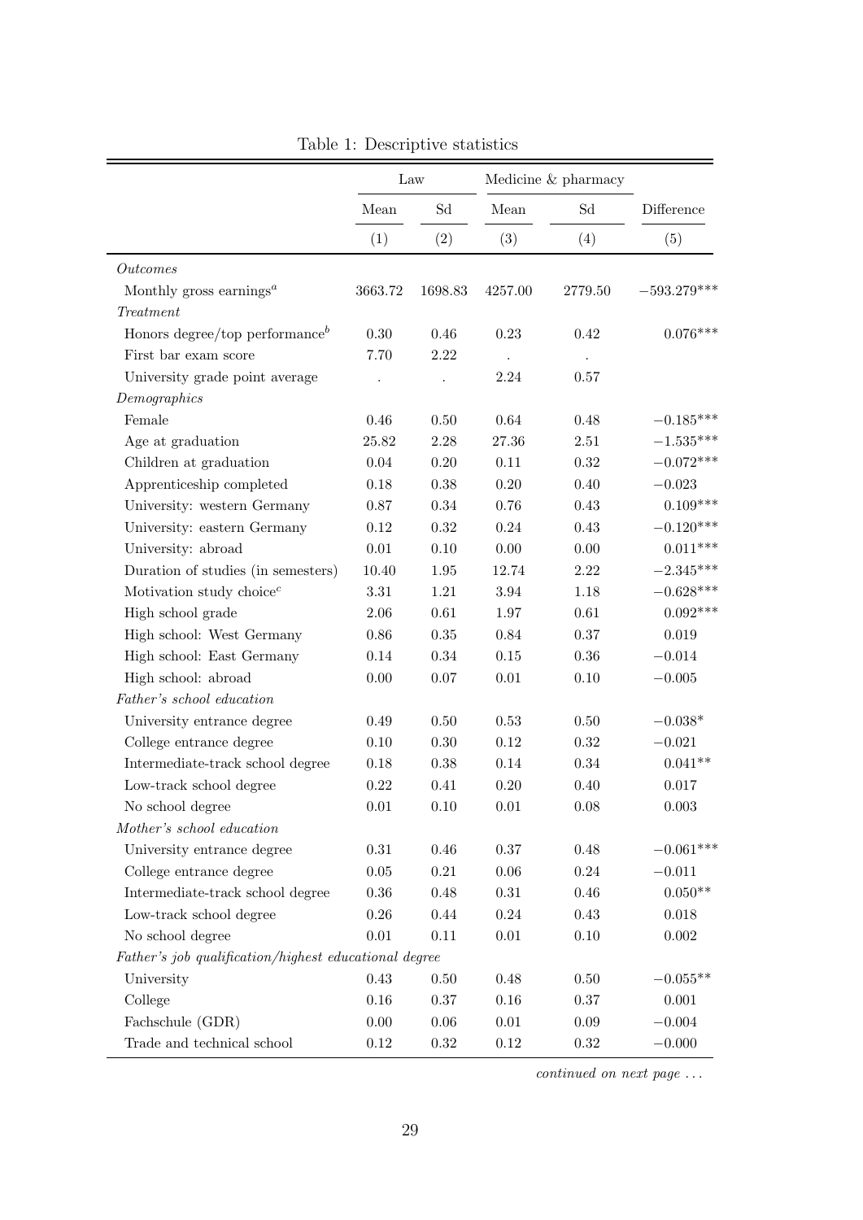Table 1: Descriptive statistics

| | Law | | Medicine & pharmacy | | |
|---|---|---|---|---|---|
| | Mean | Sd | Mean | Sd | Difference |
| | (1) | (2) | (3) | (4) | (5) |
| *Outcomes* | | | | | |
| Monthly gross earnings[a] | 3663.72 | 1698.83 | 4257.00 | 2779.50 | −593.279*** |
| *Treatment* | | | | | |
| Honors degree/top performance[b] | 0.30 | 0.46 | 0.23 | 0.42 | 0.076*** |
| First bar exam score | 7.70 | 2.22 | . | . | |
| University grade point average | . | . | 2.24 | 0.57 | |
| *Demographics* | | | | | |
| Female | 0.46 | 0.50 | 0.64 | 0.48 | −0.185*** |
| Age at graduation | 25.82 | 2.28 | 27.36 | 2.51 | −1.535*** |
| Children at graduation | 0.04 | 0.20 | 0.11 | 0.32 | −0.072*** |
| Apprenticeship completed | 0.18 | 0.38 | 0.20 | 0.40 | −0.023 |
| University: western Germany | 0.87 | 0.34 | 0.76 | 0.43 | 0.109*** |
| University: eastern Germany | 0.12 | 0.32 | 0.24 | 0.43 | −0.120*** |
| University: abroad | 0.01 | 0.10 | 0.00 | 0.00 | 0.011*** |
| Duration of studies (in semesters) | 10.40 | 1.95 | 12.74 | 2.22 | −2.345*** |
| Motivation study choice[c] | 3.31 | 1.21 | 3.94 | 1.18 | −0.628*** |
| High school grade | 2.06 | 0.61 | 1.97 | 0.61 | 0.092*** |
| High school: West Germany | 0.86 | 0.35 | 0.84 | 0.37 | 0.019 |
| High school: East Germany | 0.14 | 0.34 | 0.15 | 0.36 | −0.014 |
| High school: abroad | 0.00 | 0.07 | 0.01 | 0.10 | −0.005 |
| *Father's school education* | | | | | |
| University entrance degree | 0.49 | 0.50 | 0.53 | 0.50 | −0.038* |
| College entrance degree | 0.10 | 0.30 | 0.12 | 0.32 | −0.021 |
| Intermediate-track school degree | 0.18 | 0.38 | 0.14 | 0.34 | 0.041** |
| Low-track school degree | 0.22 | 0.41 | 0.20 | 0.40 | 0.017 |
| No school degree | 0.01 | 0.10 | 0.01 | 0.08 | 0.003 |
| *Mother's school education* | | | | | |
| University entrance degree | 0.31 | 0.46 | 0.37 | 0.48 | −0.061*** |
| College entrance degree | 0.05 | 0.21 | 0.06 | 0.24 | −0.011 |
| Intermediate-track school degree | 0.36 | 0.48 | 0.31 | 0.46 | 0.050** |
| Low-track school degree | 0.26 | 0.44 | 0.24 | 0.43 | 0.018 |
| No school degree | 0.01 | 0.11 | 0.01 | 0.10 | 0.002 |
| *Father's job qualification/highest educational degree* | | | | | |
| University | 0.43 | 0.50 | 0.48 | 0.50 | −0.055** |
| College | 0.16 | 0.37 | 0.16 | 0.37 | 0.001 |
| Fachschule (GDR) | 0.00 | 0.06 | 0.01 | 0.09 | −0.004 |
| Trade and technical school | 0.12 | 0.32 | 0.12 | 0.32 | −0.000 |

*continued on next page ...*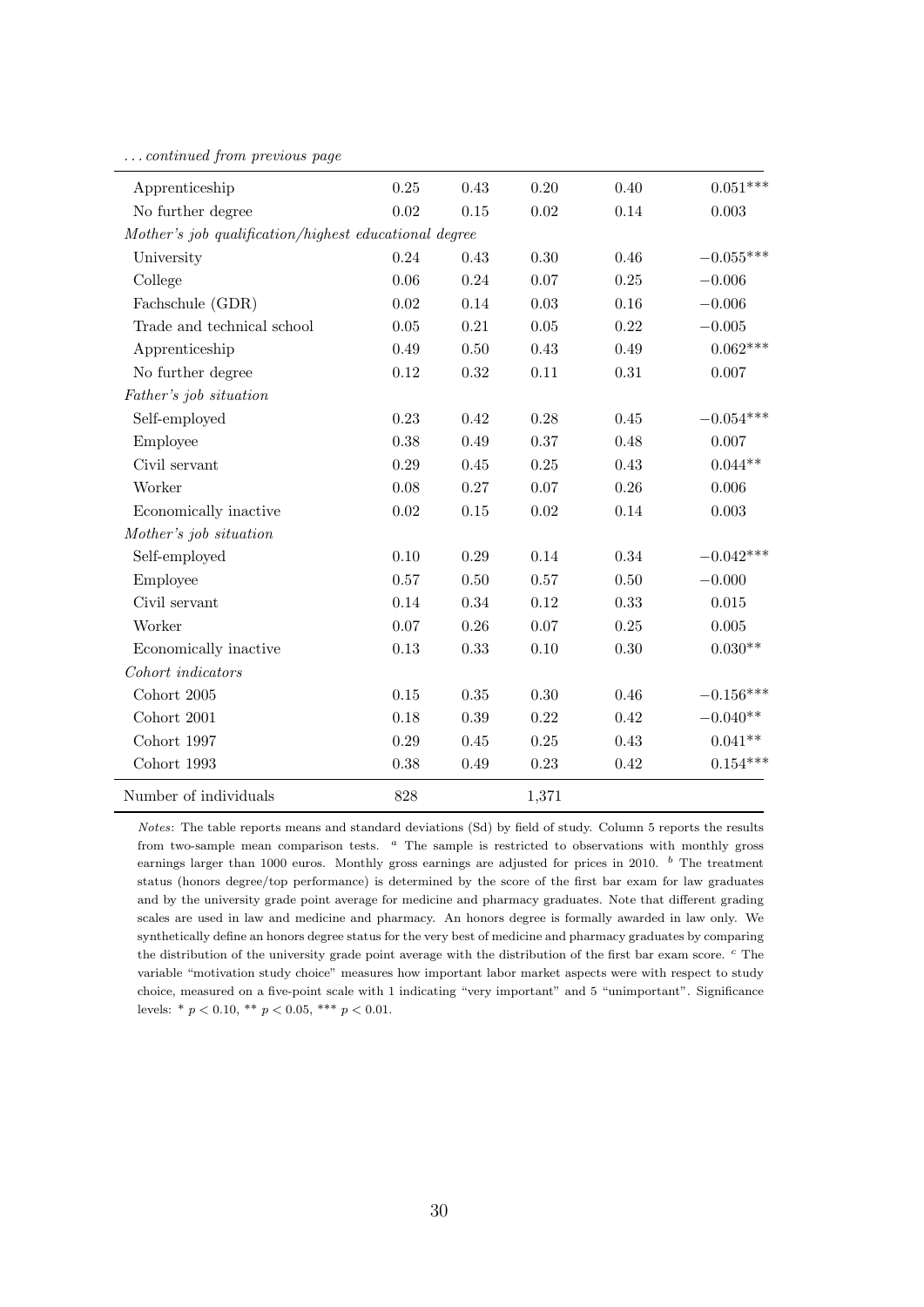*... continued from previous page*

| | | | | | |
|---|---|---|---|---|---|
| Apprenticeship | 0.25 | 0.43 | 0.20 | 0.40 | 0.051*** |
| No further degree | 0.02 | 0.15 | 0.02 | 0.14 | 0.003 |
| *Mother's job qualification/highest educational degree* | | | | | |
| University | 0.24 | 0.43 | 0.30 | 0.46 | −0.055*** |
| College | 0.06 | 0.24 | 0.07 | 0.25 | −0.006 |
| Fachschule (GDR) | 0.02 | 0.14 | 0.03 | 0.16 | −0.006 |
| Trade and technical school | 0.05 | 0.21 | 0.05 | 0.22 | −0.005 |
| Apprenticeship | 0.49 | 0.50 | 0.43 | 0.49 | 0.062*** |
| No further degree | 0.12 | 0.32 | 0.11 | 0.31 | 0.007 |
| *Father's job situation* | | | | | |
| Self-employed | 0.23 | 0.42 | 0.28 | 0.45 | −0.054*** |
| Employee | 0.38 | 0.49 | 0.37 | 0.48 | 0.007 |
| Civil servant | 0.29 | 0.45 | 0.25 | 0.43 | 0.044** |
| Worker | 0.08 | 0.27 | 0.07 | 0.26 | 0.006 |
| Economically inactive | 0.02 | 0.15 | 0.02 | 0.14 | 0.003 |
| *Mother's job situation* | | | | | |
| Self-employed | 0.10 | 0.29 | 0.14 | 0.34 | −0.042*** |
| Employee | 0.57 | 0.50 | 0.57 | 0.50 | −0.000 |
| Civil servant | 0.14 | 0.34 | 0.12 | 0.33 | 0.015 |
| Worker | 0.07 | 0.26 | 0.07 | 0.25 | 0.005 |
| Economically inactive | 0.13 | 0.33 | 0.10 | 0.30 | 0.030** |
| *Cohort indicators* | | | | | |
| Cohort 2005 | 0.15 | 0.35 | 0.30 | 0.46 | −0.156*** |
| Cohort 2001 | 0.18 | 0.39 | 0.22 | 0.42 | −0.040** |
| Cohort 1997 | 0.29 | 0.45 | 0.25 | 0.43 | 0.041** |
| Cohort 1993 | 0.38 | 0.49 | 0.23 | 0.42 | 0.154*** |
| Number of individuals | 828 | | 1,371 | | |

*Notes*: The table reports means and standard deviations (Sd) by field of study. Column 5 reports the results from two-sample mean comparison tests. [a] The sample is restricted to observations with monthly gross earnings larger than 1000 euros. Monthly gross earnings are adjusted for prices in 2010. [b] The treatment status (honors degree/top performance) is determined by the score of the first bar exam for law graduates and by the university grade point average for medicine and pharmacy graduates. Note that different grading scales are used in law and medicine and pharmacy. An honors degree is formally awarded in law only. We synthetically define an honors degree status for the very best of medicine and pharmacy graduates by comparing the distribution of the university grade point average with the distribution of the first bar exam score. [c] The variable "motivation study choice" measures how important labor market aspects were with respect to study choice, measured on a five-point scale with 1 indicating "very important" and 5 "unimportant". Significance levels: * $p < 0.10$, ** $p < 0.05$, *** $p < 0.01$.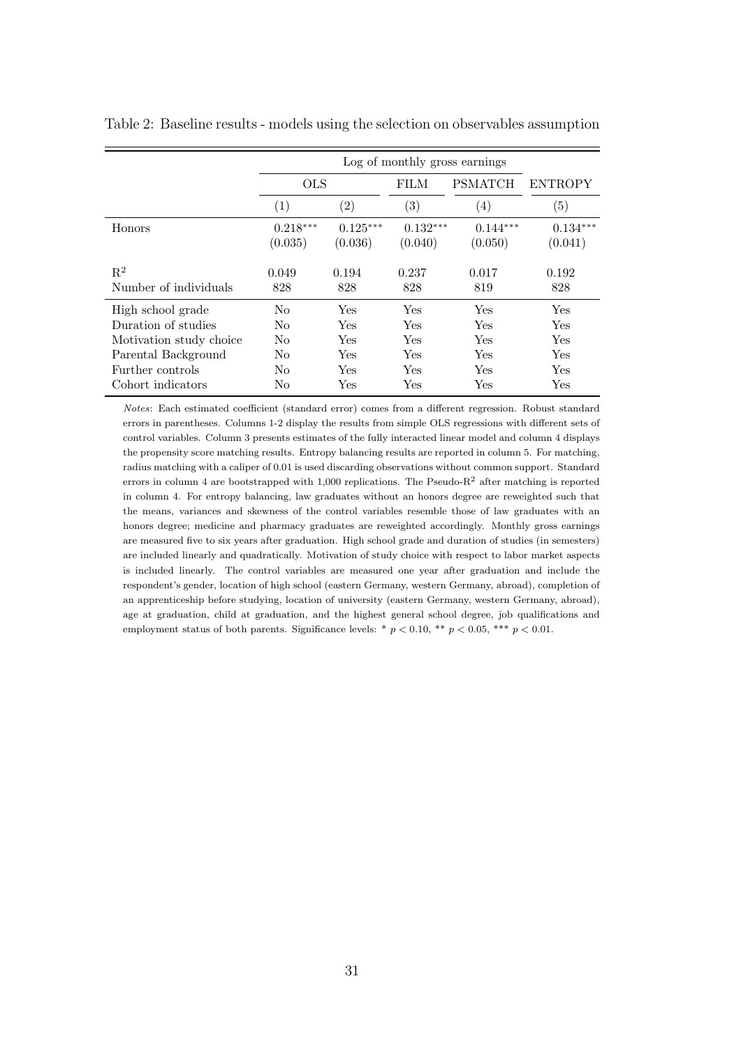Table 2: Baseline results - models using the selection on observables assumption

| | Log of monthly gross earnings | | | | |
|---|---|---|---|---|---|
| | OLS | | FILM | PSMATCH | ENTROPY |
| | (1) | (2) | (3) | (4) | (5) |
| Honors | 0.218*** | 0.125*** | 0.132*** | 0.144*** | 0.134*** |
| | (0.035) | (0.036) | (0.040) | (0.050) | (0.041) |
| $R^2$ | 0.049 | 0.194 | 0.237 | 0.017 | 0.192 |
| Number of individuals | 828 | 828 | 828 | 819 | 828 |
| High school grade | No | Yes | Yes | Yes | Yes |
| Duration of studies | No | Yes | Yes | Yes | Yes |
| Motivation study choice | No | Yes | Yes | Yes | Yes |
| Parental Background | No | Yes | Yes | Yes | Yes |
| Further controls | No | Yes | Yes | Yes | Yes |
| Cohort indicators | No | Yes | Yes | Yes | Yes |

*Notes*: Each estimated coefficient (standard error) comes from a different regression. Robust standard errors in parentheses. Columns 1-2 display the results from simple OLS regressions with different sets of control variables. Column 3 presents estimates of the fully interacted linear model and column 4 displays the propensity score matching results. Entropy balancing results are reported in column 5. For matching, radius matching with a caliper of 0.01 is used discarding observations without common support. Standard errors in column 4 are bootstrapped with 1,000 replications. The Pseudo-$R^2$ after matching is reported in column 4. For entropy balancing, law graduates without an honors degree are reweighted such that the means, variances and skewness of the control variables resemble those of law graduates with an honors degree; medicine and pharmacy graduates are reweighted accordingly. Monthly gross earnings are measured five to six years after graduation. High school grade and duration of studies (in semesters) are included linearly and quadratically. Motivation of study choice with respect to labor market aspects is included linearly. The control variables are measured one year after graduation and include the respondent's gender, location of high school (eastern Germany, western Germany, abroad), completion of an apprenticeship before studying, location of university (eastern Germany, western Germany, abroad), age at graduation, child at graduation, and the highest general school degree, job qualifications and employment status of both parents. Significance levels: * $p < 0.10$, ** $p < 0.05$, *** $p < 0.01$.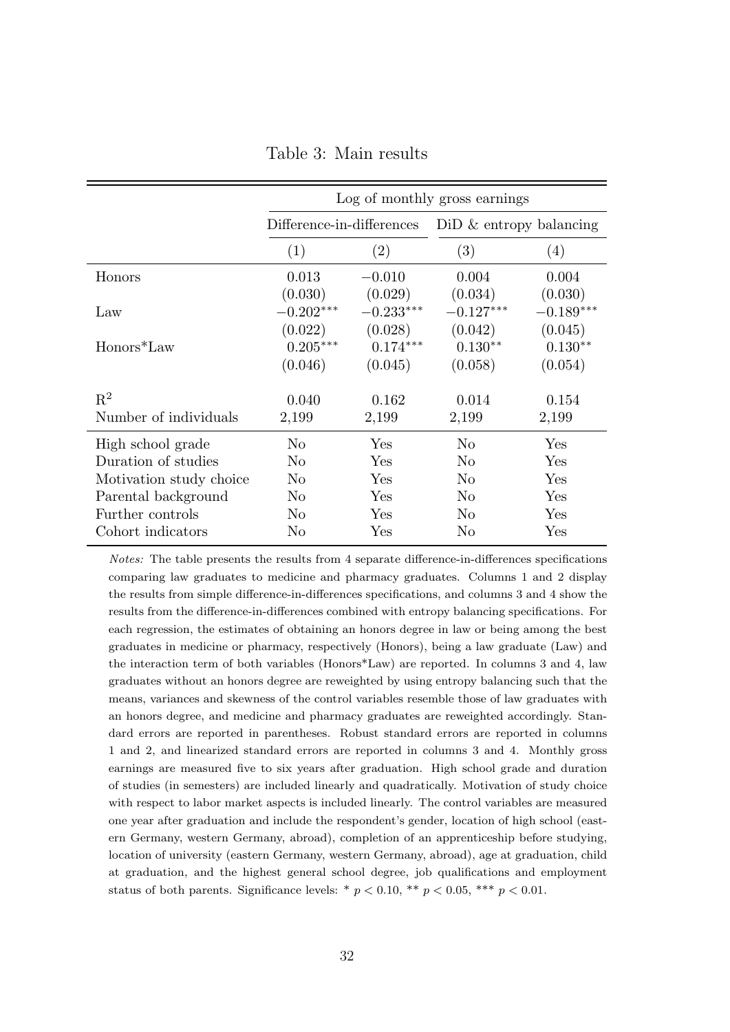Table 3: Main results

| | Log of monthly gross earnings | | | |
|---|---|---|---|---|
| | Difference-in-differences | | DiD & entropy balancing | |
| | (1) | (2) | (3) | (4) |
| Honors | 0.013 | −0.010 | 0.004 | 0.004 |
| | (0.030) | (0.029) | (0.034) | (0.030) |
| Law | −0.202*** | −0.233*** | −0.127*** | −0.189*** |
| | (0.022) | (0.028) | (0.042) | (0.045) |
| Honors*Law | 0.205*** | 0.174*** | 0.130** | 0.130** |
| | (0.046) | (0.045) | (0.058) | (0.054) |
| $R^2$ | 0.040 | 0.162 | 0.014 | 0.154 |
| Number of individuals | 2,199 | 2,199 | 2,199 | 2,199 |
| High school grade | No | Yes | No | Yes |
| Duration of studies | No | Yes | No | Yes |
| Motivation study choice | No | Yes | No | Yes |
| Parental background | No | Yes | No | Yes |
| Further controls | No | Yes | No | Yes |
| Cohort indicators | No | Yes | No | Yes |

*Notes:* The table presents the results from 4 separate difference-in-differences specifications comparing law graduates to medicine and pharmacy graduates. Columns 1 and 2 display the results from simple difference-in-differences specifications, and columns 3 and 4 show the results from the difference-in-differences combined with entropy balancing specifications. For each regression, the estimates of obtaining an honors degree in law or being among the best graduates in medicine or pharmacy, respectively (Honors), being a law graduate (Law) and the interaction term of both variables (Honors*Law) are reported. In columns 3 and 4, law graduates without an honors degree are reweighted by using entropy balancing such that the means, variances and skewness of the control variables resemble those of law graduates with an honors degree, and medicine and pharmacy graduates are reweighted accordingly. Standard errors are reported in parentheses. Robust standard errors are reported in columns 1 and 2, and linearized standard errors are reported in columns 3 and 4. Monthly gross earnings are measured five to six years after graduation. High school grade and duration of studies (in semesters) are included linearly and quadratically. Motivation of study choice with respect to labor market aspects is included linearly. The control variables are measured one year after graduation and include the respondent's gender, location of high school (eastern Germany, western Germany, abroad), completion of an apprenticeship before studying, location of university (eastern Germany, western Germany, abroad), age at graduation, child at graduation, and the highest general school degree, job qualifications and employment status of both parents. Significance levels: * $p < 0.10$, ** $p < 0.05$, *** $p < 0.01$.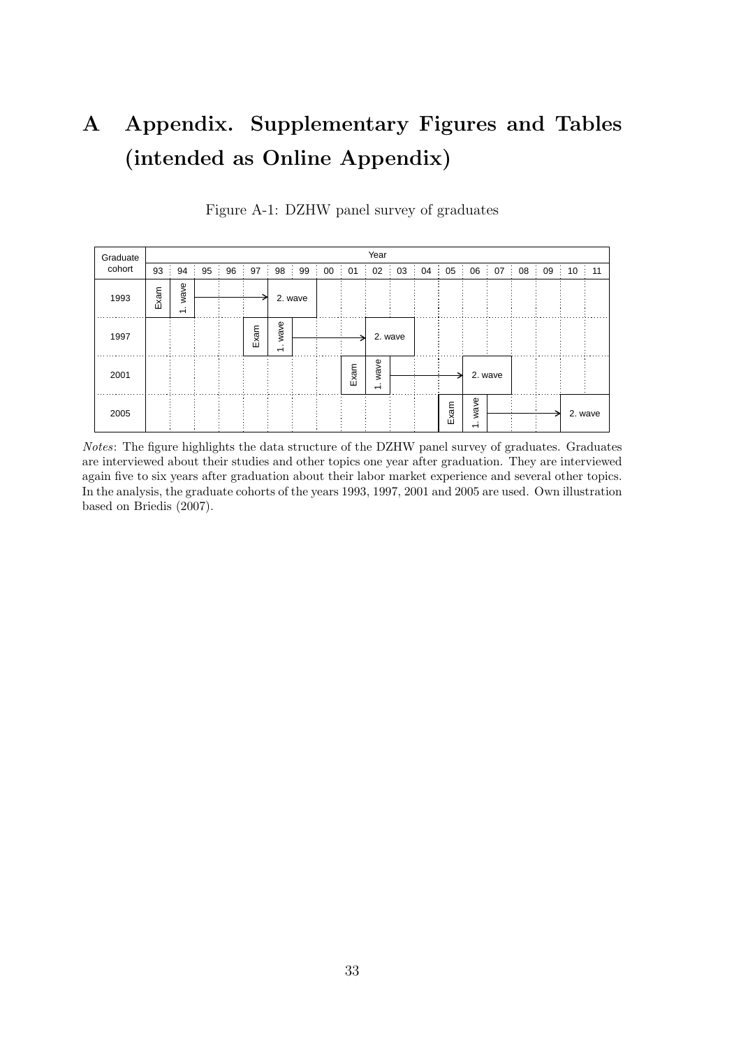# A Appendix. Supplementary Figures and Tables (intended as Online Appendix)

Figure A-1: DZHW panel survey of graduates

| Graduate cohort | 93 | 94 | 95 | 96 | 97 | 98 | 99 | 00 | 01 | 02 | 03 | 04 | 05 | 06 | 07 | 08 | 09 | 10 | 11 |
|---|---|---|---|---|---|---|---|---|---|---|---|---|---|---|---|---|---|---|---|
| 1993 | Exam | 1. wave | → | → | → | 2. wave | 2. wave | | | | | | | | | | | | |
| 1997 | | | | | Exam | 1. wave | → | → | → | 2. wave | 2. wave | | | | | | | | |
| 2001 | | | | | | | | | Exam | 1. wave | → | → | → | 2. wave | 2. wave | | | | |
| 2005 | | | | | | | | | | | | | Exam | 1. wave | → | → | → | 2. wave | 2. wave |

*Notes*: The figure highlights the data structure of the DZHW panel survey of graduates. Graduates are interviewed about their studies and other topics one year after graduation. They are interviewed again five to six years after graduation about their labor market experience and several other topics. In the analysis, the graduate cohorts of the years 1993, 1997, 2001 and 2005 are used. Own illustration based on Briedis (2007).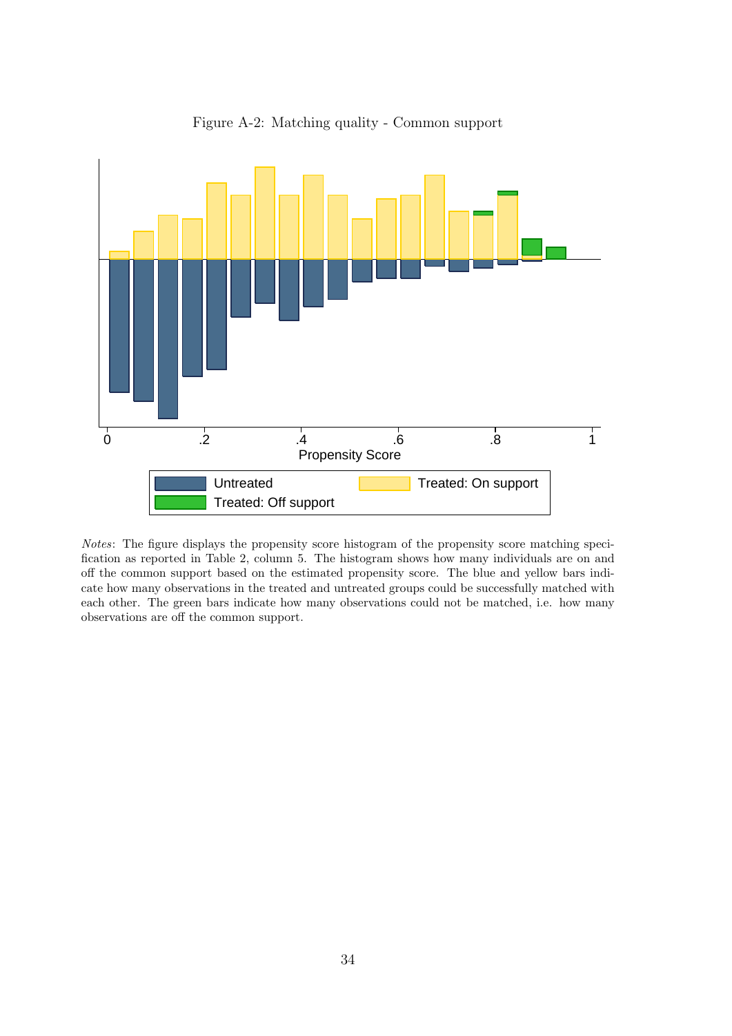Figure A-2: Matching quality - Common support

0 .2 .4 .6 .8 1

Propensity Score

Untreated | Treated: On support | Treated: Off support

*Notes*: The figure displays the propensity score histogram of the propensity score matching specification as reported in Table 2, column 5. The histogram shows how many individuals are on and off the common support based on the estimated propensity score. The blue and yellow bars indicate how many observations in the treated and untreated groups could be successfully matched with each other. The green bars indicate how many observations could not be matched, i.e. how many observations are off the common support.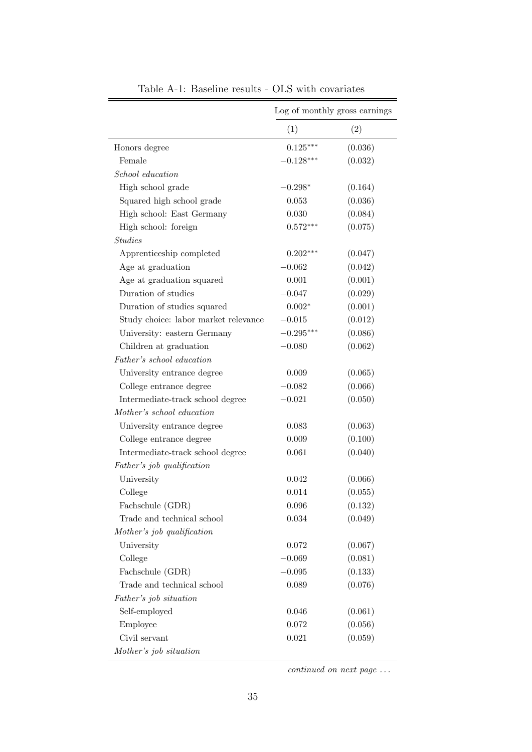Table A-1: Baseline results - OLS with covariates

| | Log of monthly gross earnings | |
|---|---|---|
| | (1) | (2) |
| Honors degree | $0.125^{***}$ | (0.036) |
| Female | $-0.128^{***}$ | (0.032) |
| *School education* | | |
| High school grade | $-0.298^{*}$ | (0.164) |
| Squared high school grade | 0.053 | (0.036) |
| High school: East Germany | 0.030 | (0.084) |
| High school: foreign | $0.572^{***}$ | (0.075) |
| *Studies* | | |
| Apprenticeship completed | $0.202^{***}$ | (0.047) |
| Age at graduation | −0.062 | (0.042) |
| Age at graduation squared | 0.001 | (0.001) |
| Duration of studies | −0.047 | (0.029) |
| Duration of studies squared | $0.002^{*}$ | (0.001) |
| Study choice: labor market relevance | −0.015 | (0.012) |
| University: eastern Germany | $-0.295^{***}$ | (0.086) |
| Children at graduation | −0.080 | (0.062) |
| *Father's school education* | | |
| University entrance degree | 0.009 | (0.065) |
| College entrance degree | −0.082 | (0.066) |
| Intermediate-track school degree | −0.021 | (0.050) |
| *Mother's school education* | | |
| University entrance degree | 0.083 | (0.063) |
| College entrance degree | 0.009 | (0.100) |
| Intermediate-track school degree | 0.061 | (0.040) |
| *Father's job qualification* | | |
| University | 0.042 | (0.066) |
| College | 0.014 | (0.055) |
| Fachschule (GDR) | 0.096 | (0.132) |
| Trade and technical school | 0.034 | (0.049) |
| *Mother's job qualification* | | |
| University | 0.072 | (0.067) |
| College | −0.069 | (0.081) |
| Fachschule (GDR) | −0.095 | (0.133) |
| Trade and technical school | 0.089 | (0.076) |
| *Father's job situation* | | |
| Self-employed | 0.046 | (0.061) |
| Employee | 0.072 | (0.056) |
| Civil servant | 0.021 | (0.059) |
| *Mother's job situation* | | |

*continued on next page ...*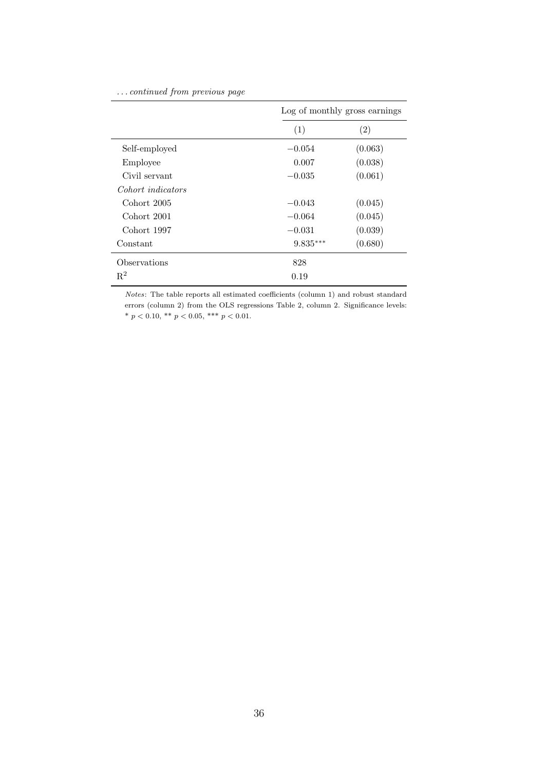*... continued from previous page*

| | Log of monthly gross earnings | |
|---|---|---|
| | (1) | (2) |
| Self-employed | −0.054 | (0.063) |
| Employee | 0.007 | (0.038) |
| Civil servant | −0.035 | (0.061) |
| *Cohort indicators* | | |
| Cohort 2005 | −0.043 | (0.045) |
| Cohort 2001 | −0.064 | (0.045) |
| Cohort 1997 | −0.031 | (0.039) |
| Constant | 9.835*** | (0.680) |
| Observations | 828 | |
| $R^2$ | 0.19 | |

*Notes*: The table reports all estimated coefficients (column 1) and robust standard errors (column 2) from the OLS regressions Table 2, column 2. Significance levels: * $p < 0.10$, ** $p < 0.05$, *** $p < 0.01$.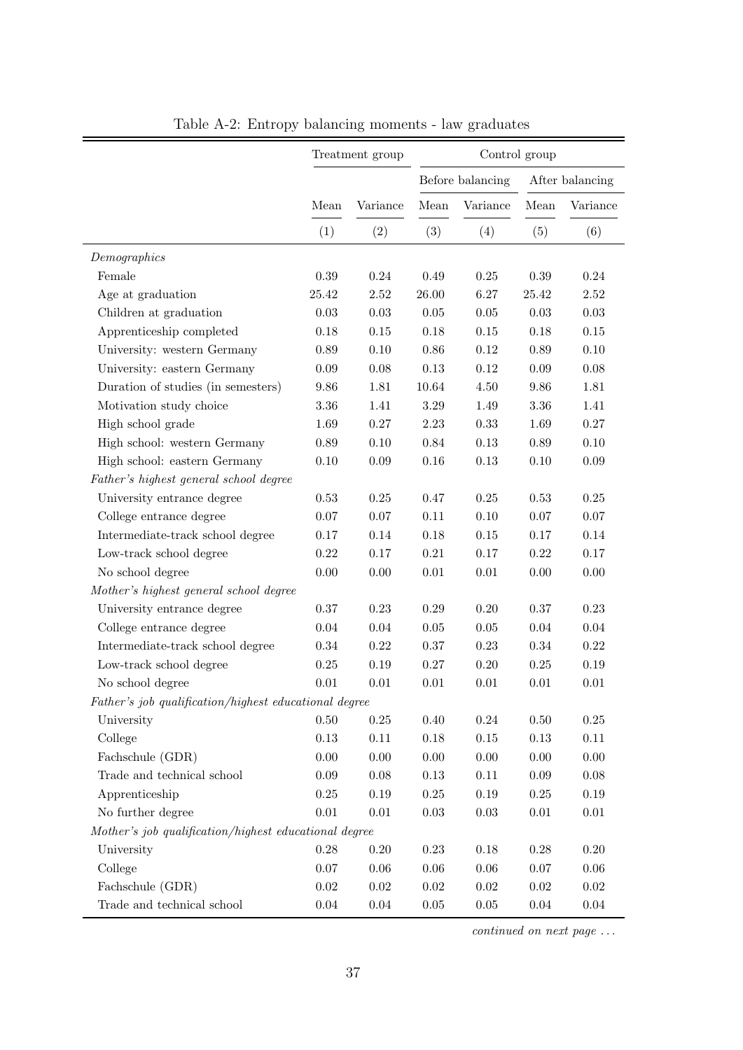Table A-2: Entropy balancing moments - law graduates

| | Treatment group | | Control group | | | |
|---|---|---|---|---|---|---|
| | | | Before balancing | | After balancing | |
| | Mean | Variance | Mean | Variance | Mean | Variance |
| | (1) | (2) | (3) | (4) | (5) | (6) |
| *Demographics* | | | | | | |
| Female | 0.39 | 0.24 | 0.49 | 0.25 | 0.39 | 0.24 |
| Age at graduation | 25.42 | 2.52 | 26.00 | 6.27 | 25.42 | 2.52 |
| Children at graduation | 0.03 | 0.03 | 0.05 | 0.05 | 0.03 | 0.03 |
| Apprenticeship completed | 0.18 | 0.15 | 0.18 | 0.15 | 0.18 | 0.15 |
| University: western Germany | 0.89 | 0.10 | 0.86 | 0.12 | 0.89 | 0.10 |
| University: eastern Germany | 0.09 | 0.08 | 0.13 | 0.12 | 0.09 | 0.08 |
| Duration of studies (in semesters) | 9.86 | 1.81 | 10.64 | 4.50 | 9.86 | 1.81 |
| Motivation study choice | 3.36 | 1.41 | 3.29 | 1.49 | 3.36 | 1.41 |
| High school grade | 1.69 | 0.27 | 2.23 | 0.33 | 1.69 | 0.27 |
| High school: western Germany | 0.89 | 0.10 | 0.84 | 0.13 | 0.89 | 0.10 |
| High school: eastern Germany | 0.10 | 0.09 | 0.16 | 0.13 | 0.10 | 0.09 |
| *Father's highest general school degree* | | | | | | |
| University entrance degree | 0.53 | 0.25 | 0.47 | 0.25 | 0.53 | 0.25 |
| College entrance degree | 0.07 | 0.07 | 0.11 | 0.10 | 0.07 | 0.07 |
| Intermediate-track school degree | 0.17 | 0.14 | 0.18 | 0.15 | 0.17 | 0.14 |
| Low-track school degree | 0.22 | 0.17 | 0.21 | 0.17 | 0.22 | 0.17 |
| No school degree | 0.00 | 0.00 | 0.01 | 0.01 | 0.00 | 0.00 |
| *Mother's highest general school degree* | | | | | | |
| University entrance degree | 0.37 | 0.23 | 0.29 | 0.20 | 0.37 | 0.23 |
| College entrance degree | 0.04 | 0.04 | 0.05 | 0.05 | 0.04 | 0.04 |
| Intermediate-track school degree | 0.34 | 0.22 | 0.37 | 0.23 | 0.34 | 0.22 |
| Low-track school degree | 0.25 | 0.19 | 0.27 | 0.20 | 0.25 | 0.19 |
| No school degree | 0.01 | 0.01 | 0.01 | 0.01 | 0.01 | 0.01 |
| *Father's job qualification/highest educational degree* | | | | | | |
| University | 0.50 | 0.25 | 0.40 | 0.24 | 0.50 | 0.25 |
| College | 0.13 | 0.11 | 0.18 | 0.15 | 0.13 | 0.11 |
| Fachschule (GDR) | 0.00 | 0.00 | 0.00 | 0.00 | 0.00 | 0.00 |
| Trade and technical school | 0.09 | 0.08 | 0.13 | 0.11 | 0.09 | 0.08 |
| Apprenticeship | 0.25 | 0.19 | 0.25 | 0.19 | 0.25 | 0.19 |
| No further degree | 0.01 | 0.01 | 0.03 | 0.03 | 0.01 | 0.01 |
| *Mother's job qualification/highest educational degree* | | | | | | |
| University | 0.28 | 0.20 | 0.23 | 0.18 | 0.28 | 0.20 |
| College | 0.07 | 0.06 | 0.06 | 0.06 | 0.07 | 0.06 |
| Fachschule (GDR) | 0.02 | 0.02 | 0.02 | 0.02 | 0.02 | 0.02 |
| Trade and technical school | 0.04 | 0.04 | 0.05 | 0.05 | 0.04 | 0.04 |

*continued on next page ...*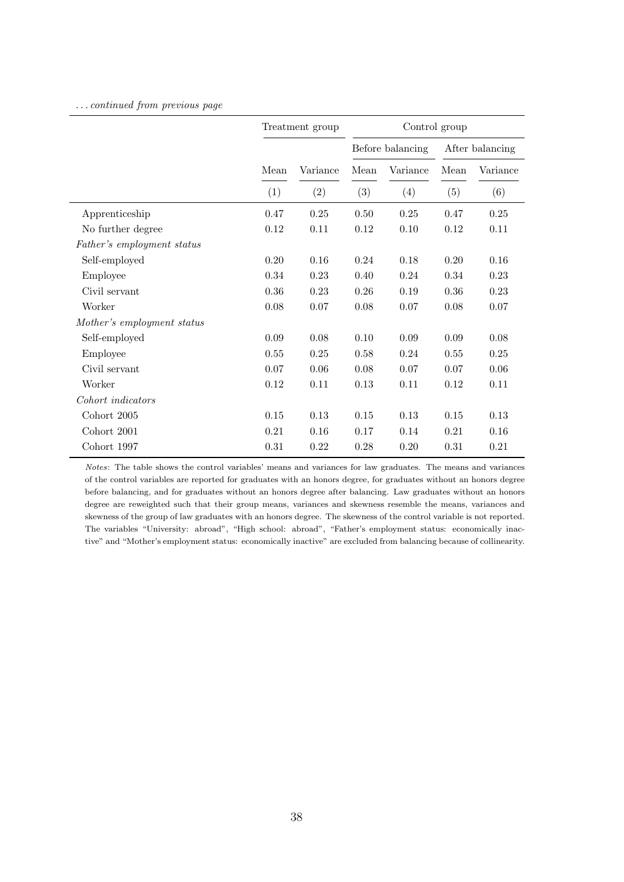*... continued from previous page*

| | Treatment group | | Control group | | | |
|---|---|---|---|---|---|---|
| | | | Before balancing | | After balancing | |
| | Mean | Variance | Mean | Variance | Mean | Variance |
| | (1) | (2) | (3) | (4) | (5) | (6) |
| Apprenticeship | 0.47 | 0.25 | 0.50 | 0.25 | 0.47 | 0.25 |
| No further degree | 0.12 | 0.11 | 0.12 | 0.10 | 0.12 | 0.11 |
| *Father's employment status* | | | | | | |
| Self-employed | 0.20 | 0.16 | 0.24 | 0.18 | 0.20 | 0.16 |
| Employee | 0.34 | 0.23 | 0.40 | 0.24 | 0.34 | 0.23 |
| Civil servant | 0.36 | 0.23 | 0.26 | 0.19 | 0.36 | 0.23 |
| Worker | 0.08 | 0.07 | 0.08 | 0.07 | 0.08 | 0.07 |
| *Mother's employment status* | | | | | | |
| Self-employed | 0.09 | 0.08 | 0.10 | 0.09 | 0.09 | 0.08 |
| Employee | 0.55 | 0.25 | 0.58 | 0.24 | 0.55 | 0.25 |
| Civil servant | 0.07 | 0.06 | 0.08 | 0.07 | 0.07 | 0.06 |
| Worker | 0.12 | 0.11 | 0.13 | 0.11 | 0.12 | 0.11 |
| *Cohort indicators* | | | | | | |
| Cohort 2005 | 0.15 | 0.13 | 0.15 | 0.13 | 0.15 | 0.13 |
| Cohort 2001 | 0.21 | 0.16 | 0.17 | 0.14 | 0.21 | 0.16 |
| Cohort 1997 | 0.31 | 0.22 | 0.28 | 0.20 | 0.31 | 0.21 |

*Notes*: The table shows the control variables' means and variances for law graduates. The means and variances of the control variables are reported for graduates with an honors degree, for graduates without an honors degree before balancing, and for graduates without an honors degree after balancing. Law graduates without an honors degree are reweighted such that their group means, variances and skewness resemble the means, variances and skewness of the group of law graduates with an honors degree. The skewness of the control variable is not reported. The variables "University: abroad", "High school: abroad", "Father's employment status: economically inactive" and "Mother's employment status: economically inactive" are excluded from balancing because of collinearity.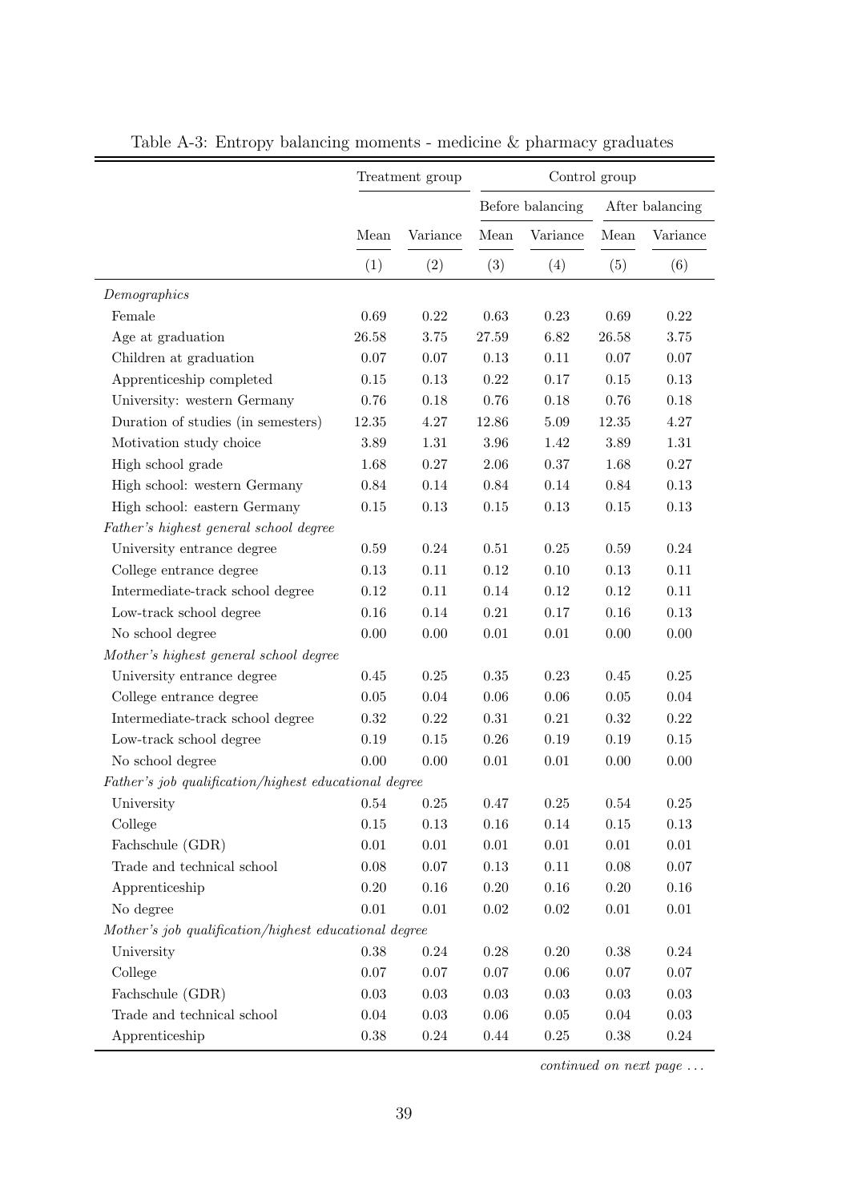Table A-3: Entropy balancing moments - medicine & pharmacy graduates

| | Treatment group | | Control group | | | |
|---|---|---|---|---|---|---|
| | | | Before balancing | | After balancing | |
| | Mean | Variance | Mean | Variance | Mean | Variance |
| | (1) | (2) | (3) | (4) | (5) | (6) |
| *Demographics* | | | | | | |
| Female | 0.69 | 0.22 | 0.63 | 0.23 | 0.69 | 0.22 |
| Age at graduation | 26.58 | 3.75 | 27.59 | 6.82 | 26.58 | 3.75 |
| Children at graduation | 0.07 | 0.07 | 0.13 | 0.11 | 0.07 | 0.07 |
| Apprenticeship completed | 0.15 | 0.13 | 0.22 | 0.17 | 0.15 | 0.13 |
| University: western Germany | 0.76 | 0.18 | 0.76 | 0.18 | 0.76 | 0.18 |
| Duration of studies (in semesters) | 12.35 | 4.27 | 12.86 | 5.09 | 12.35 | 4.27 |
| Motivation study choice | 3.89 | 1.31 | 3.96 | 1.42 | 3.89 | 1.31 |
| High school grade | 1.68 | 0.27 | 2.06 | 0.37 | 1.68 | 0.27 |
| High school: western Germany | 0.84 | 0.14 | 0.84 | 0.14 | 0.84 | 0.13 |
| High school: eastern Germany | 0.15 | 0.13 | 0.15 | 0.13 | 0.15 | 0.13 |
| *Father's highest general school degree* | | | | | | |
| University entrance degree | 0.59 | 0.24 | 0.51 | 0.25 | 0.59 | 0.24 |
| College entrance degree | 0.13 | 0.11 | 0.12 | 0.10 | 0.13 | 0.11 |
| Intermediate-track school degree | 0.12 | 0.11 | 0.14 | 0.12 | 0.12 | 0.11 |
| Low-track school degree | 0.16 | 0.14 | 0.21 | 0.17 | 0.16 | 0.13 |
| No school degree | 0.00 | 0.00 | 0.01 | 0.01 | 0.00 | 0.00 |
| *Mother's highest general school degree* | | | | | | |
| University entrance degree | 0.45 | 0.25 | 0.35 | 0.23 | 0.45 | 0.25 |
| College entrance degree | 0.05 | 0.04 | 0.06 | 0.06 | 0.05 | 0.04 |
| Intermediate-track school degree | 0.32 | 0.22 | 0.31 | 0.21 | 0.32 | 0.22 |
| Low-track school degree | 0.19 | 0.15 | 0.26 | 0.19 | 0.19 | 0.15 |
| No school degree | 0.00 | 0.00 | 0.01 | 0.01 | 0.00 | 0.00 |
| *Father's job qualification/highest educational degree* | | | | | | |
| University | 0.54 | 0.25 | 0.47 | 0.25 | 0.54 | 0.25 |
| College | 0.15 | 0.13 | 0.16 | 0.14 | 0.15 | 0.13 |
| Fachschule (GDR) | 0.01 | 0.01 | 0.01 | 0.01 | 0.01 | 0.01 |
| Trade and technical school | 0.08 | 0.07 | 0.13 | 0.11 | 0.08 | 0.07 |
| Apprenticeship | 0.20 | 0.16 | 0.20 | 0.16 | 0.20 | 0.16 |
| No degree | 0.01 | 0.01 | 0.02 | 0.02 | 0.01 | 0.01 |
| *Mother's job qualification/highest educational degree* | | | | | | |
| University | 0.38 | 0.24 | 0.28 | 0.20 | 0.38 | 0.24 |
| College | 0.07 | 0.07 | 0.07 | 0.06 | 0.07 | 0.07 |
| Fachschule (GDR) | 0.03 | 0.03 | 0.03 | 0.03 | 0.03 | 0.03 |
| Trade and technical school | 0.04 | 0.03 | 0.06 | 0.05 | 0.04 | 0.03 |
| Apprenticeship | 0.38 | 0.24 | 0.44 | 0.25 | 0.38 | 0.24 |

*continued on next page ...*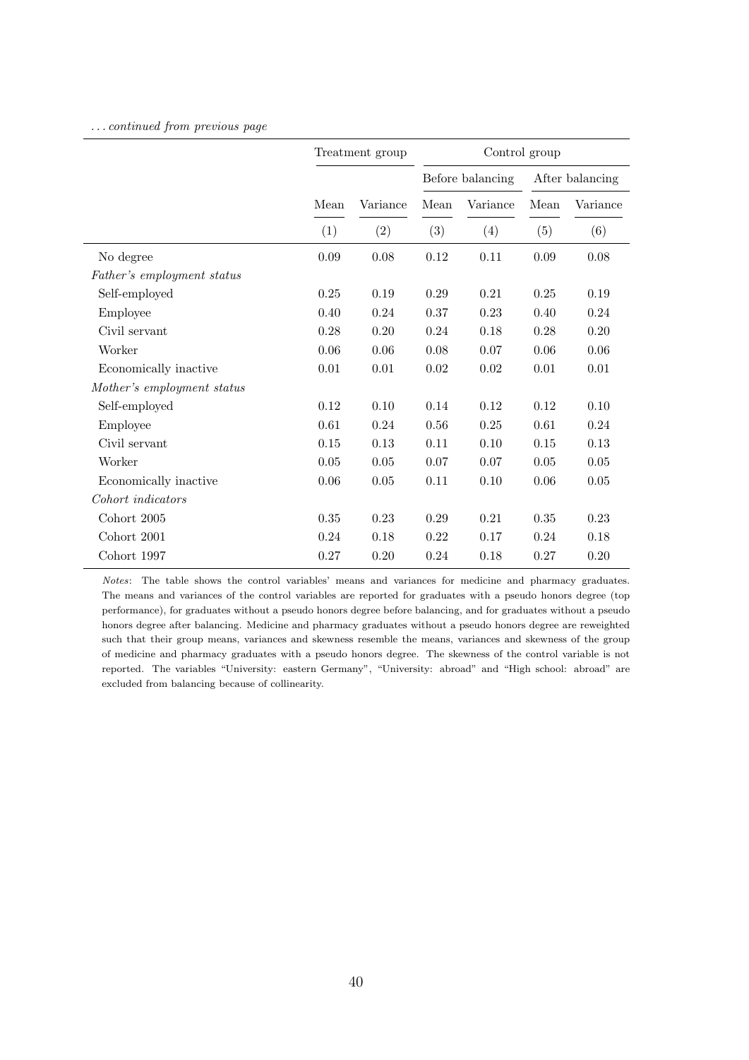*... continued from previous page*

| | Treatment group | | Control group | | | |
|---|---|---|---|---|---|---|
| | | | Before balancing | | After balancing | |
| | Mean | Variance | Mean | Variance | Mean | Variance |
| | (1) | (2) | (3) | (4) | (5) | (6) |
| No degree | 0.09 | 0.08 | 0.12 | 0.11 | 0.09 | 0.08 |
| *Father's employment status* | | | | | | |
| Self-employed | 0.25 | 0.19 | 0.29 | 0.21 | 0.25 | 0.19 |
| Employee | 0.40 | 0.24 | 0.37 | 0.23 | 0.40 | 0.24 |
| Civil servant | 0.28 | 0.20 | 0.24 | 0.18 | 0.28 | 0.20 |
| Worker | 0.06 | 0.06 | 0.08 | 0.07 | 0.06 | 0.06 |
| Economically inactive | 0.01 | 0.01 | 0.02 | 0.02 | 0.01 | 0.01 |
| *Mother's employment status* | | | | | | |
| Self-employed | 0.12 | 0.10 | 0.14 | 0.12 | 0.12 | 0.10 |
| Employee | 0.61 | 0.24 | 0.56 | 0.25 | 0.61 | 0.24 |
| Civil servant | 0.15 | 0.13 | 0.11 | 0.10 | 0.15 | 0.13 |
| Worker | 0.05 | 0.05 | 0.07 | 0.07 | 0.05 | 0.05 |
| Economically inactive | 0.06 | 0.05 | 0.11 | 0.10 | 0.06 | 0.05 |
| *Cohort indicators* | | | | | | |
| Cohort 2005 | 0.35 | 0.23 | 0.29 | 0.21 | 0.35 | 0.23 |
| Cohort 2001 | 0.24 | 0.18 | 0.22 | 0.17 | 0.24 | 0.18 |
| Cohort 1997 | 0.27 | 0.20 | 0.24 | 0.18 | 0.27 | 0.20 |

*Notes*: The table shows the control variables' means and variances for medicine and pharmacy graduates. The means and variances of the control variables are reported for graduates with a pseudo honors degree (top performance), for graduates without a pseudo honors degree before balancing, and for graduates without a pseudo honors degree after balancing. Medicine and pharmacy graduates without a pseudo honors degree are reweighted such that their group means, variances and skewness resemble the means, variances and skewness of the group of medicine and pharmacy graduates with a pseudo honors degree. The skewness of the control variable is not reported. The variables "University: eastern Germany", "University: abroad" and "High school: abroad" are excluded from balancing because of collinearity.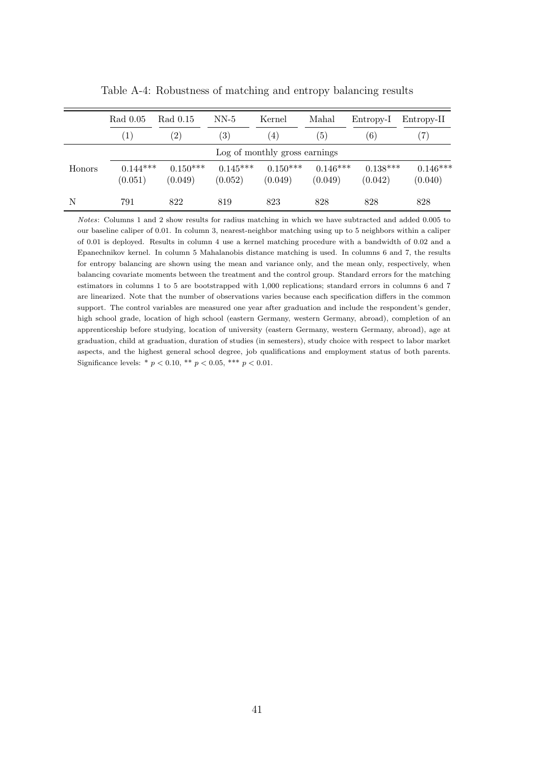Table A-4: Robustness of matching and entropy balancing results

| | Rad 0.05 | Rad 0.15 | NN-5 | Kernel | Mahal | Entropy-I | Entropy-II |
|---|---|---|---|---|---|---|---|
| | (1) | (2) | (3) | (4) | (5) | (6) | (7) |
| | Log of monthly gross earnings | | | | | | |
| Honors | 0.144*** | 0.150*** | 0.145*** | 0.150*** | 0.146*** | 0.138*** | 0.146*** |
| | (0.051) | (0.049) | (0.052) | (0.049) | (0.049) | (0.042) | (0.040) |
| N | 791 | 822 | 819 | 823 | 828 | 828 | 828 |

*Notes*: Columns 1 and 2 show results for radius matching in which we have subtracted and added 0.005 to our baseline caliper of 0.01. In column 3, nearest-neighbor matching using up to 5 neighbors within a caliper of 0.01 is deployed. Results in column 4 use a kernel matching procedure with a bandwidth of 0.02 and a Epanechnikov kernel. In column 5 Mahalanobis distance matching is used. In columns 6 and 7, the results for entropy balancing are shown using the mean and variance only, and the mean only, respectively, when balancing covariate moments between the treatment and the control group. Standard errors for the matching estimators in columns 1 to 5 are bootstrapped with 1,000 replications; standard errors in columns 6 and 7 are linearized. Note that the number of observations varies because each specification differs in the common support. The control variables are measured one year after graduation and include the respondent's gender, high school grade, location of high school (eastern Germany, western Germany, abroad), completion of an apprenticeship before studying, location of university (eastern Germany, western Germany, abroad), age at graduation, child at graduation, duration of studies (in semesters), study choice with respect to labor market aspects, and the highest general school degree, job qualifications and employment status of both parents. Significance levels: * $p < 0.10$, ** $p < 0.05$, *** $p < 0.01$.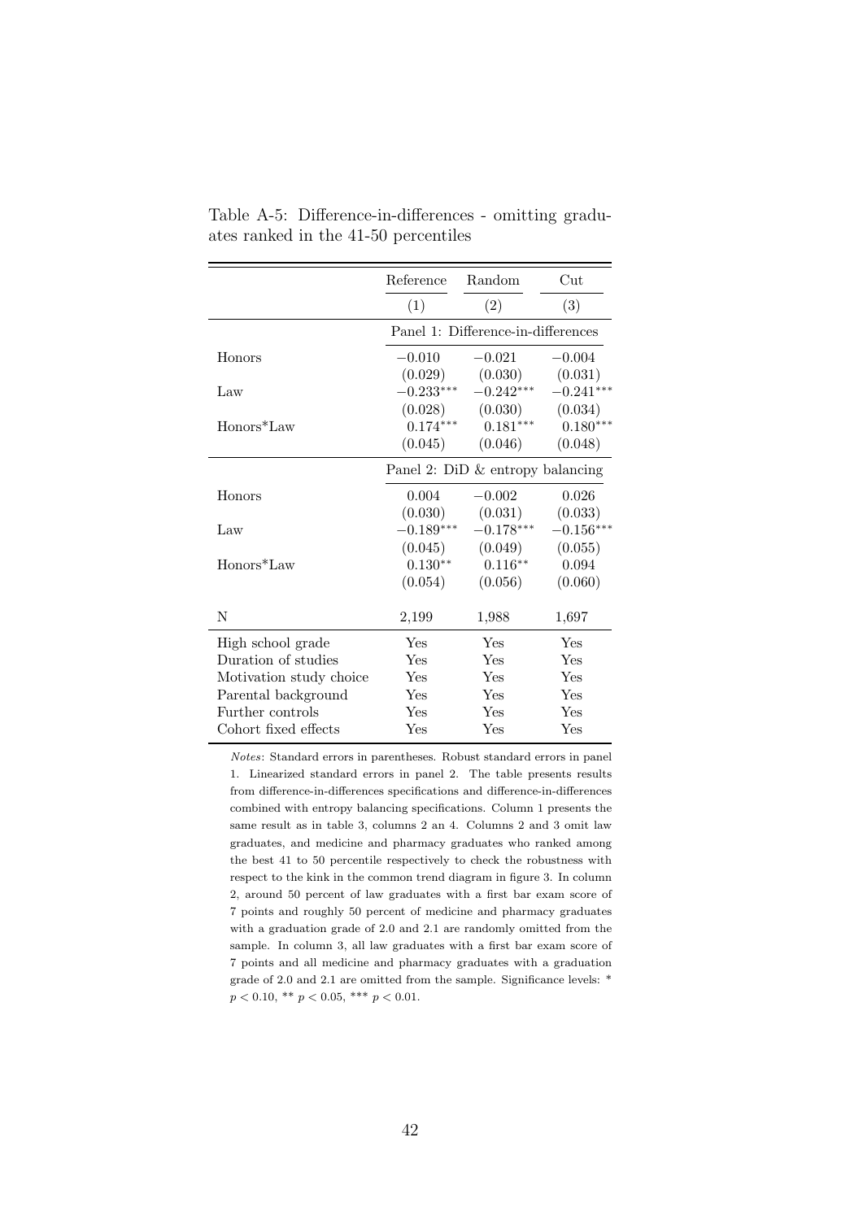Table A-5: Difference-in-differences - omitting graduates ranked in the 41-50 percentiles

| | Reference | Random | Cut |
|---|---|---|---|
| | (1) | (2) | (3) |
| | Panel 1: Difference-in-differences | | |
| Honors | −0.010 | −0.021 | −0.004 |
| | (0.029) | (0.030) | (0.031) |
| Law | −0.233*** | −0.242*** | −0.241*** |
| | (0.028) | (0.030) | (0.034) |
| Honors*Law | 0.174*** | 0.181*** | 0.180*** |
| | (0.045) | (0.046) | (0.048) |
| | Panel 2: DiD & entropy balancing | | |
| Honors | 0.004 | −0.002 | 0.026 |
| | (0.030) | (0.031) | (0.033) |
| Law | −0.189*** | −0.178*** | −0.156*** |
| | (0.045) | (0.049) | (0.055) |
| Honors*Law | 0.130** | 0.116** | 0.094 |
| | (0.054) | (0.056) | (0.060) |
| N | 2,199 | 1,988 | 1,697 |
| High school grade | Yes | Yes | Yes |
| Duration of studies | Yes | Yes | Yes |
| Motivation study choice | Yes | Yes | Yes |
| Parental background | Yes | Yes | Yes |
| Further controls | Yes | Yes | Yes |
| Cohort fixed effects | Yes | Yes | Yes |

*Notes*: Standard errors in parentheses. Robust standard errors in panel 1. Linearized standard errors in panel 2. The table presents results from difference-in-differences specifications and difference-in-differences combined with entropy balancing specifications. Column 1 presents the same result as in table 3, columns 2 an 4. Columns 2 and 3 omit law graduates, and medicine and pharmacy graduates who ranked among the best 41 to 50 percentile respectively to check the robustness with respect to the kink in the common trend diagram in figure 3. In column 2, around 50 percent of law graduates with a first bar exam score of 7 points and roughly 50 percent of medicine and pharmacy graduates with a graduation grade of 2.0 and 2.1 are randomly omitted from the sample. In column 3, all law graduates with a first bar exam score of 7 points and all medicine and pharmacy graduates with a graduation grade of 2.0 and 2.1 are omitted from the sample. Significance levels: * $p < 0.10$, ** $p < 0.05$, *** $p < 0.01$.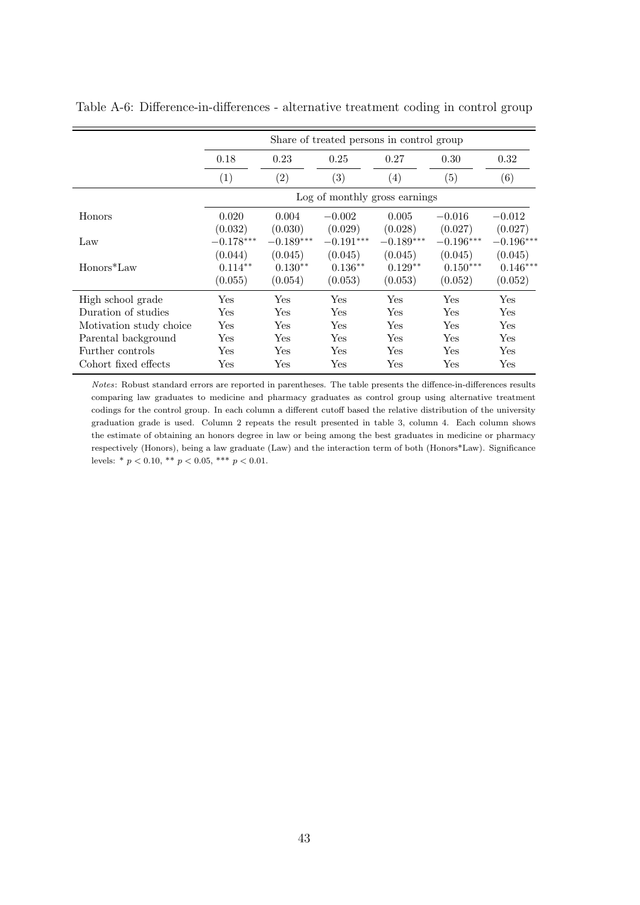Table A-6: Difference-in-differences - alternative treatment coding in control group

| | Share of treated persons in control group | | | | | |
|---|---|---|---|---|---|---|
| | 0.18 | 0.23 | 0.25 | 0.27 | 0.30 | 0.32 |
| | (1) | (2) | (3) | (4) | (5) | (6) |
| | Log of monthly gross earnings | | | | | |
| Honors | 0.020 | 0.004 | $-0.002$ | 0.005 | $-0.016$ | $-0.012$ |
| | (0.032) | (0.030) | (0.029) | (0.028) | (0.027) | (0.027) |
| Law | $-0.178^{***}$ | $-0.189^{***}$ | $-0.191^{***}$ | $-0.189^{***}$ | $-0.196^{***}$ | $-0.196^{***}$ |
| | (0.044) | (0.045) | (0.045) | (0.045) | (0.045) | (0.045) |
| Honors*Law | $0.114^{**}$ | $0.130^{**}$ | $0.136^{**}$ | $0.129^{**}$ | $0.150^{***}$ | $0.146^{***}$ |
| | (0.055) | (0.054) | (0.053) | (0.053) | (0.052) | (0.052) |
| High school grade | Yes | Yes | Yes | Yes | Yes | Yes |
| Duration of studies | Yes | Yes | Yes | Yes | Yes | Yes |
| Motivation study choice | Yes | Yes | Yes | Yes | Yes | Yes |
| Parental background | Yes | Yes | Yes | Yes | Yes | Yes |
| Further controls | Yes | Yes | Yes | Yes | Yes | Yes |
| Cohort fixed effects | Yes | Yes | Yes | Yes | Yes | Yes |

*Notes*: Robust standard errors are reported in parentheses. The table presents the diffence-in-differences results comparing law graduates to medicine and pharmacy graduates as control group using alternative treatment codings for the control group. In each column a different cutoff based the relative distribution of the university graduation grade is used. Column 2 repeats the result presented in table 3, column 4. Each column shows the estimate of obtaining an honors degree in law or being among the best graduates in medicine or pharmacy respectively (Honors), being a law graduate (Law) and the interaction term of both (Honors*Law). Significance levels: * $p < 0.10$, ** $p < 0.05$, *** $p < 0.01$.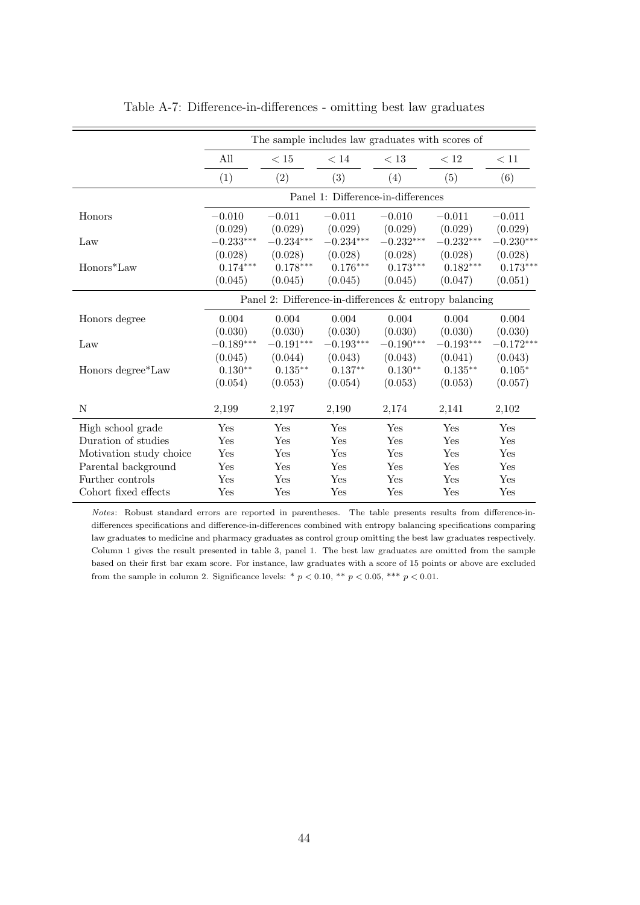Table A-7: Difference-in-differences - omitting best law graduates

| | The sample includes law graduates with scores of | | | | | |
|---|---|---|---|---|---|---|
| | All | $< 15$ | $< 14$ | $< 13$ | $< 12$ | $< 11$ |
| | (1) | (2) | (3) | (4) | (5) | (6) |
| | Panel 1: Difference-in-differences | | | | | |
| Honors | $-0.010$ | $-0.011$ | $-0.011$ | $-0.010$ | $-0.011$ | $-0.011$ |
| | (0.029) | (0.029) | (0.029) | (0.029) | (0.029) | (0.029) |
| Law | $-0.233^{***}$ | $-0.234^{***}$ | $-0.234^{***}$ | $-0.232^{***}$ | $-0.232^{***}$ | $-0.230^{***}$ |
| | (0.028) | (0.028) | (0.028) | (0.028) | (0.028) | (0.028) |
| Honors*Law | $0.174^{***}$ | $0.178^{***}$ | $0.176^{***}$ | $0.173^{***}$ | $0.182^{***}$ | $0.173^{***}$ |
| | (0.045) | (0.045) | (0.045) | (0.045) | (0.047) | (0.051) |
| | Panel 2: Difference-in-differences & entropy balancing | | | | | |
| Honors degree | 0.004 | 0.004 | 0.004 | 0.004 | 0.004 | 0.004 |
| | (0.030) | (0.030) | (0.030) | (0.030) | (0.030) | (0.030) |
| Law | $-0.189^{***}$ | $-0.191^{***}$ | $-0.193^{***}$ | $-0.190^{***}$ | $-0.193^{***}$ | $-0.172^{***}$ |
| | (0.045) | (0.044) | (0.043) | (0.043) | (0.041) | (0.043) |
| Honors degree*Law | $0.130^{**}$ | $0.135^{**}$ | $0.137^{**}$ | $0.130^{**}$ | $0.135^{**}$ | $0.105^{*}$ |
| | (0.054) | (0.053) | (0.054) | (0.053) | (0.053) | (0.057) |
| N | 2,199 | 2,197 | 2,190 | 2,174 | 2,141 | 2,102 |
| High school grade | Yes | Yes | Yes | Yes | Yes | Yes |
| Duration of studies | Yes | Yes | Yes | Yes | Yes | Yes |
| Motivation study choice | Yes | Yes | Yes | Yes | Yes | Yes |
| Parental background | Yes | Yes | Yes | Yes | Yes | Yes |
| Further controls | Yes | Yes | Yes | Yes | Yes | Yes |
| Cohort fixed effects | Yes | Yes | Yes | Yes | Yes | Yes |

*Notes*: Robust standard errors are reported in parentheses. The table presents results from difference-in-differences specifications and difference-in-differences combined with entropy balancing specifications comparing law graduates to medicine and pharmacy graduates as control group omitting the best law graduates respectively. Column 1 gives the result presented in table 3, panel 1. The best law graduates are omitted from the sample based on their first bar exam score. For instance, law graduates with a score of 15 points or above are excluded from the sample in column 2. Significance levels: * $p < 0.10$, ** $p < 0.05$, *** $p < 0.01$.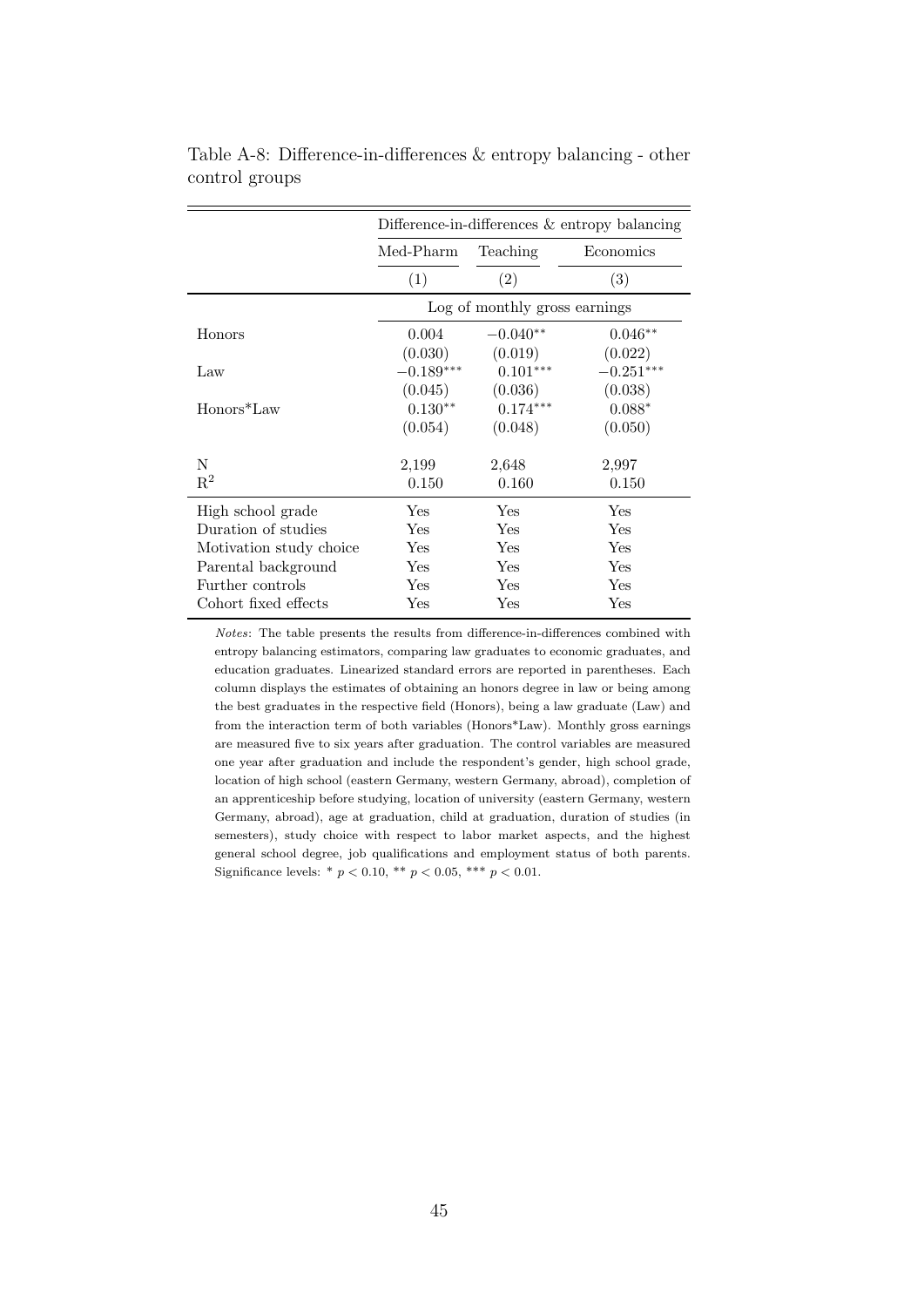Table A-8: Difference-in-differences & entropy balancing - other control groups

| | Difference-in-differences & entropy balancing | | |
|---|---|---|---|
| | Med-Pharm | Teaching | Economics |
| | (1) | (2) | (3) |
| | Log of monthly gross earnings | | |
| Honors | 0.004 | $-0.040^{**}$ | $0.046^{**}$ |
| | (0.030) | (0.019) | (0.022) |
| Law | $-0.189^{***}$ | $0.101^{***}$ | $-0.251^{***}$ |
| | (0.045) | (0.036) | (0.038) |
| Honors*Law | $0.130^{**}$ | $0.174^{***}$ | $0.088^{*}$ |
| | (0.054) | (0.048) | (0.050) |
| N | 2,199 | 2,648 | 2,997 |
| $R^2$ | 0.150 | 0.160 | 0.150 |
| High school grade | Yes | Yes | Yes |
| Duration of studies | Yes | Yes | Yes |
| Motivation study choice | Yes | Yes | Yes |
| Parental background | Yes | Yes | Yes |
| Further controls | Yes | Yes | Yes |
| Cohort fixed effects | Yes | Yes | Yes |

*Notes*: The table presents the results from difference-in-differences combined with entropy balancing estimators, comparing law graduates to economic graduates, and education graduates. Linearized standard errors are reported in parentheses. Each column displays the estimates of obtaining an honors degree in law or being among the best graduates in the respective field (Honors), being a law graduate (Law) and from the interaction term of both variables (Honors*Law). Monthly gross earnings are measured five to six years after graduation. The control variables are measured one year after graduation and include the respondent's gender, high school grade, location of high school (eastern Germany, western Germany, abroad), completion of an apprenticeship before studying, location of university (eastern Germany, western Germany, abroad), age at graduation, child at graduation, duration of studies (in semesters), study choice with respect to labor market aspects, and the highest general school degree, job qualifications and employment status of both parents. Significance levels: * $p < 0.10$, ** $p < 0.05$, *** $p < 0.01$.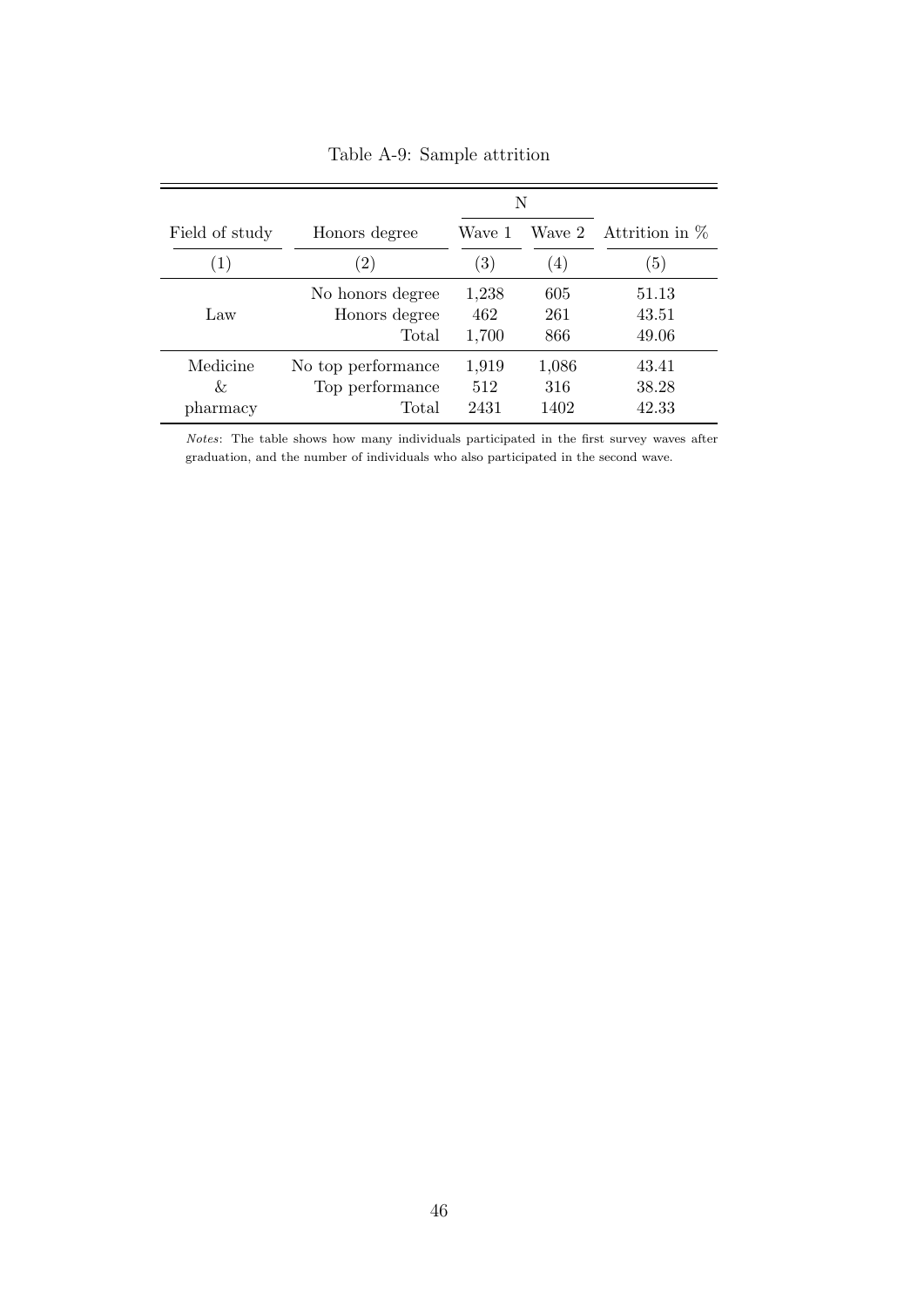Table A-9: Sample attrition

| | | N | | |
|---|---|---|---|---|
| Field of study | Honors degree | Wave 1 | Wave 2 | Attrition in % |
| (1) | (2) | (3) | (4) | (5) |
| Law | No honors degree | 1,238 | 605 | 51.13 |
| | Honors degree | 462 | 261 | 43.51 |
| | Total | 1,700 | 866 | 49.06 |
| Medicine & pharmacy | No top performance | 1,919 | 1,086 | 43.41 |
| | Top performance | 512 | 316 | 38.28 |
| | Total | 2431 | 1402 | 42.33 |

*Notes*: The table shows how many individuals participated in the first survey waves after graduation, and the number of individuals who also participated in the second wave.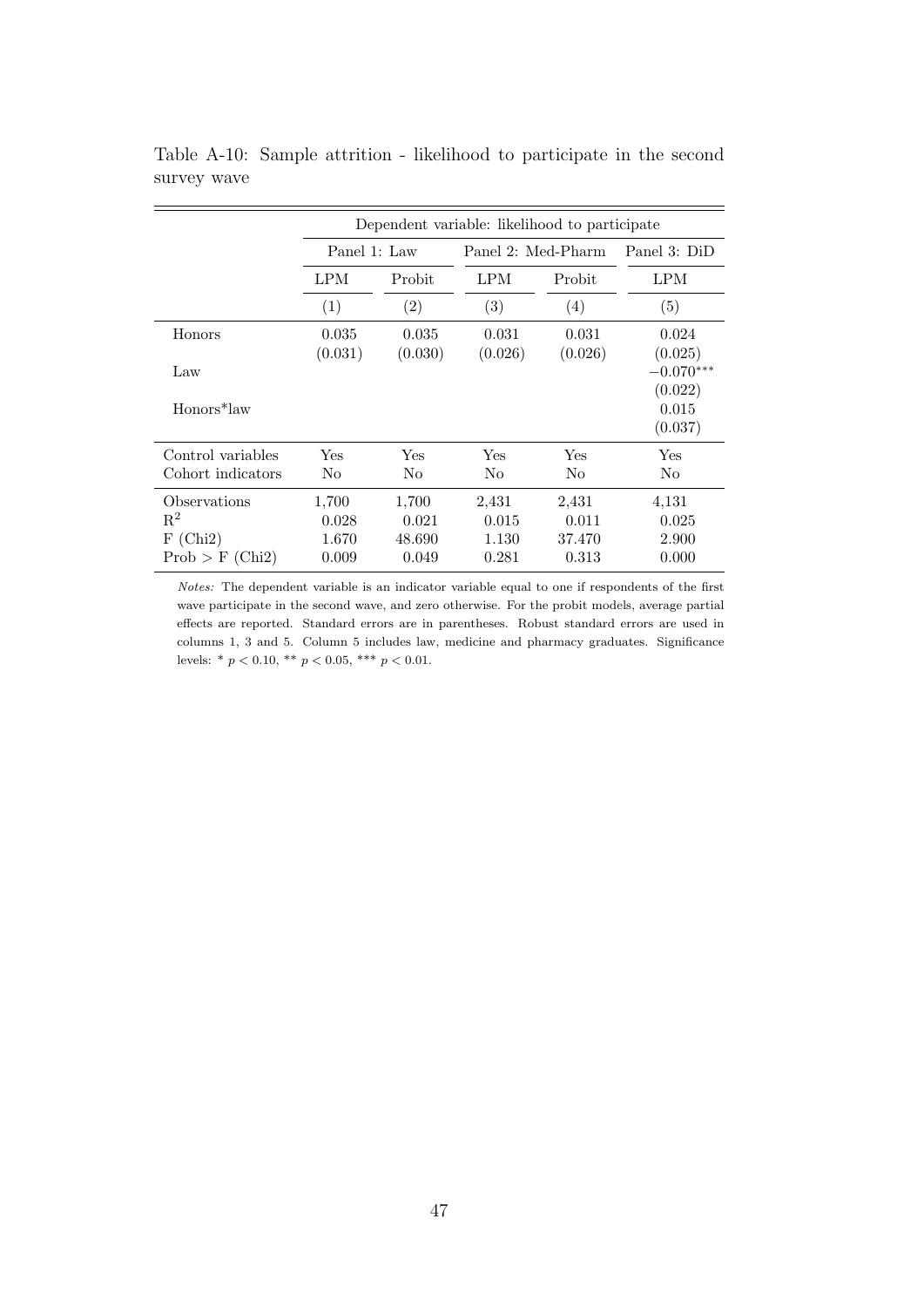Table A-10: Sample attrition - likelihood to participate in the second survey wave

| | Dependent variable: likelihood to participate | | | | |
|---|---|---|---|---|---|
| | Panel 1: Law | | Panel 2: Med-Pharm | | Panel 3: DiD |
| | LPM | Probit | LPM | Probit | LPM |
| | (1) | (2) | (3) | (4) | (5) |
| Honors | 0.035 | 0.035 | 0.031 | 0.031 | 0.024 |
| | (0.031) | (0.030) | (0.026) | (0.026) | (0.025) |
| Law | | | | | $-0.070^{***}$ |
| | | | | | (0.022) |
| Honors*law | | | | | 0.015 |
| | | | | | (0.037) |
| Control variables | Yes | Yes | Yes | Yes | Yes |
| Cohort indicators | No | No | No | No | No |
| Observations | 1,700 | 1,700 | 2,431 | 2,431 | 4,131 |
| $R^2$ | 0.028 | 0.021 | 0.015 | 0.011 | 0.025 |
| F (Chi2) | 1.670 | 48.690 | 1.130 | 37.470 | 2.900 |
| Prob > F (Chi2) | 0.009 | 0.049 | 0.281 | 0.313 | 0.000 |

*Notes:* The dependent variable is an indicator variable equal to one if respondents of the first wave participate in the second wave, and zero otherwise. For the probit models, average partial effects are reported. Standard errors are in parentheses. Robust standard errors are used in columns 1, 3 and 5. Column 5 includes law, medicine and pharmacy graduates. Significance levels: * $p < 0.10$, ** $p < 0.05$, *** $p < 0.01$.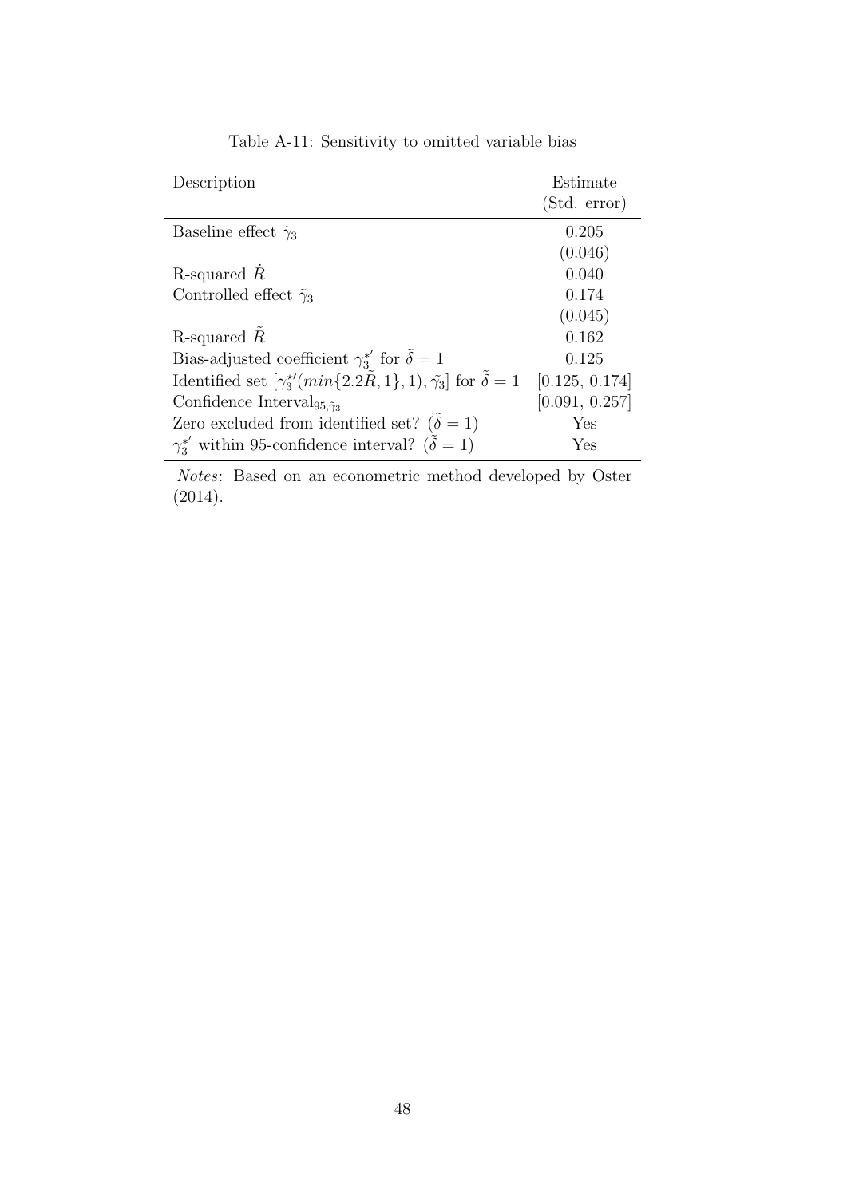Table A-11: Sensitivity to omitted variable bias

| Description | Estimate (Std. error) |
|---|---|
| Baseline effect $\dot{\gamma}_3$ | 0.205 |
| | (0.046) |
| R-squared $\dot{R}$ | 0.040 |
| Controlled effect $\tilde{\gamma}_3$ | 0.174 |
| | (0.045) |
| R-squared $\tilde{R}$ | 0.162 |
| Bias-adjusted coefficient $\gamma_3^{*'}$ for $\tilde{\delta} = 1$ | 0.125 |
| Identified set $[\gamma_3^{\star\prime}(min\{2.2\tilde{R}, 1\}, 1), \tilde{\gamma_3}]$ for $\tilde{\delta} = 1$ | [0.125, 0.174] |
| Confidence Interval$_{95,\tilde{\gamma}_3}$ | [0.091, 0.257] |
| Zero excluded from identified set? ($\tilde{\delta} = 1$) | Yes |
| $\gamma_3^{*'}$ within 95-confidence interval? ($\tilde{\delta} = 1$) | Yes |

*Notes*: Based on an econometric method developed by Oster (2014).